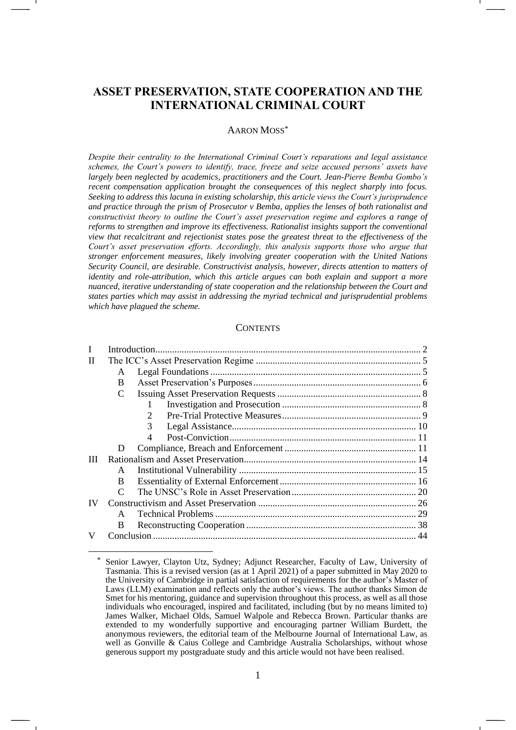# ASSET PRESERVATION, STATE COOPERATION AND THE INTERNATIONAL CRIMINAL COURT

AARON MOSS*

*Despite their centrality to the International Criminal Court's reparations and legal assistance schemes, the Court's powers to identify, trace, freeze and seize accused persons' assets have largely been neglected by academics, practitioners and the Court. Jean-Pierre Bemba Gombo's recent compensation application brought the consequences of this neglect sharply into focus. Seeking to address this lacuna in existing scholarship, this article views the Court's jurisprudence and practice through the prism of Prosecutor v Bemba, applies the lenses of both rationalist and constructivist theory to outline the Court's asset preservation regime and explores a range of reforms to strengthen and improve its effectiveness. Rationalist insights support the conventional view that recalcitrant and rejectionist states pose the greatest threat to the effectiveness of the Court's asset preservation efforts. Accordingly, this analysis supports those who argue that stronger enforcement measures, likely involving greater cooperation with the United Nations Security Council, are desirable. Constructivist analysis, however, directs attention to matters of identity and role-attribution, which this article argues can both explain and support a more nuanced, iterative understanding of state cooperation and the relationship between the Court and states parties which may assist in addressing the myriad technical and jurisprudential problems which have plagued the scheme.*

## CONTENTS

| | | | | |
|---|---|---|---|---|
| I | Introduction | | | 2 |
| II | The ICC's Asset Preservation Regime | | | 5 |
| | A | Legal Foundations | | 5 |
| | B | Asset Preservation's Purposes | | 6 |
| | C | Issuing Asset Preservation Requests | | 8 |
| | | 1 | Investigation and Prosecution | 8 |
| | | 2 | Pre-Trial Protective Measures | 9 |
| | | 3 | Legal Assistance | 10 |
| | | 4 | Post-Conviction | 11 |
| | D | Compliance, Breach and Enforcement | | 11 |
| III | Rationalism and Asset Preservation | | | 14 |
| | A | Institutional Vulnerability | | 15 |
| | B | Essentiality of External Enforcement | | 16 |
| | C | The UNSC's Role in Asset Preservation | | 20 |
| IV | Constructivism and Asset Preservation | | | 26 |
| | A | Technical Problems | | 29 |
| | B | Reconstructing Cooperation | | 38 |
| V | Conclusion | | | 44 |

\* Senior Lawyer, Clayton Utz, Sydney; Adjunct Researcher, Faculty of Law, University of Tasmania. This is a revised version (as at 1 April 2021) of a paper submitted in May 2020 to the University of Cambridge in partial satisfaction of requirements for the author's Master of Laws (LLM) examination and reflects only the author's views. The author thanks Simon de Smet for his mentoring, guidance and supervision throughout this process, as well as all those individuals who encouraged, inspired and facilitated, including (but by no means limited to) James Walker, Michael Olds, Samuel Walpole and Rebecca Brown. Particular thanks are extended to my wonderfully supportive and encouraging partner William Burdett, the anonymous reviewers, the editorial team of the Melbourne Journal of International Law, as well as Gonville & Caius College and Cambridge Australia Scholarships, without whose generous support my postgraduate study and this article would not have been realised.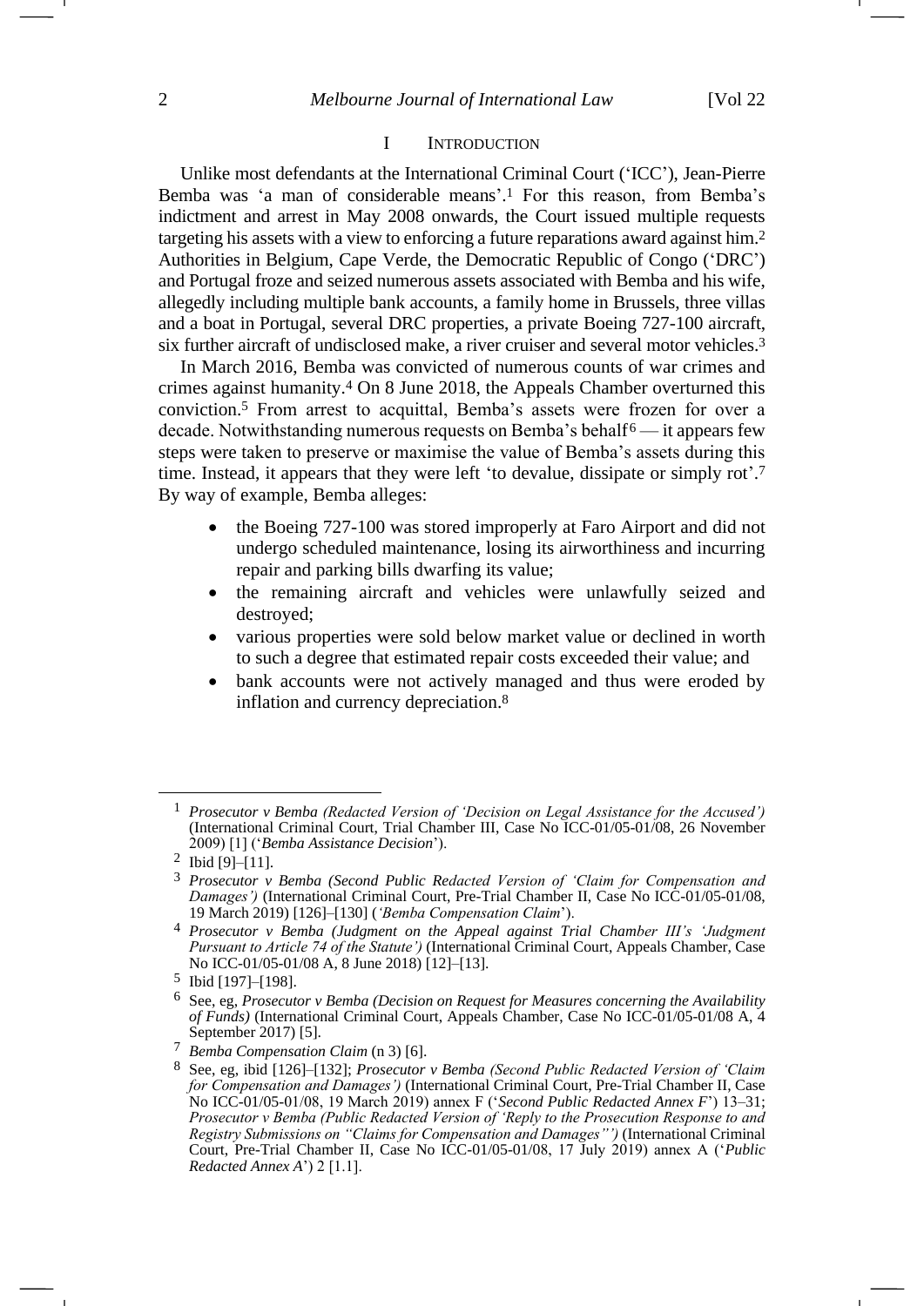## I Introduction

Unlike most defendants at the International Criminal Court ('ICC'), Jean-Pierre Bemba was 'a man of considerable means'.[1] For this reason, from Bemba's indictment and arrest in May 2008 onwards, the Court issued multiple requests targeting his assets with a view to enforcing a future reparations award against him.[2] Authorities in Belgium, Cape Verde, the Democratic Republic of Congo ('DRC') and Portugal froze and seized numerous assets associated with Bemba and his wife, allegedly including multiple bank accounts, a family home in Brussels, three villas and a boat in Portugal, several DRC properties, a private Boeing 727-100 aircraft, six further aircraft of undisclosed make, a river cruiser and several motor vehicles.[3]

In March 2016, Bemba was convicted of numerous counts of war crimes and crimes against humanity.[4] On 8 June 2018, the Appeals Chamber overturned this conviction.[5] From arrest to acquittal, Bemba's assets were frozen for over a decade. Notwithstanding numerous requests on Bemba's behalf[6] — it appears few steps were taken to preserve or maximise the value of Bemba's assets during this time. Instead, it appears that they were left 'to devalue, dissipate or simply rot'.[7] By way of example, Bemba alleges:

- the Boeing 727-100 was stored improperly at Faro Airport and did not undergo scheduled maintenance, losing its airworthiness and incurring repair and parking bills dwarfing its value;
- the remaining aircraft and vehicles were unlawfully seized and destroyed;
- various properties were sold below market value or declined in worth to such a degree that estimated repair costs exceeded their value; and
- bank accounts were not actively managed and thus were eroded by inflation and currency depreciation.[8]

---

[1] *Prosecutor v Bemba (Redacted Version of 'Decision on Legal Assistance for the Accused')* (International Criminal Court, Trial Chamber III, Case No ICC-01/05-01/08, 26 November 2009) [1] ('*Bemba Assistance Decision*').

[2] Ibid [9]–[11].

[3] *Prosecutor v Bemba (Second Public Redacted Version of 'Claim for Compensation and Damages')* (International Criminal Court, Pre-Trial Chamber II, Case No ICC-01/05-01/08, 19 March 2019) [126]–[130] (*'Bemba Compensation Claim*').

[4] *Prosecutor v Bemba (Judgment on the Appeal against Trial Chamber III's 'Judgment Pursuant to Article 74 of the Statute')* (International Criminal Court, Appeals Chamber, Case No ICC-01/05-01/08 A, 8 June 2018) [12]–[13].

[5] Ibid [197]–[198].

[6] See, eg, *Prosecutor v Bemba (Decision on Request for Measures concerning the Availability of Funds)* (International Criminal Court, Appeals Chamber, Case No ICC-01/05-01/08 A, 4 September 2017) [5].

[7] *Bemba Compensation Claim* (n 3) [6].

[8] See, eg, ibid [126]–[132]; *Prosecutor v Bemba (Second Public Redacted Version of 'Claim for Compensation and Damages')* (International Criminal Court, Pre-Trial Chamber II, Case No ICC-01/05-01/08, 19 March 2019) annex F ('*Second Public Redacted Annex F*') 13–31; *Prosecutor v Bemba (Public Redacted Version of 'Reply to the Prosecution Response to and Registry Submissions on "Claims for Compensation and Damages"')* (International Criminal Court, Pre-Trial Chamber II, Case No ICC-01/05-01/08, 17 July 2019) annex A ('*Public Redacted Annex A*') 2 [1.1].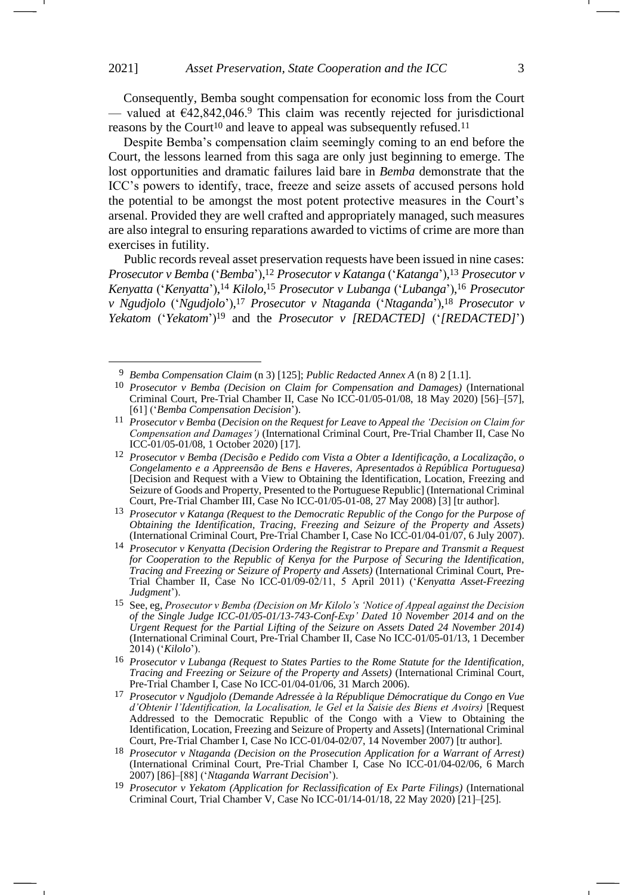Consequently, Bemba sought compensation for economic loss from the Court — valued at €42,842,046.[9] This claim was recently rejected for jurisdictional reasons by the Court[10] and leave to appeal was subsequently refused.[11]

Despite Bemba's compensation claim seemingly coming to an end before the Court, the lessons learned from this saga are only just beginning to emerge. The lost opportunities and dramatic failures laid bare in *Bemba* demonstrate that the ICC's powers to identify, trace, freeze and seize assets of accused persons hold the potential to be amongst the most potent protective measures in the Court's arsenal. Provided they are well crafted and appropriately managed, such measures are also integral to ensuring reparations awarded to victims of crime are more than exercises in futility.

Public records reveal asset preservation requests have been issued in nine cases: *Prosecutor v Bemba* ('*Bemba*'),[12] *Prosecutor v Katanga* ('*Katanga*'),[13] *Prosecutor v Kenyatta* ('*Kenyatta*'),[14] *Kilolo*,[15] *Prosecutor v Lubanga* ('*Lubanga*'),[16] *Prosecutor v Ngudjolo* ('*Ngudjolo*'),[17] *Prosecutor v Ntaganda* ('*Ntaganda*'),[18] *Prosecutor v Yekatom* ('*Yekatom*')[19] and the *Prosecutor v [REDACTED]* ('*[REDACTED]*')

---

9 *Bemba Compensation Claim* (n 3) [125]; *Public Redacted Annex A* (n 8) 2 [1.1].

10 *Prosecutor v Bemba (Decision on Claim for Compensation and Damages)* (International Criminal Court, Pre-Trial Chamber II, Case No ICC-01/05-01/08, 18 May 2020) [56]–[57], [61] ('*Bemba Compensation Decision*').

11 *Prosecutor v Bemba (Decision on the Request for Leave to Appeal the 'Decision on Claim for Compensation and Damages')* (International Criminal Court, Pre-Trial Chamber II, Case No ICC-01/05-01/08, 1 October 2020) [17].

12 *Prosecutor v Bemba (Decisão e Pedido com Vista a Obter a Identificação, a Localização, o Congelamento e a Appreensão de Bens e Haveres, Apresentados à República Portuguesa)* [Decision and Request with a View to Obtaining the Identification, Location, Freezing and Seizure of Goods and Property, Presented to the Portuguese Republic] (International Criminal Court, Pre-Trial Chamber III, Case No ICC-01/05-01-08, 27 May 2008) [3] [tr author].

13 *Prosecutor v Katanga (Request to the Democratic Republic of the Congo for the Purpose of Obtaining the Identification, Tracing, Freezing and Seizure of the Property and Assets)* (International Criminal Court, Pre-Trial Chamber I, Case No ICC-01/04-01/07, 6 July 2007).

14 *Prosecutor v Kenyatta (Decision Ordering the Registrar to Prepare and Transmit a Request for Cooperation to the Republic of Kenya for the Purpose of Securing the Identification, Tracing and Freezing of Property and Assets)* (International Criminal Court, Pre-Trial Chamber II, Case No ICC-01/09-02/11, 5 April 2011) ('*Kenyatta Asset-Freezing Judgment*').

15 See, eg, *Prosecutor v Bemba (Decision on Mr Kilolo's 'Notice of Appeal against the Decision of the Single Judge ICC-01/05-01/13-743-Conf-Exp' Dated 10 November 2014 and on the Urgent Request for the Partial Lifting of the Seizure on Assets Dated 24 November 2014)* (International Criminal Court, Pre-Trial Chamber II, Case No ICC-01/05-01/13, 1 December 2014) ('*Kilolo*').

16 *Prosecutor v Lubanga (Request to States Parties to the Rome Statute for the Identification, Tracing and Freezing or Seizure of the Property and Assets)* (International Criminal Court, Pre-Trial Chamber I, Case No ICC-01/04-01/06, 31 March 2006).

17 *Prosecutor v Ngudjolo (Demande Adressée à la République Démocratique du Congo en Vue d'Obtenir l'Identification, la Localisation, le Gel et la Saisie des Biens et Avoirs)* [Request Addressed to the Democratic Republic of the Congo with a View to Obtaining the Identification, Location, Freezing and Seizure of Property and Assets] (International Criminal Court, Pre-Trial Chamber I, Case No ICC-01/04-02/07, 14 November 2007) [tr author].

18 *Prosecutor v Ntaganda (Decision on the Prosecution Application for a Warrant of Arrest)* (International Criminal Court, Pre-Trial Chamber I, Case No ICC-01/04-02/06, 6 March 2007) [86]–[88] ('*Ntaganda Warrant Decision*').

19 *Prosecutor v Yekatom (Application for Reclassification of Ex Parte Filings)* (International Criminal Court, Trial Chamber V, Case No ICC-01/14-01/18, 22 May 2020) [21]–[25].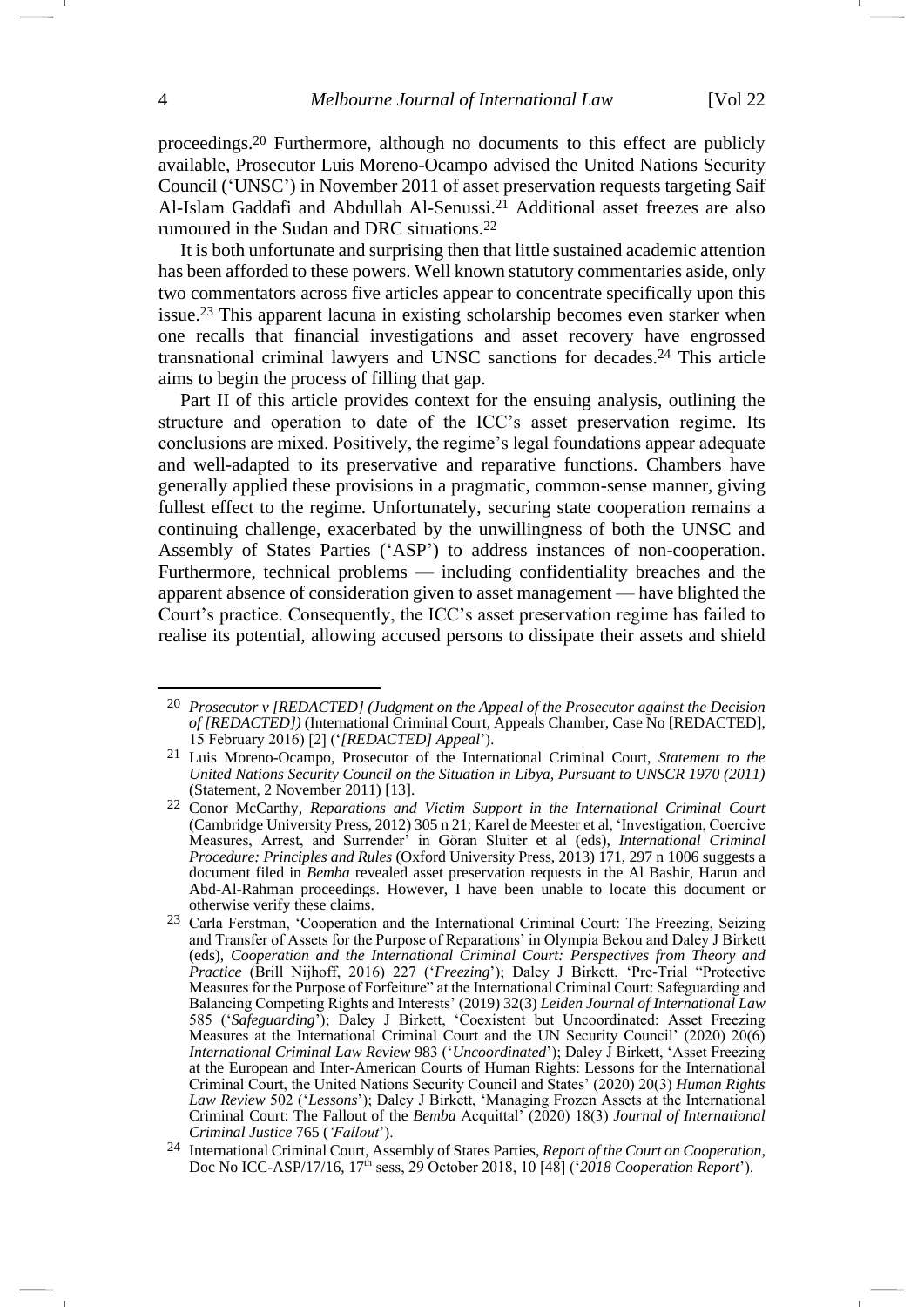proceedings.[20] Furthermore, although no documents to this effect are publicly available, Prosecutor Luis Moreno-Ocampo advised the United Nations Security Council ('UNSC') in November 2011 of asset preservation requests targeting Saif Al-Islam Gaddafi and Abdullah Al-Senussi.[21] Additional asset freezes are also rumoured in the Sudan and DRC situations.[22]

It is both unfortunate and surprising then that little sustained academic attention has been afforded to these powers. Well known statutory commentaries aside, only two commentators across five articles appear to concentrate specifically upon this issue.[23] This apparent lacuna in existing scholarship becomes even starker when one recalls that financial investigations and asset recovery have engrossed transnational criminal lawyers and UNSC sanctions for decades.[24] This article aims to begin the process of filling that gap.

Part II of this article provides context for the ensuing analysis, outlining the structure and operation to date of the ICC's asset preservation regime. Its conclusions are mixed. Positively, the regime's legal foundations appear adequate and well-adapted to its preservative and reparative functions. Chambers have generally applied these provisions in a pragmatic, common-sense manner, giving fullest effect to the regime. Unfortunately, securing state cooperation remains a continuing challenge, exacerbated by the unwillingness of both the UNSC and Assembly of States Parties ('ASP') to address instances of non-cooperation. Furthermore, technical problems — including confidentiality breaches and the apparent absence of consideration given to asset management — have blighted the Court's practice. Consequently, the ICC's asset preservation regime has failed to realise its potential, allowing accused persons to dissipate their assets and shield

---

[20] *Prosecutor v [REDACTED] (Judgment on the Appeal of the Prosecutor against the Decision of [REDACTED])* (International Criminal Court, Appeals Chamber, Case No [REDACTED], 15 February 2016) [2] ('*[REDACTED] Appeal*').

[21] Luis Moreno-Ocampo, Prosecutor of the International Criminal Court, *Statement to the United Nations Security Council on the Situation in Libya, Pursuant to UNSCR 1970 (2011)* (Statement, 2 November 2011) [13].

[22] Conor McCarthy, *Reparations and Victim Support in the International Criminal Court* (Cambridge University Press, 2012) 305 n 21; Karel de Meester et al, 'Investigation, Coercive Measures, Arrest, and Surrender' in Göran Sluiter et al (eds), *International Criminal Procedure: Principles and Rules* (Oxford University Press, 2013) 171, 297 n 1006 suggests a document filed in *Bemba* revealed asset preservation requests in the Al Bashir, Harun and Abd-Al-Rahman proceedings. However, I have been unable to locate this document or otherwise verify these claims.

[23] Carla Ferstman, 'Cooperation and the International Criminal Court: The Freezing, Seizing and Transfer of Assets for the Purpose of Reparations' in Olympia Bekou and Daley J Birkett (eds), *Cooperation and the International Criminal Court: Perspectives from Theory and Practice* (Brill Nijhoff, 2016) 227 ('*Freezing*'); Daley J Birkett, 'Pre-Trial "Protective Measures for the Purpose of Forfeiture" at the International Criminal Court: Safeguarding and Balancing Competing Rights and Interests' (2019) 32(3) *Leiden Journal of International Law* 585 ('*Safeguarding*'); Daley J Birkett, 'Coexistent but Uncoordinated: Asset Freezing Measures at the International Criminal Court and the UN Security Council' (2020) 20(6) *International Criminal Law Review* 983 ('*Uncoordinated*'); Daley J Birkett, 'Asset Freezing at the European and Inter-American Courts of Human Rights: Lessons for the International Criminal Court, the United Nations Security Council and States' (2020) 20(3) *Human Rights Law Review* 502 ('*Lessons*'); Daley J Birkett, 'Managing Frozen Assets at the International Criminal Court: The Fallout of the *Bemba* Acquittal' (2020) 18(3) *Journal of International Criminal Justice* 765 ('*Fallout*').

[24] International Criminal Court, Assembly of States Parties, *Report of the Court on Cooperation*, Doc No ICC-ASP/17/16, 17th sess, 29 October 2018, 10 [48] ('*2018 Cooperation Report*').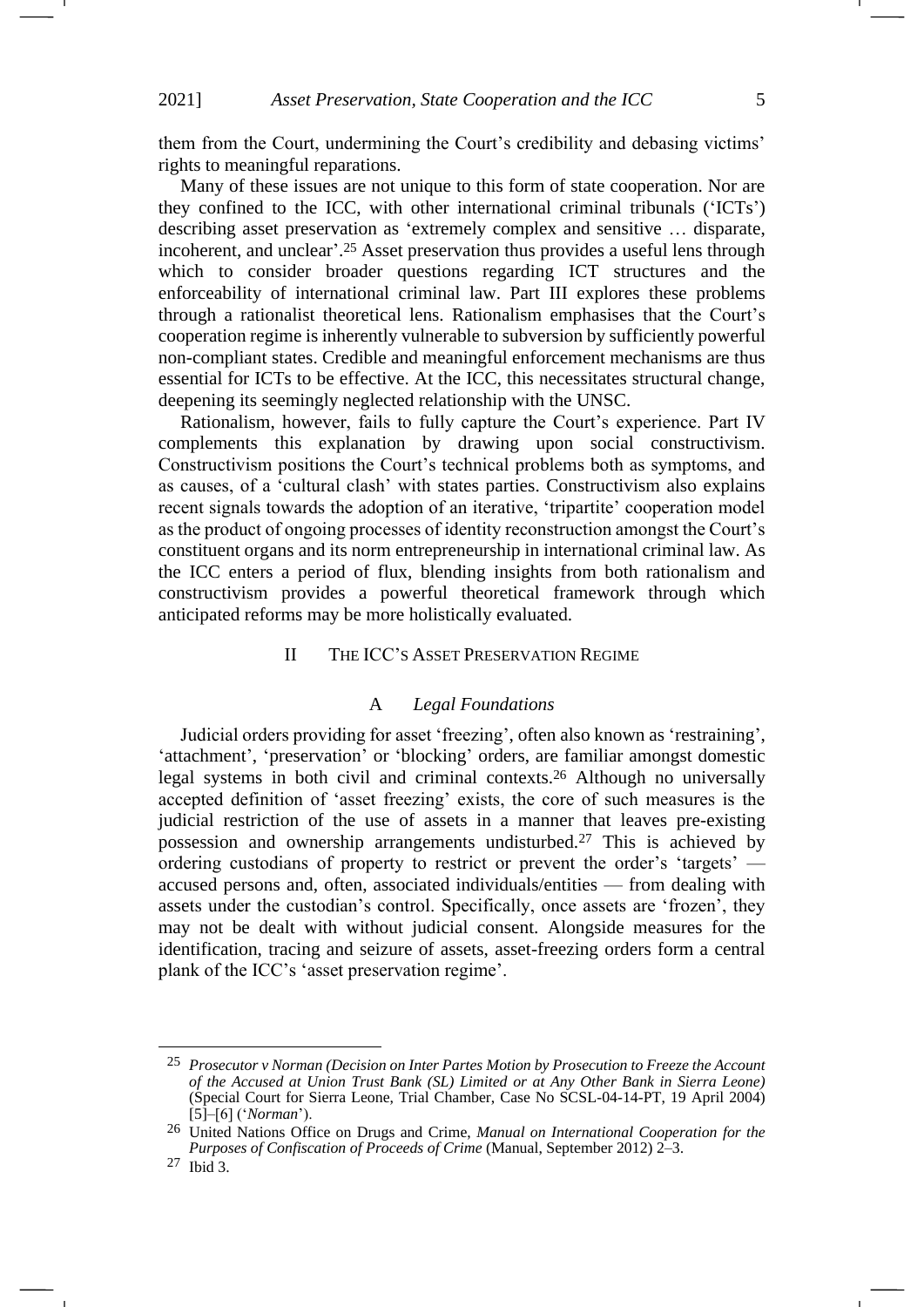them from the Court, undermining the Court's credibility and debasing victims' rights to meaningful reparations.

Many of these issues are not unique to this form of state cooperation. Nor are they confined to the ICC, with other international criminal tribunals ('ICTs') describing asset preservation as 'extremely complex and sensitive … disparate, incoherent, and unclear'.[25] Asset preservation thus provides a useful lens through which to consider broader questions regarding ICT structures and the enforceability of international criminal law. Part III explores these problems through a rationalist theoretical lens. Rationalism emphasises that the Court's cooperation regime is inherently vulnerable to subversion by sufficiently powerful non-compliant states. Credible and meaningful enforcement mechanisms are thus essential for ICTs to be effective. At the ICC, this necessitates structural change, deepening its seemingly neglected relationship with the UNSC.

Rationalism, however, fails to fully capture the Court's experience. Part IV complements this explanation by drawing upon social constructivism. Constructivism positions the Court's technical problems both as symptoms, and as causes, of a 'cultural clash' with states parties. Constructivism also explains recent signals towards the adoption of an iterative, 'tripartite' cooperation model as the product of ongoing processes of identity reconstruction amongst the Court's constituent organs and its norm entrepreneurship in international criminal law. As the ICC enters a period of flux, blending insights from both rationalism and constructivism provides a powerful theoretical framework through which anticipated reforms may be more holistically evaluated.

## II The ICC's Asset Preservation Regime

### A *Legal Foundations*

Judicial orders providing for asset 'freezing', often also known as 'restraining', 'attachment', 'preservation' or 'blocking' orders, are familiar amongst domestic legal systems in both civil and criminal contexts.[26] Although no universally accepted definition of 'asset freezing' exists, the core of such measures is the judicial restriction of the use of assets in a manner that leaves pre-existing possession and ownership arrangements undisturbed.[27] This is achieved by ordering custodians of property to restrict or prevent the order's 'targets' — accused persons and, often, associated individuals/entities — from dealing with assets under the custodian's control. Specifically, once assets are 'frozen', they may not be dealt with without judicial consent. Alongside measures for the identification, tracing and seizure of assets, asset-freezing orders form a central plank of the ICC's 'asset preservation regime'.

---

[25] *Prosecutor v Norman (Decision on Inter Partes Motion by Prosecution to Freeze the Account of the Accused at Union Trust Bank (SL) Limited or at Any Other Bank in Sierra Leone)* (Special Court for Sierra Leone, Trial Chamber, Case No SCSL-04-14-PT, 19 April 2004) [5]–[6] ('*Norman*').

[26] United Nations Office on Drugs and Crime, *Manual on International Cooperation for the Purposes of Confiscation of Proceeds of Crime* (Manual, September 2012) 2–3.

[27] Ibid 3.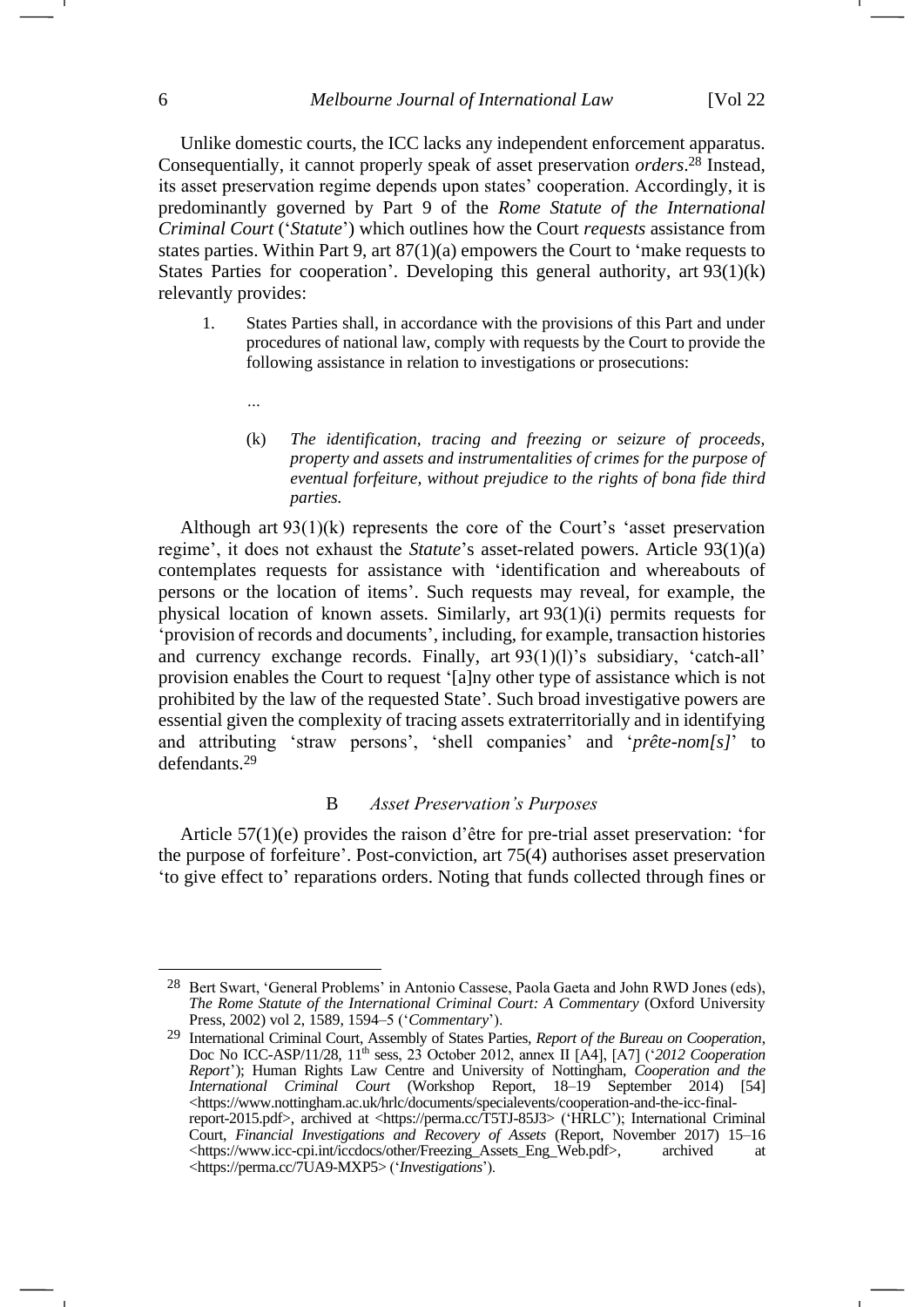Unlike domestic courts, the ICC lacks any independent enforcement apparatus. Consequentially, it cannot properly speak of asset preservation *orders*.[28] Instead, its asset preservation regime depends upon states' cooperation. Accordingly, it is predominantly governed by Part 9 of the *Rome Statute of the International Criminal Court* ('*Statute*') which outlines how the Court *requests* assistance from states parties. Within Part 9, art 87(1)(a) empowers the Court to 'make requests to States Parties for cooperation'. Developing this general authority, art 93(1)(k) relevantly provides:

> 1. States Parties shall, in accordance with the provisions of this Part and under procedures of national law, comply with requests by the Court to provide the following assistance in relation to investigations or prosecutions:
>
> …
>
> (k) *The identification, tracing and freezing or seizure of proceeds, property and assets and instrumentalities of crimes for the purpose of eventual forfeiture, without prejudice to the rights of bona fide third parties.*

Although art 93(1)(k) represents the core of the Court's 'asset preservation regime', it does not exhaust the *Statute*'s asset-related powers. Article 93(1)(a) contemplates requests for assistance with 'identification and whereabouts of persons or the location of items'. Such requests may reveal, for example, the physical location of known assets. Similarly, art 93(1)(i) permits requests for 'provision of records and documents', including, for example, transaction histories and currency exchange records. Finally, art 93(1)(l)'s subsidiary, 'catch-all' provision enables the Court to request '[a]ny other type of assistance which is not prohibited by the law of the requested State'. Such broad investigative powers are essential given the complexity of tracing assets extraterritorially and in identifying and attributing 'straw persons', 'shell companies' and '*prête-nom[s]*' to defendants.[29]

### B *Asset Preservation's Purposes*

Article 57(1)(e) provides the raison d'être for pre-trial asset preservation: 'for the purpose of forfeiture'. Post-conviction, art 75(4) authorises asset preservation 'to give effect to' reparations orders. Noting that funds collected through fines or

---

[28] Bert Swart, 'General Problems' in Antonio Cassese, Paola Gaeta and John RWD Jones (eds), *The Rome Statute of the International Criminal Court: A Commentary* (Oxford University Press, 2002) vol 2, 1589, 1594–5 ('*Commentary*').

[29] International Criminal Court, Assembly of States Parties, *Report of the Bureau on Cooperation*, Doc No ICC-ASP/11/28, 11th sess, 23 October 2012, annex II [A4], [A7] ('*2012 Cooperation Report*'); Human Rights Law Centre and University of Nottingham, *Cooperation and the International Criminal Court* (Workshop Report, 18–19 September 2014) [54] <https://www.nottingham.ac.uk/hrlc/documents/specialevents/cooperation-and-the-icc-final-report-2015.pdf>, archived at <https://perma.cc/T5TJ-85J3> ('HRLC'); International Criminal Court, *Financial Investigations and Recovery of Assets* (Report, November 2017) 15–16 <https://www.icc-cpi.int/iccdocs/other/Freezing_Assets_Eng_Web.pdf>, archived at <https://perma.cc/7UA9-MXP5> ('*Investigations*').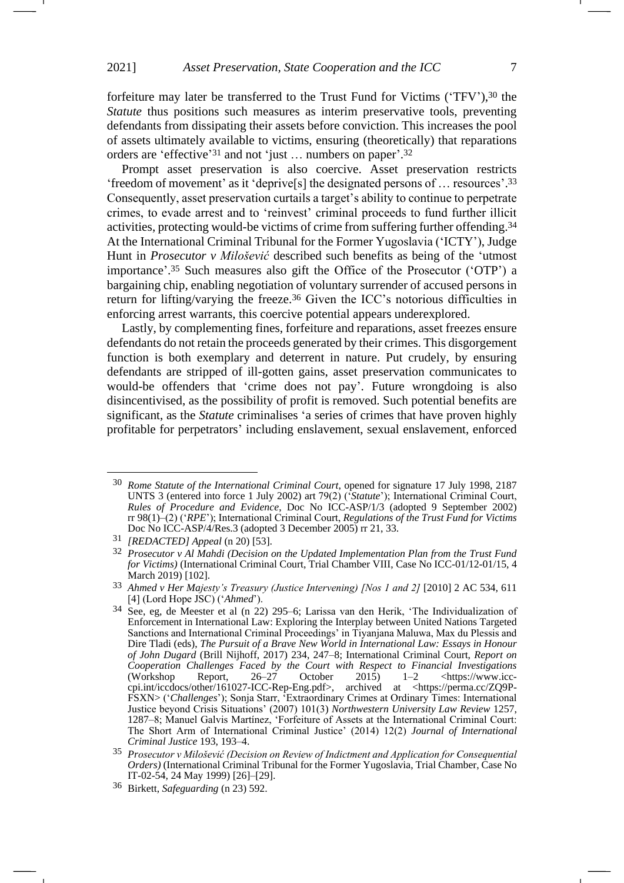forfeiture may later be transferred to the Trust Fund for Victims ('TFV'),[30] the *Statute* thus positions such measures as interim preservative tools, preventing defendants from dissipating their assets before conviction. This increases the pool of assets ultimately available to victims, ensuring (theoretically) that reparations orders are 'effective'[31] and not 'just … numbers on paper'.[32]

Prompt asset preservation is also coercive. Asset preservation restricts 'freedom of movement' as it 'deprive[s] the designated persons of … resources'.[33] Consequently, asset preservation curtails a target's ability to continue to perpetrate crimes, to evade arrest and to 'reinvest' criminal proceeds to fund further illicit activities, protecting would-be victims of crime from suffering further offending.[34] At the International Criminal Tribunal for the Former Yugoslavia ('ICTY'), Judge Hunt in *Prosecutor v Milošević* described such benefits as being of the 'utmost importance'.[35] Such measures also gift the Office of the Prosecutor ('OTP') a bargaining chip, enabling negotiation of voluntary surrender of accused persons in return for lifting/varying the freeze.[36] Given the ICC's notorious difficulties in enforcing arrest warrants, this coercive potential appears underexplored.

Lastly, by complementing fines, forfeiture and reparations, asset freezes ensure defendants do not retain the proceeds generated by their crimes. This disgorgement function is both exemplary and deterrent in nature. Put crudely, by ensuring defendants are stripped of ill-gotten gains, asset preservation communicates to would-be offenders that 'crime does not pay'. Future wrongdoing is also disincentivised, as the possibility of profit is removed. Such potential benefits are significant, as the *Statute* criminalises 'a series of crimes that have proven highly profitable for perpetrators' including enslavement, sexual enslavement, enforced

---

[30] *Rome Statute of the International Criminal Court*, opened for signature 17 July 1998, 2187 UNTS 3 (entered into force 1 July 2002) art 79(2) ('*Statute*'); International Criminal Court, *Rules of Procedure and Evidence*, Doc No ICC-ASP/1/3 (adopted 9 September 2002) rr 98(1)–(2) ('*RPE*'); International Criminal Court, *Regulations of the Trust Fund for Victims* Doc No ICC-ASP/4/Res.3 (adopted 3 December 2005) rr 21, 33.

[31] *[REDACTED] Appeal* (n 20) [53].

[32] *Prosecutor v Al Mahdi (Decision on the Updated Implementation Plan from the Trust Fund for Victims)* (International Criminal Court, Trial Chamber VIII, Case No ICC-01/12-01/15, 4 March 2019) [102].

[33] *Ahmed v Her Majesty's Treasury (Justice Intervening) [Nos 1 and 2]* [2010] 2 AC 534, 611 [4] (Lord Hope JSC) ('*Ahmed*').

[34] See, eg, de Meester et al (n 22) 295–6; Larissa van den Herik, 'The Individualization of Enforcement in International Law: Exploring the Interplay between United Nations Targeted Sanctions and International Criminal Proceedings' in Tiyanjana Maluwa, Max du Plessis and Dire Tladi (eds), *The Pursuit of a Brave New World in International Law: Essays in Honour of John Dugard* (Brill Nijhoff, 2017) 234, 247–8; International Criminal Court, *Report on Cooperation Challenges Faced by the Court with Respect to Financial Investigations* (Workshop Report, 26–27 October 2015) 1–2 <https://www.icc-cpi.int/iccdocs/other/161027-ICC-Rep-Eng.pdf>, archived at <https://perma.cc/ZQ9P-FSXN> ('*Challenges*'); Sonja Starr, 'Extraordinary Crimes at Ordinary Times: International Justice beyond Crisis Situations' (2007) 101(3) *Northwestern University Law Review* 1257, 1287–8; Manuel Galvis Martínez, 'Forfeiture of Assets at the International Criminal Court: The Short Arm of International Criminal Justice' (2014) 12(2) *Journal of International Criminal Justice* 193, 193–4.

[35] *Prosecutor v Milošević (Decision on Review of Indictment and Application for Consequential Orders)* (International Criminal Tribunal for the Former Yugoslavia, Trial Chamber, Case No IT-02-54, 24 May 1999) [26]–[29].

[36] Birkett, *Safeguarding* (n 23) 592.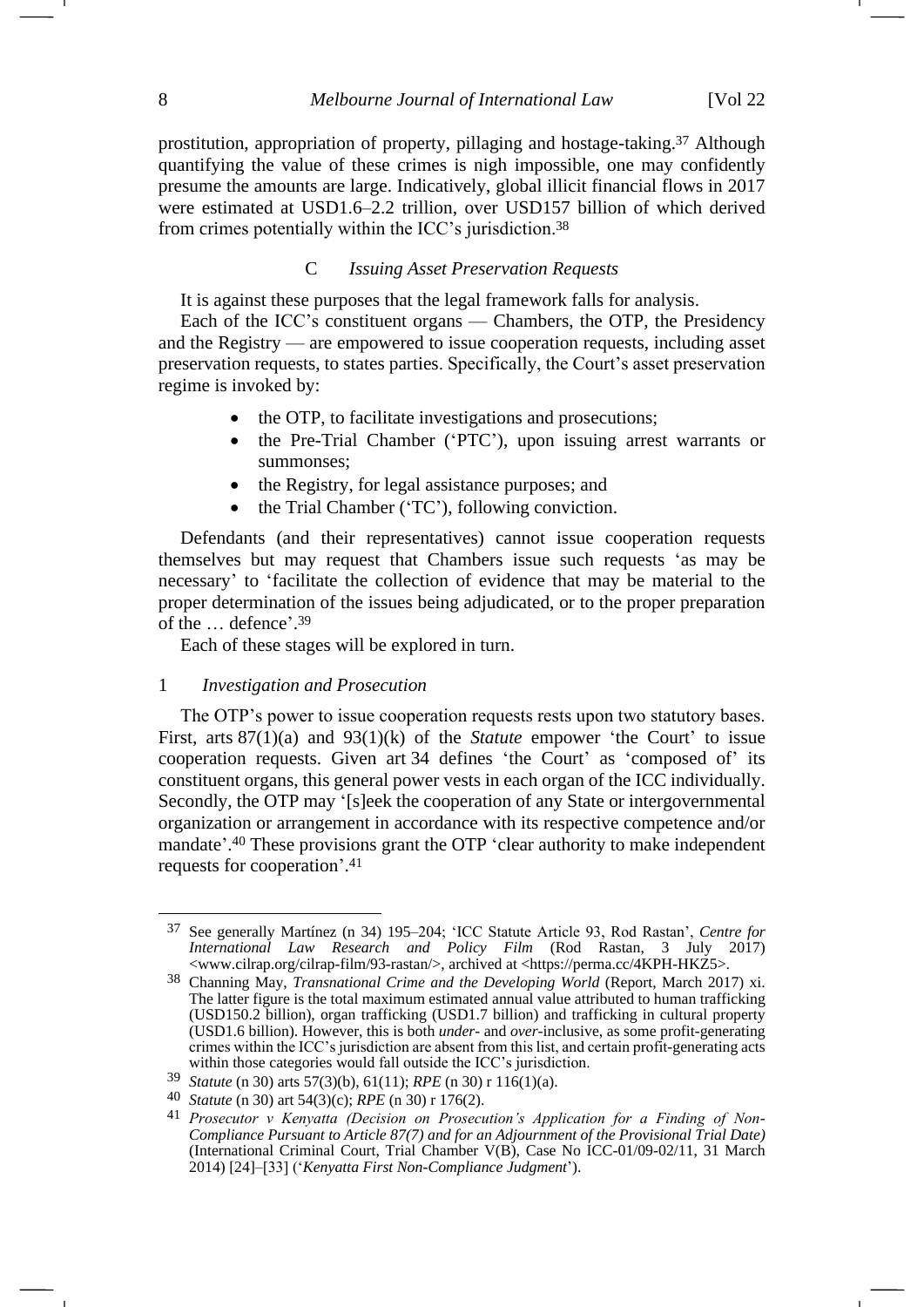prostitution, appropriation of property, pillaging and hostage-taking.[37] Although quantifying the value of these crimes is nigh impossible, one may confidently presume the amounts are large. Indicatively, global illicit financial flows in 2017 were estimated at USD1.6–2.2 trillion, over USD157 billion of which derived from crimes potentially within the ICC's jurisdiction.[38]

### C *Issuing Asset Preservation Requests*

It is against these purposes that the legal framework falls for analysis.

Each of the ICC's constituent organs — Chambers, the OTP, the Presidency and the Registry — are empowered to issue cooperation requests, including asset preservation requests, to states parties. Specifically, the Court's asset preservation regime is invoked by:

- the OTP, to facilitate investigations and prosecutions;
- the Pre-Trial Chamber ('PTC'), upon issuing arrest warrants or summonses;
- the Registry, for legal assistance purposes; and
- the Trial Chamber ('TC'), following conviction.

Defendants (and their representatives) cannot issue cooperation requests themselves but may request that Chambers issue such requests 'as may be necessary' to 'facilitate the collection of evidence that may be material to the proper determination of the issues being adjudicated, or to the proper preparation of the … defence'.[39]

Each of these stages will be explored in turn.

#### 1 *Investigation and Prosecution*

The OTP's power to issue cooperation requests rests upon two statutory bases. First, arts 87(1)(a) and 93(1)(k) of the *Statute* empower 'the Court' to issue cooperation requests. Given art 34 defines 'the Court' as 'composed of' its constituent organs, this general power vests in each organ of the ICC individually. Secondly, the OTP may '[s]eek the cooperation of any State or intergovernmental organization or arrangement in accordance with its respective competence and/or mandate'.[40] These provisions grant the OTP 'clear authority to make independent requests for cooperation'.[41]

---

37 See generally Martínez (n 34) 195–204; 'ICC Statute Article 93, Rod Rastan', *Centre for International Law Research and Policy Film* (Rod Rastan, 3 July 2017) <www.cilrap.org/cilrap-film/93-rastan/>, archived at <https://perma.cc/4KPH-HKZ5>.

38 Channing May, *Transnational Crime and the Developing World* (Report, March 2017) xi. The latter figure is the total maximum estimated annual value attributed to human trafficking (USD150.2 billion), organ trafficking (USD1.7 billion) and trafficking in cultural property (USD1.6 billion). However, this is both *under*- and *over*-inclusive, as some profit-generating crimes within the ICC's jurisdiction are absent from this list, and certain profit-generating acts within those categories would fall outside the ICC's jurisdiction.

39 *Statute* (n 30) arts 57(3)(b), 61(11); *RPE* (n 30) r 116(1)(a).

40 *Statute* (n 30) art 54(3)(c); *RPE* (n 30) r 176(2).

41 *Prosecutor v Kenyatta (Decision on Prosecution's Application for a Finding of Non-Compliance Pursuant to Article 87(7) and for an Adjournment of the Provisional Trial Date)* (International Criminal Court, Trial Chamber V(B), Case No ICC-01/09-02/11, 31 March 2014) [24]–[33] ('*Kenyatta First Non-Compliance Judgment*').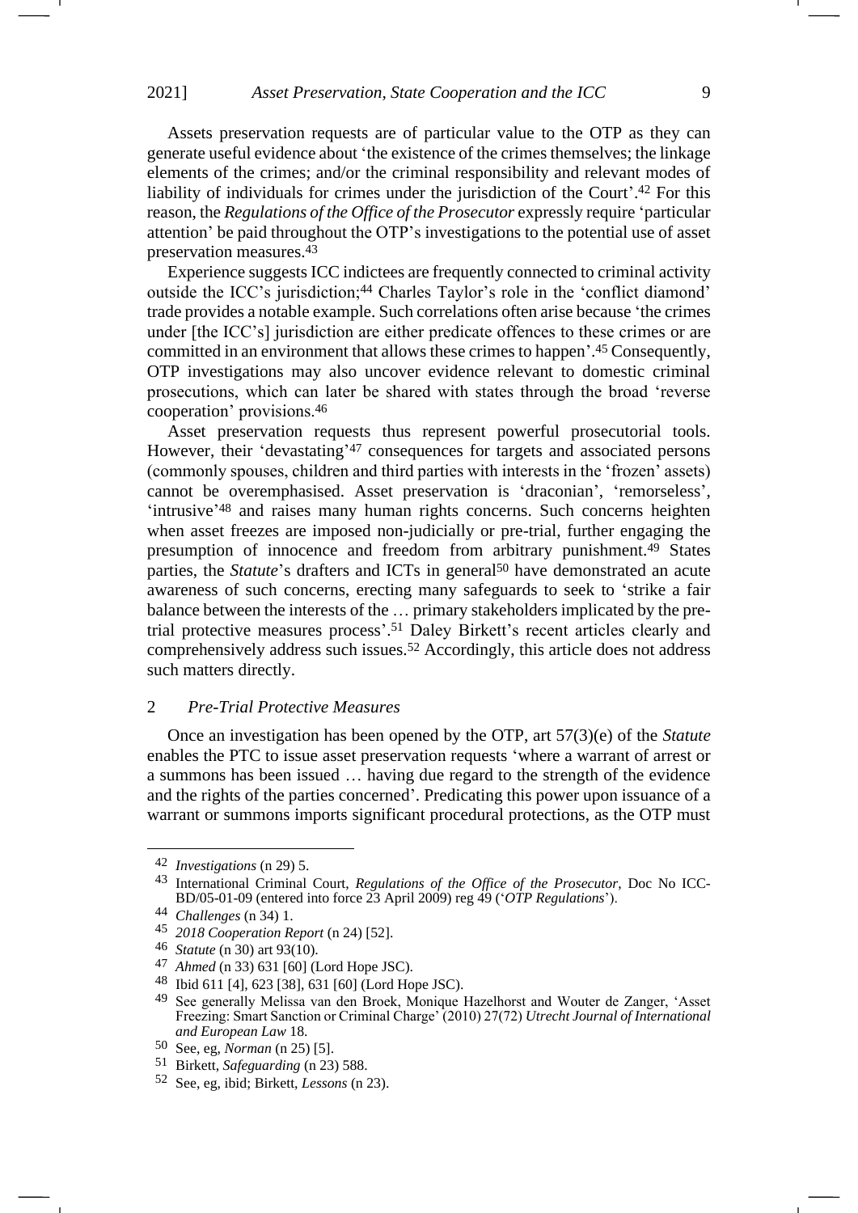Assets preservation requests are of particular value to the OTP as they can generate useful evidence about 'the existence of the crimes themselves; the linkage elements of the crimes; and/or the criminal responsibility and relevant modes of liability of individuals for crimes under the jurisdiction of the Court'.[42] For this reason, the *Regulations of the Office of the Prosecutor* expressly require 'particular attention' be paid throughout the OTP's investigations to the potential use of asset preservation measures.[43]

Experience suggests ICC indictees are frequently connected to criminal activity outside the ICC's jurisdiction;[44] Charles Taylor's role in the 'conflict diamond' trade provides a notable example. Such correlations often arise because 'the crimes under [the ICC's] jurisdiction are either predicate offences to these crimes or are committed in an environment that allows these crimes to happen'.[45] Consequently, OTP investigations may also uncover evidence relevant to domestic criminal prosecutions, which can later be shared with states through the broad 'reverse cooperation' provisions.[46]

Asset preservation requests thus represent powerful prosecutorial tools. However, their 'devastating'[47] consequences for targets and associated persons (commonly spouses, children and third parties with interests in the 'frozen' assets) cannot be overemphasised. Asset preservation is 'draconian', 'remorseless', 'intrusive'[48] and raises many human rights concerns. Such concerns heighten when asset freezes are imposed non-judicially or pre-trial, further engaging the presumption of innocence and freedom from arbitrary punishment.[49] States parties, the *Statute*'s drafters and ICTs in general[50] have demonstrated an acute awareness of such concerns, erecting many safeguards to seek to 'strike a fair balance between the interests of the … primary stakeholders implicated by the pre-trial protective measures process'.[51] Daley Birkett's recent articles clearly and comprehensively address such issues.[52] Accordingly, this article does not address such matters directly.

## 2 *Pre-Trial Protective Measures*

Once an investigation has been opened by the OTP, art 57(3)(e) of the *Statute* enables the PTC to issue asset preservation requests 'where a warrant of arrest or a summons has been issued … having due regard to the strength of the evidence and the rights of the parties concerned'. Predicating this power upon issuance of a warrant or summons imports significant procedural protections, as the OTP must

---

42 *Investigations* (n 29) 5.

43 International Criminal Court, *Regulations of the Office of the Prosecutor*, Doc No ICC-BD/05-01-09 (entered into force 23 April 2009) reg 49 ('*OTP Regulations*').

44 *Challenges* (n 34) 1.

45 *2018 Cooperation Report* (n 24) [52].

46 *Statute* (n 30) art 93(10).

47 *Ahmed* (n 33) 631 [60] (Lord Hope JSC).

48 Ibid 611 [4], 623 [38], 631 [60] (Lord Hope JSC).

49 See generally Melissa van den Broek, Monique Hazelhorst and Wouter de Zanger, 'Asset Freezing: Smart Sanction or Criminal Charge' (2010) 27(72) *Utrecht Journal of International and European Law* 18.

50 See, eg, *Norman* (n 25) [5].

51 Birkett, *Safeguarding* (n 23) 588.

52 See, eg, ibid; Birkett, *Lessons* (n 23).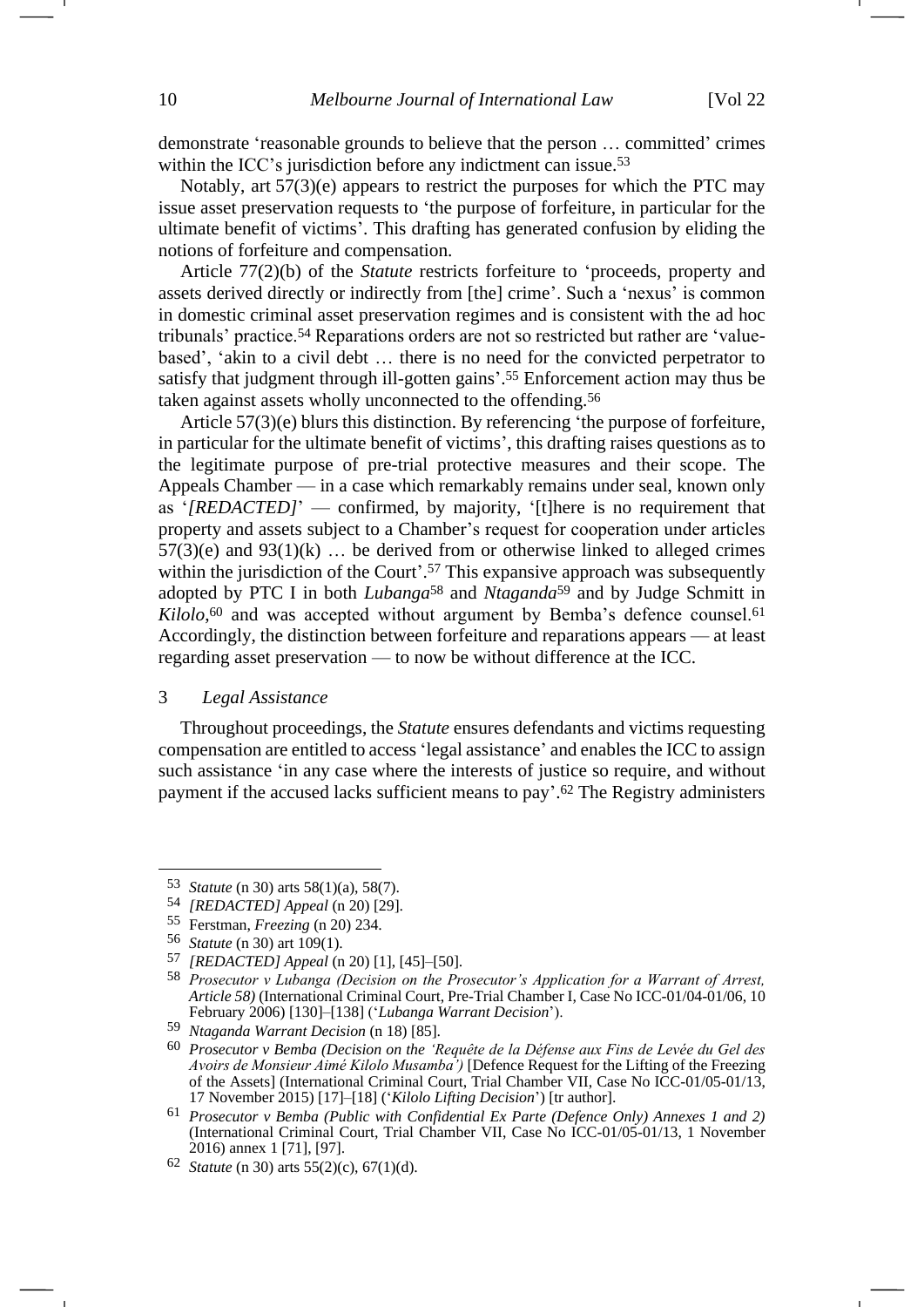demonstrate 'reasonable grounds to believe that the person … committed' crimes within the ICC's jurisdiction before any indictment can issue.[53]

Notably, art 57(3)(e) appears to restrict the purposes for which the PTC may issue asset preservation requests to 'the purpose of forfeiture, in particular for the ultimate benefit of victims'. This drafting has generated confusion by eliding the notions of forfeiture and compensation.

Article 77(2)(b) of the *Statute* restricts forfeiture to 'proceeds, property and assets derived directly or indirectly from [the] crime'. Such a 'nexus' is common in domestic criminal asset preservation regimes and is consistent with the ad hoc tribunals' practice.[54] Reparations orders are not so restricted but rather are 'value-based', 'akin to a civil debt … there is no need for the convicted perpetrator to satisfy that judgment through ill-gotten gains'.[55] Enforcement action may thus be taken against assets wholly unconnected to the offending.[56]

Article 57(3)(e) blurs this distinction. By referencing 'the purpose of forfeiture, in particular for the ultimate benefit of victims', this drafting raises questions as to the legitimate purpose of pre-trial protective measures and their scope. The Appeals Chamber — in a case which remarkably remains under seal, known only as '*[REDACTED]*' — confirmed, by majority, '[t]here is no requirement that property and assets subject to a Chamber's request for cooperation under articles 57(3)(e) and 93(1)(k) … be derived from or otherwise linked to alleged crimes within the jurisdiction of the Court'.[57] This expansive approach was subsequently adopted by PTC I in both *Lubanga*[58] and *Ntaganda*[59] and by Judge Schmitt in *Kilolo*,[60] and was accepted without argument by Bemba's defence counsel.[61] Accordingly, the distinction between forfeiture and reparations appears — at least regarding asset preservation — to now be without difference at the ICC.

### 3 *Legal Assistance*

Throughout proceedings, the *Statute* ensures defendants and victims requesting compensation are entitled to access 'legal assistance' and enables the ICC to assign such assistance 'in any case where the interests of justice so require, and without payment if the accused lacks sufficient means to pay'.[62] The Registry administers

---

[53] *Statute* (n 30) arts 58(1)(a), 58(7).

[54] *[REDACTED] Appeal* (n 20) [29].

[55] Ferstman, *Freezing* (n 20) 234.

[56] *Statute* (n 30) art 109(1).

[57] *[REDACTED] Appeal* (n 20) [1], [45]–[50].

[58] *Prosecutor v Lubanga (Decision on the Prosecutor's Application for a Warrant of Arrest, Article 58)* (International Criminal Court, Pre-Trial Chamber I, Case No ICC-01/04-01/06, 10 February 2006) [130]–[138] ('*Lubanga Warrant Decision*').

[59] *Ntaganda Warrant Decision* (n 18) [85].

[60] *Prosecutor v Bemba (Decision on the 'Requête de la Défense aux Fins de Levée du Gel des Avoirs de Monsieur Aimé Kilolo Musamba')* [Defence Request for the Lifting of the Freezing of the Assets] (International Criminal Court, Trial Chamber VII, Case No ICC-01/05-01/13, 17 November 2015) [17]–[18] ('*Kilolo Lifting Decision*') [tr author].

[61] *Prosecutor v Bemba (Public with Confidential Ex Parte (Defence Only) Annexes 1 and 2)* (International Criminal Court, Trial Chamber VII, Case No ICC-01/05-01/13, 1 November 2016) annex 1 [71], [97].

[62] *Statute* (n 30) arts 55(2)(c), 67(1)(d).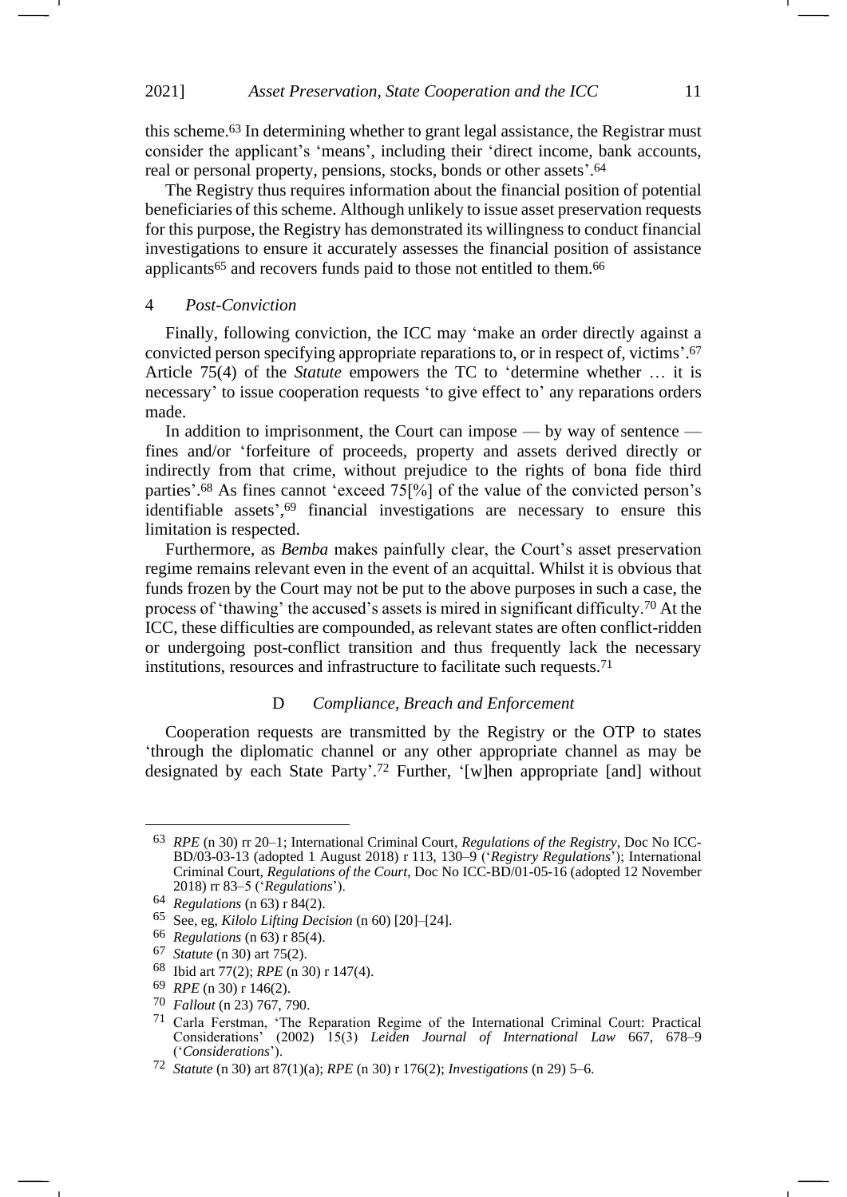this scheme.[63] In determining whether to grant legal assistance, the Registrar must consider the applicant's 'means', including their 'direct income, bank accounts, real or personal property, pensions, stocks, bonds or other assets'.[64]

The Registry thus requires information about the financial position of potential beneficiaries of this scheme. Although unlikely to issue asset preservation requests for this purpose, the Registry has demonstrated its willingness to conduct financial investigations to ensure it accurately assesses the financial position of assistance applicants[65] and recovers funds paid to those not entitled to them.[66]

### 4 *Post-Conviction*

Finally, following conviction, the ICC may 'make an order directly against a convicted person specifying appropriate reparations to, or in respect of, victims'.[67] Article 75(4) of the *Statute* empowers the TC to 'determine whether … it is necessary' to issue cooperation requests 'to give effect to' any reparations orders made.

In addition to imprisonment, the Court can impose — by way of sentence — fines and/or 'forfeiture of proceeds, property and assets derived directly or indirectly from that crime, without prejudice to the rights of bona fide third parties'.[68] As fines cannot 'exceed 75[%] of the value of the convicted person's identifiable assets',[69] financial investigations are necessary to ensure this limitation is respected.

Furthermore, as *Bemba* makes painfully clear, the Court's asset preservation regime remains relevant even in the event of an acquittal. Whilst it is obvious that funds frozen by the Court may not be put to the above purposes in such a case, the process of 'thawing' the accused's assets is mired in significant difficulty.[70] At the ICC, these difficulties are compounded, as relevant states are often conflict-ridden or undergoing post-conflict transition and thus frequently lack the necessary institutions, resources and infrastructure to facilitate such requests.[71]

## D *Compliance, Breach and Enforcement*

Cooperation requests are transmitted by the Registry or the OTP to states 'through the diplomatic channel or any other appropriate channel as may be designated by each State Party'.[72] Further, '[w]hen appropriate [and] without

---

[63] *RPE* (n 30) rr 20–1; International Criminal Court, *Regulations of the Registry*, Doc No ICC-BD/03-03-13 (adopted 1 August 2018) r 113, 130–9 ('*Registry Regulations*'); International Criminal Court, *Regulations of the Court*, Doc No ICC-BD/01-05-16 (adopted 12 November 2018) rr 83–5 ('*Regulations*').

[64] *Regulations* (n 63) r 84(2).

[65] See, eg, *Kilolo Lifting Decision* (n 60) [20]–[24].

[66] *Regulations* (n 63) r 85(4).

[67] *Statute* (n 30) art 75(2).

[68] Ibid art 77(2); *RPE* (n 30) r 147(4).

[69] *RPE* (n 30) r 146(2).

[70] *Fallout* (n 23) 767, 790.

[71] Carla Ferstman, 'The Reparation Regime of the International Criminal Court: Practical Considerations' (2002) 15(3) *Leiden Journal of International Law* 667, 678–9 ('*Considerations*').

[72] *Statute* (n 30) art 87(1)(a); *RPE* (n 30) r 176(2); *Investigations* (n 29) 5–6.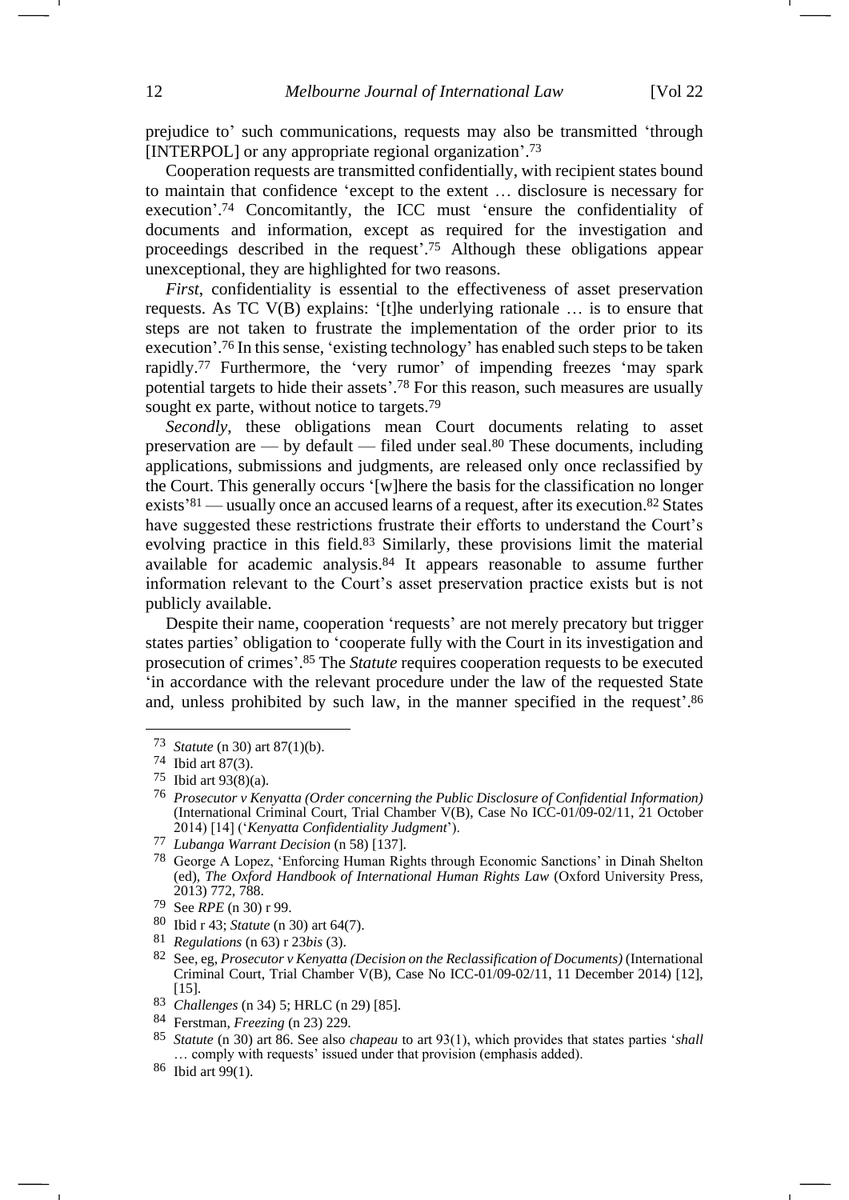prejudice to' such communications, requests may also be transmitted 'through [INTERPOL] or any appropriate regional organization'.[73]

Cooperation requests are transmitted confidentially, with recipient states bound to maintain that confidence 'except to the extent … disclosure is necessary for execution'.[74] Concomitantly, the ICC must 'ensure the confidentiality of documents and information, except as required for the investigation and proceedings described in the request'.[75] Although these obligations appear unexceptional, they are highlighted for two reasons.

*First*, confidentiality is essential to the effectiveness of asset preservation requests. As TC V(B) explains: '[t]he underlying rationale … is to ensure that steps are not taken to frustrate the implementation of the order prior to its execution'.[76] In this sense, 'existing technology' has enabled such steps to be taken rapidly.[77] Furthermore, the 'very rumor' of impending freezes 'may spark potential targets to hide their assets'.[78] For this reason, such measures are usually sought ex parte, without notice to targets.[79]

*Secondly*, these obligations mean Court documents relating to asset preservation are — by default — filed under seal.[80] These documents, including applications, submissions and judgments, are released only once reclassified by the Court. This generally occurs '[w]here the basis for the classification no longer exists'[81] — usually once an accused learns of a request, after its execution.[82] States have suggested these restrictions frustrate their efforts to understand the Court's evolving practice in this field.[83] Similarly, these provisions limit the material available for academic analysis.[84] It appears reasonable to assume further information relevant to the Court's asset preservation practice exists but is not publicly available.

Despite their name, cooperation 'requests' are not merely precatory but trigger states parties' obligation to 'cooperate fully with the Court in its investigation and prosecution of crimes'.[85] The *Statute* requires cooperation requests to be executed 'in accordance with the relevant procedure under the law of the requested State and, unless prohibited by such law, in the manner specified in the request'.[86]

---

73 *Statute* (n 30) art 87(1)(b).

74 Ibid art 87(3).

75 Ibid art 93(8)(a).

76 *Prosecutor v Kenyatta (Order concerning the Public Disclosure of Confidential Information)* (International Criminal Court, Trial Chamber V(B), Case No ICC-01/09-02/11, 21 October 2014) [14] ('*Kenyatta Confidentiality Judgment*').

77 *Lubanga Warrant Decision* (n 58) [137].

78 George A Lopez, 'Enforcing Human Rights through Economic Sanctions' in Dinah Shelton (ed), *The Oxford Handbook of International Human Rights Law* (Oxford University Press, 2013) 772, 788.

79 See *RPE* (n 30) r 99.

80 Ibid r 43; *Statute* (n 30) art 64(7).

81 *Regulations* (n 63) r 23*bis* (3).

82 See, eg, *Prosecutor v Kenyatta (Decision on the Reclassification of Documents)* (International Criminal Court, Trial Chamber V(B), Case No ICC-01/09-02/11, 11 December 2014) [12], [15].

83 *Challenges* (n 34) 5; HRLC (n 29) [85].

84 Ferstman, *Freezing* (n 23) 229.

85 *Statute* (n 30) art 86. See also *chapeau* to art 93(1), which provides that states parties '*shall* … comply with requests' issued under that provision (emphasis added).

86 Ibid art 99(1).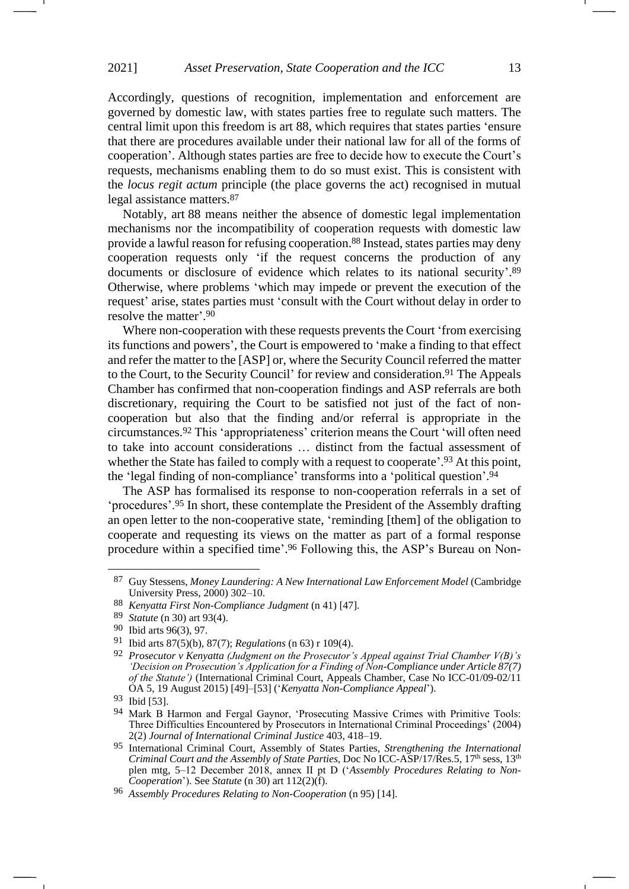Accordingly, questions of recognition, implementation and enforcement are governed by domestic law, with states parties free to regulate such matters. The central limit upon this freedom is art 88, which requires that states parties 'ensure that there are procedures available under their national law for all of the forms of cooperation'. Although states parties are free to decide how to execute the Court's requests, mechanisms enabling them to do so must exist. This is consistent with the *locus regit actum* principle (the place governs the act) recognised in mutual legal assistance matters.[87]

Notably, art 88 means neither the absence of domestic legal implementation mechanisms nor the incompatibility of cooperation requests with domestic law provide a lawful reason for refusing cooperation.[88] Instead, states parties may deny cooperation requests only 'if the request concerns the production of any documents or disclosure of evidence which relates to its national security'.[89] Otherwise, where problems 'which may impede or prevent the execution of the request' arise, states parties must 'consult with the Court without delay in order to resolve the matter'.[90]

Where non-cooperation with these requests prevents the Court 'from exercising its functions and powers', the Court is empowered to 'make a finding to that effect and refer the matter to the [ASP] or, where the Security Council referred the matter to the Court, to the Security Council' for review and consideration.[91] The Appeals Chamber has confirmed that non-cooperation findings and ASP referrals are both discretionary, requiring the Court to be satisfied not just of the fact of non-cooperation but also that the finding and/or referral is appropriate in the circumstances.[92] This 'appropriateness' criterion means the Court 'will often need to take into account considerations … distinct from the factual assessment of whether the State has failed to comply with a request to cooperate'.[93] At this point, the 'legal finding of non-compliance' transforms into a 'political question'.[94]

The ASP has formalised its response to non-cooperation referrals in a set of 'procedures'.[95] In short, these contemplate the President of the Assembly drafting an open letter to the non-cooperative state, 'reminding [them] of the obligation to cooperate and requesting its views on the matter as part of a formal response procedure within a specified time'.[96] Following this, the ASP's Bureau on Non-

---

[87] Guy Stessens, *Money Laundering: A New International Law Enforcement Model* (Cambridge University Press, 2000) 302–10.

[88] *Kenyatta First Non-Compliance Judgment* (n 41) [47].

[89] *Statute* (n 30) art 93(4).

[90] Ibid arts 96(3), 97.

[91] Ibid arts 87(5)(b), 87(7); *Regulations* (n 63) r 109(4).

[92] *Prosecutor v Kenyatta (Judgment on the Prosecutor's Appeal against Trial Chamber V(B)'s 'Decision on Prosecution's Application for a Finding of Non-Compliance under Article 87(7) of the Statute')* (International Criminal Court, Appeals Chamber, Case No ICC-01/09-02/11 OA 5, 19 August 2015) [49]–[53] ('*Kenyatta Non-Compliance Appeal*').

[93] Ibid [53].

[94] Mark B Harmon and Fergal Gaynor, 'Prosecuting Massive Crimes with Primitive Tools: Three Difficulties Encountered by Prosecutors in International Criminal Proceedings' (2004) 2(2) *Journal of International Criminal Justice* 403, 418–19.

[95] International Criminal Court, Assembly of States Parties, *Strengthening the International Criminal Court and the Assembly of State Parties*, Doc No ICC-ASP/17/Res.5, 17th sess, 13th plen mtg, 5–12 December 2018, annex II pt D ('*Assembly Procedures Relating to Non-Cooperation*'). See *Statute* (n 30) art 112(2)(f).

[96] *Assembly Procedures Relating to Non-Cooperation* (n 95) [14].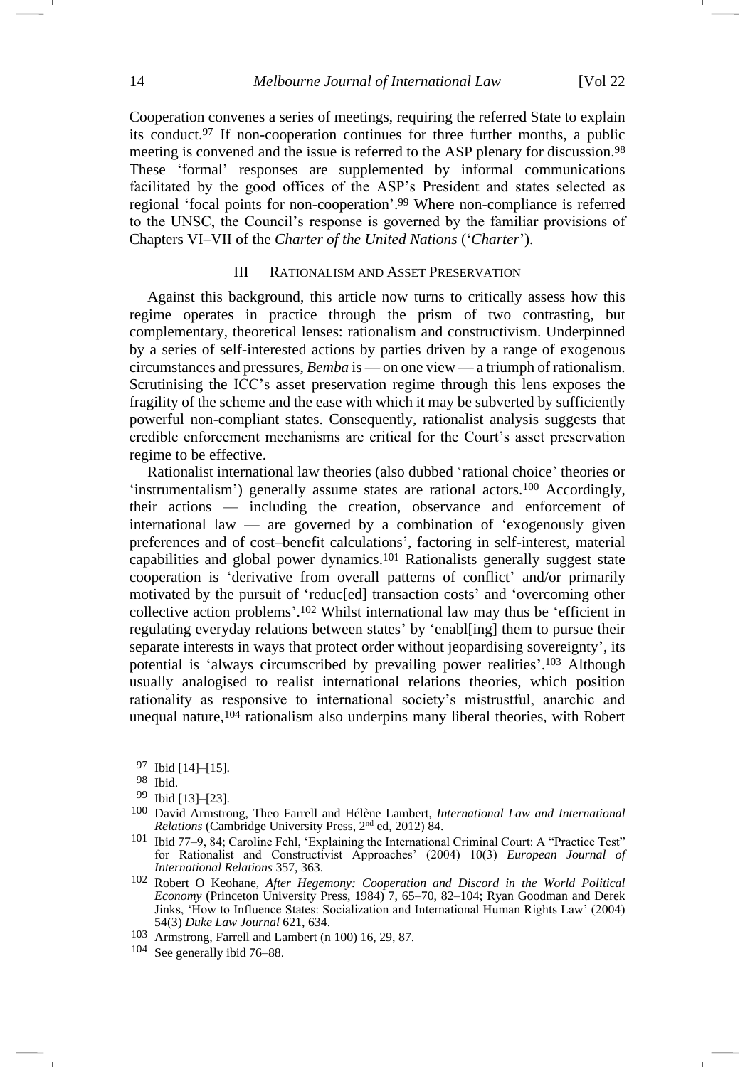Cooperation convenes a series of meetings, requiring the referred State to explain its conduct.[97] If non-cooperation continues for three further months, a public meeting is convened and the issue is referred to the ASP plenary for discussion.[98] These 'formal' responses are supplemented by informal communications facilitated by the good offices of the ASP's President and states selected as regional 'focal points for non-cooperation'.[99] Where non-compliance is referred to the UNSC, the Council's response is governed by the familiar provisions of Chapters VI–VII of the *Charter of the United Nations* ('*Charter*').

## III RATIONALISM AND ASSET PRESERVATION

Against this background, this article now turns to critically assess how this regime operates in practice through the prism of two contrasting, but complementary, theoretical lenses: rationalism and constructivism. Underpinned by a series of self-interested actions by parties driven by a range of exogenous circumstances and pressures, *Bemba* is — on one view — a triumph of rationalism. Scrutinising the ICC's asset preservation regime through this lens exposes the fragility of the scheme and the ease with which it may be subverted by sufficiently powerful non-compliant states. Consequently, rationalist analysis suggests that credible enforcement mechanisms are critical for the Court's asset preservation regime to be effective.

Rationalist international law theories (also dubbed 'rational choice' theories or 'instrumentalism') generally assume states are rational actors.[100] Accordingly, their actions — including the creation, observance and enforcement of international law — are governed by a combination of 'exogenously given preferences and of cost–benefit calculations', factoring in self-interest, material capabilities and global power dynamics.[101] Rationalists generally suggest state cooperation is 'derivative from overall patterns of conflict' and/or primarily motivated by the pursuit of 'reduc[ed] transaction costs' and 'overcoming other collective action problems'.[102] Whilst international law may thus be 'efficient in regulating everyday relations between states' by 'enabl[ing] them to pursue their separate interests in ways that protect order without jeopardising sovereignty', its potential is 'always circumscribed by prevailing power realities'.[103] Although usually analogised to realist international relations theories, which position rationality as responsive to international society's mistrustful, anarchic and unequal nature,[104] rationalism also underpins many liberal theories, with Robert

---

97 Ibid [14]–[15].

98 Ibid.

99 Ibid [13]–[23].

100 David Armstrong, Theo Farrell and Hélène Lambert, *International Law and International Relations* (Cambridge University Press, 2nd ed, 2012) 84.

101 Ibid 77–9, 84; Caroline Fehl, 'Explaining the International Criminal Court: A "Practice Test" for Rationalist and Constructivist Approaches' (2004) 10(3) *European Journal of International Relations* 357, 363.

102 Robert O Keohane, *After Hegemony: Cooperation and Discord in the World Political Economy* (Princeton University Press, 1984) 7, 65–70, 82–104; Ryan Goodman and Derek Jinks, 'How to Influence States: Socialization and International Human Rights Law' (2004) 54(3) *Duke Law Journal* 621, 634.

103 Armstrong, Farrell and Lambert (n 100) 16, 29, 87.

104 See generally ibid 76–88.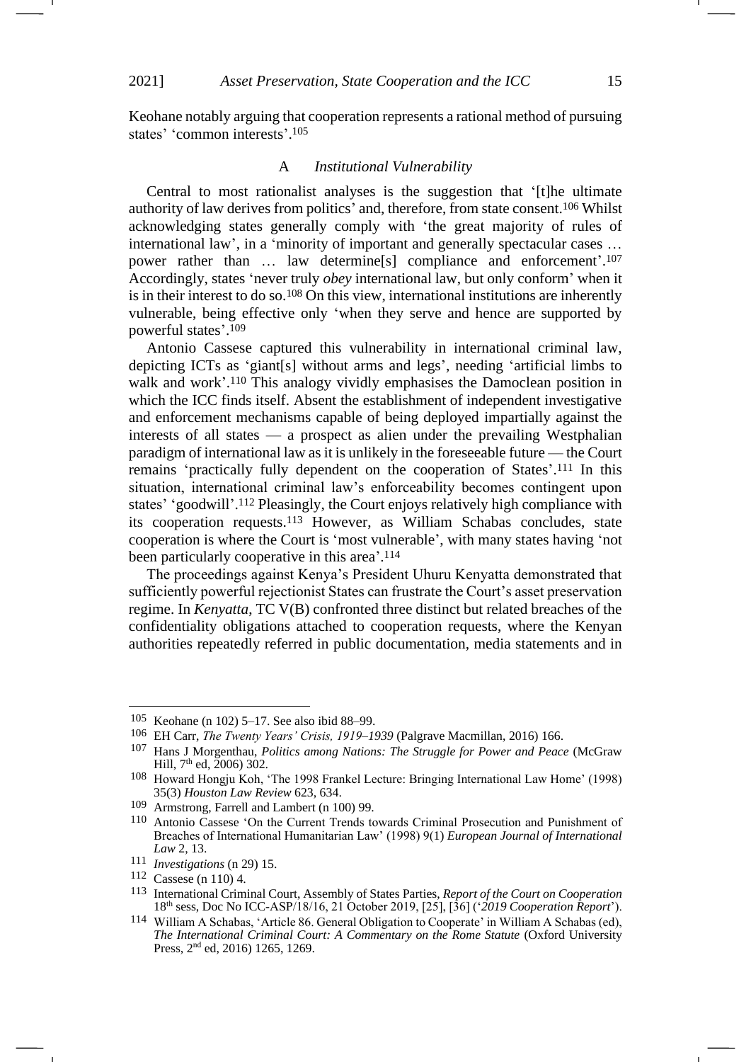Keohane notably arguing that cooperation represents a rational method of pursuing states' 'common interests'.[105]

### A *Institutional Vulnerability*

Central to most rationalist analyses is the suggestion that '[t]he ultimate authority of law derives from politics' and, therefore, from state consent.[106] Whilst acknowledging states generally comply with 'the great majority of rules of international law', in a 'minority of important and generally spectacular cases … power rather than … law determine[s] compliance and enforcement'.[107] Accordingly, states 'never truly *obey* international law, but only conform' when it is in their interest to do so.[108] On this view, international institutions are inherently vulnerable, being effective only 'when they serve and hence are supported by powerful states'.[109]

Antonio Cassese captured this vulnerability in international criminal law, depicting ICTs as 'giant[s] without arms and legs', needing 'artificial limbs to walk and work'.[110] This analogy vividly emphasises the Damoclean position in which the ICC finds itself. Absent the establishment of independent investigative and enforcement mechanisms capable of being deployed impartially against the interests of all states — a prospect as alien under the prevailing Westphalian paradigm of international law as it is unlikely in the foreseeable future — the Court remains 'practically fully dependent on the cooperation of States'.[111] In this situation, international criminal law's enforceability becomes contingent upon states' 'goodwill'.[112] Pleasingly, the Court enjoys relatively high compliance with its cooperation requests.[113] However, as William Schabas concludes, state cooperation is where the Court is 'most vulnerable', with many states having 'not been particularly cooperative in this area'.[114]

The proceedings against Kenya's President Uhuru Kenyatta demonstrated that sufficiently powerful rejectionist States can frustrate the Court's asset preservation regime. In *Kenyatta*, TC V(B) confronted three distinct but related breaches of the confidentiality obligations attached to cooperation requests, where the Kenyan authorities repeatedly referred in public documentation, media statements and in

---

[105] Keohane (n 102) 5–17. See also ibid 88–99.

[106] EH Carr, *The Twenty Years' Crisis, 1919–1939* (Palgrave Macmillan, 2016) 166.

[107] Hans J Morgenthau, *Politics among Nations: The Struggle for Power and Peace* (McGraw Hill, 7th ed, 2006) 302.

[108] Howard Hongju Koh, 'The 1998 Frankel Lecture: Bringing International Law Home' (1998) 35(3) *Houston Law Review* 623, 634.

[109] Armstrong, Farrell and Lambert (n 100) 99.

[110] Antonio Cassese 'On the Current Trends towards Criminal Prosecution and Punishment of Breaches of International Humanitarian Law' (1998) 9(1) *European Journal of International Law* 2, 13.

[111] *Investigations* (n 29) 15.

[112] Cassese (n 110) 4.

[113] International Criminal Court, Assembly of States Parties, *Report of the Court on Cooperation* 18th sess, Doc No ICC-ASP/18/16, 21 October 2019, [25], [36] ('*2019 Cooperation Report*').

[114] William A Schabas, 'Article 86. General Obligation to Cooperate' in William A Schabas (ed), *The International Criminal Court: A Commentary on the Rome Statute* (Oxford University Press, 2nd ed, 2016) 1265, 1269.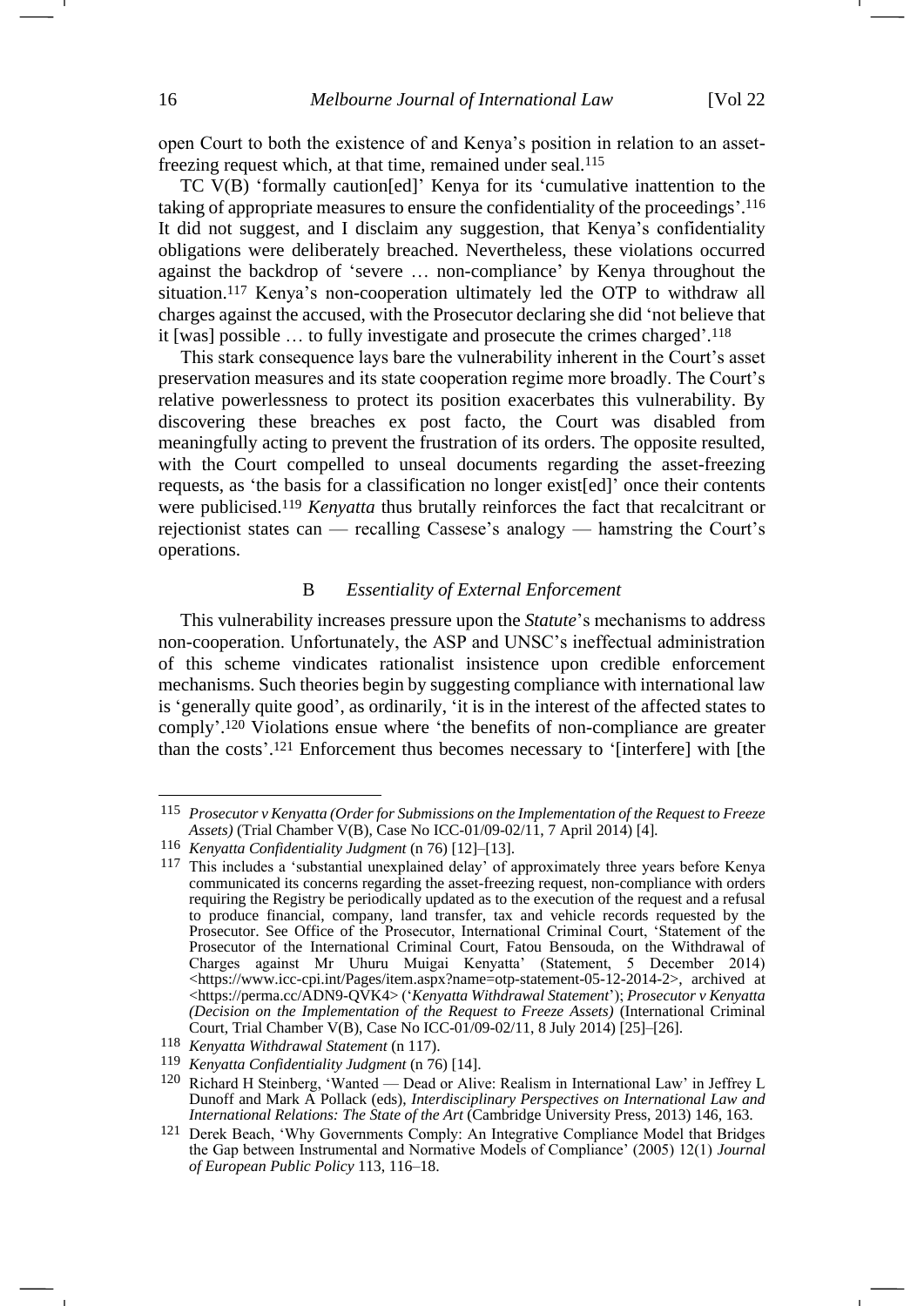open Court to both the existence of and Kenya's position in relation to an asset-freezing request which, at that time, remained under seal.[115]

TC V(B) 'formally caution[ed]' Kenya for its 'cumulative inattention to the taking of appropriate measures to ensure the confidentiality of the proceedings'.[116] It did not suggest, and I disclaim any suggestion, that Kenya's confidentiality obligations were deliberately breached. Nevertheless, these violations occurred against the backdrop of 'severe … non-compliance' by Kenya throughout the situation.[117] Kenya's non-cooperation ultimately led the OTP to withdraw all charges against the accused, with the Prosecutor declaring she did 'not believe that it [was] possible … to fully investigate and prosecute the crimes charged'.[118]

This stark consequence lays bare the vulnerability inherent in the Court's asset preservation measures and its state cooperation regime more broadly. The Court's relative powerlessness to protect its position exacerbates this vulnerability. By discovering these breaches ex post facto, the Court was disabled from meaningfully acting to prevent the frustration of its orders. The opposite resulted, with the Court compelled to unseal documents regarding the asset-freezing requests, as 'the basis for a classification no longer exist[ed]' once their contents were publicised.[119] *Kenyatta* thus brutally reinforces the fact that recalcitrant or rejectionist states can — recalling Cassese's analogy — hamstring the Court's operations.

### B *Essentiality of External Enforcement*

This vulnerability increases pressure upon the *Statute*'s mechanisms to address non-cooperation. Unfortunately, the ASP and UNSC's ineffectual administration of this scheme vindicates rationalist insistence upon credible enforcement mechanisms. Such theories begin by suggesting compliance with international law is 'generally quite good', as ordinarily, 'it is in the interest of the affected states to comply'.[120] Violations ensue where 'the benefits of non-compliance are greater than the costs'.[121] Enforcement thus becomes necessary to '[interfere] with [the

---

[115] *Prosecutor v Kenyatta (Order for Submissions on the Implementation of the Request to Freeze Assets)* (Trial Chamber V(B), Case No ICC-01/09-02/11, 7 April 2014) [4].

[116] *Kenyatta Confidentiality Judgment* (n 76) [12]–[13].

[117] This includes a 'substantial unexplained delay' of approximately three years before Kenya communicated its concerns regarding the asset-freezing request, non-compliance with orders requiring the Registry be periodically updated as to the execution of the request and a refusal to produce financial, company, land transfer, tax and vehicle records requested by the Prosecutor. See Office of the Prosecutor, International Criminal Court, 'Statement of the Prosecutor of the International Criminal Court, Fatou Bensouda, on the Withdrawal of Charges against Mr Uhuru Muigai Kenyatta' (Statement, 5 December 2014) <https://www.icc-cpi.int/Pages/item.aspx?name=otp-statement-05-12-2014-2>, archived at <https://perma.cc/ADN9-QVK4> ('*Kenyatta Withdrawal Statement*'); *Prosecutor v Kenyatta (Decision on the Implementation of the Request to Freeze Assets)* (International Criminal Court, Trial Chamber V(B), Case No ICC-01/09-02/11, 8 July 2014) [25]–[26].

[118] *Kenyatta Withdrawal Statement* (n 117).

[119] *Kenyatta Confidentiality Judgment* (n 76) [14].

[120] Richard H Steinberg, 'Wanted — Dead or Alive: Realism in International Law' in Jeffrey L Dunoff and Mark A Pollack (eds), *Interdisciplinary Perspectives on International Law and International Relations: The State of the Art* (Cambridge University Press, 2013) 146, 163.

[121] Derek Beach, 'Why Governments Comply: An Integrative Compliance Model that Bridges the Gap between Instrumental and Normative Models of Compliance' (2005) 12(1) *Journal of European Public Policy* 113, 116–18.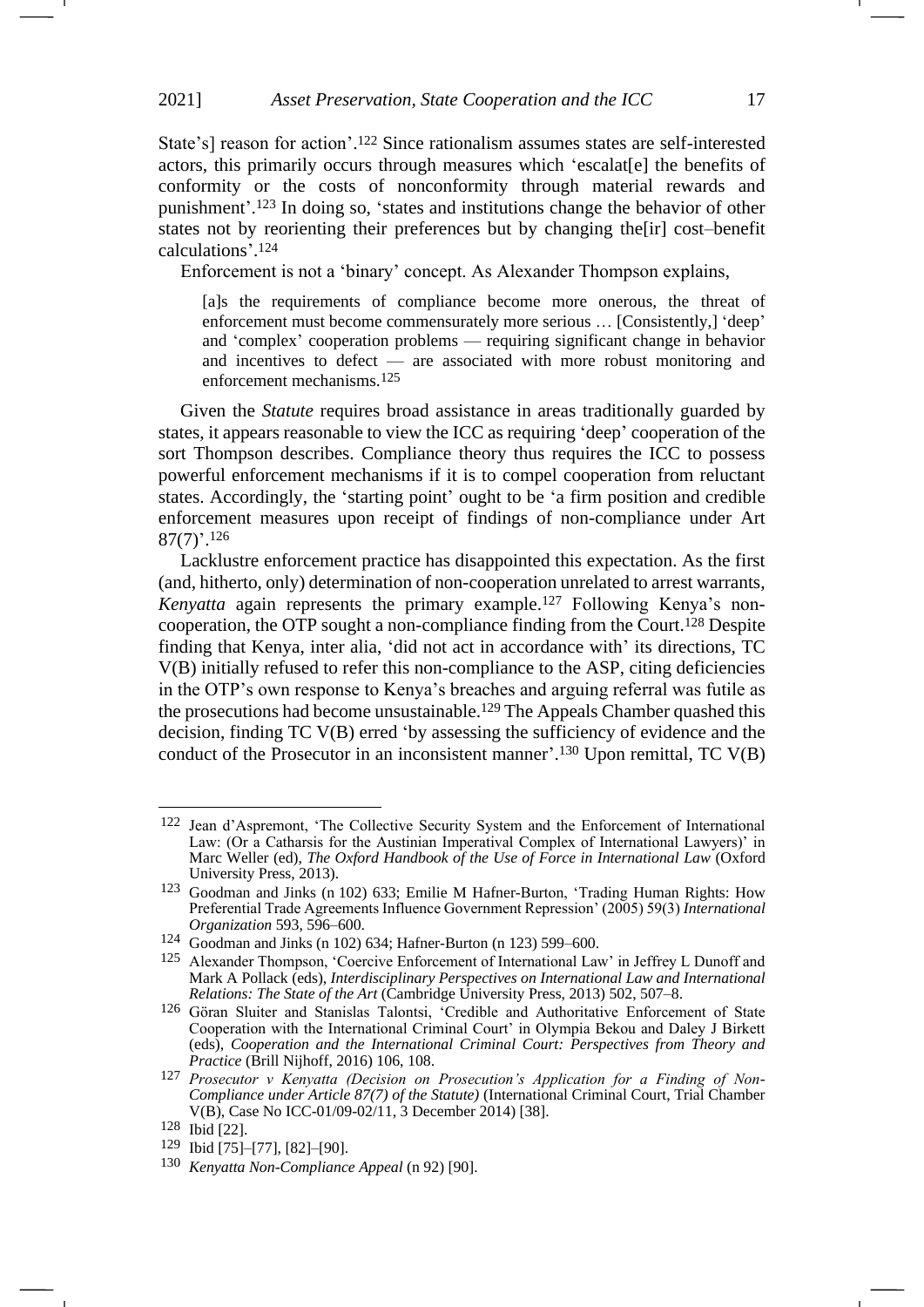State's] reason for action'.[122] Since rationalism assumes states are self-interested actors, this primarily occurs through measures which 'escalat[e] the benefits of conformity or the costs of nonconformity through material rewards and punishment'.[123] In doing so, 'states and institutions change the behavior of other states not by reorienting their preferences but by changing the[ir] cost–benefit calculations'.[124]

Enforcement is not a 'binary' concept. As Alexander Thompson explains,

> [a]s the requirements of compliance become more onerous, the threat of enforcement must become commensurately more serious … [Consistently,] 'deep' and 'complex' cooperation problems — requiring significant change in behavior and incentives to defect — are associated with more robust monitoring and enforcement mechanisms.[125]

Given the *Statute* requires broad assistance in areas traditionally guarded by states, it appears reasonable to view the ICC as requiring 'deep' cooperation of the sort Thompson describes. Compliance theory thus requires the ICC to possess powerful enforcement mechanisms if it is to compel cooperation from reluctant states. Accordingly, the 'starting point' ought to be 'a firm position and credible enforcement measures upon receipt of findings of non-compliance under Art 87(7)'.[126]

Lacklustre enforcement practice has disappointed this expectation. As the first (and, hitherto, only) determination of non-cooperation unrelated to arrest warrants, *Kenyatta* again represents the primary example.[127] Following Kenya's non-cooperation, the OTP sought a non-compliance finding from the Court.[128] Despite finding that Kenya, inter alia, 'did not act in accordance with' its directions, TC V(B) initially refused to refer this non-compliance to the ASP, citing deficiencies in the OTP's own response to Kenya's breaches and arguing referral was futile as the prosecutions had become unsustainable.[129] The Appeals Chamber quashed this decision, finding TC V(B) erred 'by assessing the sufficiency of evidence and the conduct of the Prosecutor in an inconsistent manner'.[130] Upon remittal, TC V(B)

---

[122] Jean d'Aspremont, 'The Collective Security System and the Enforcement of International Law: (Or a Catharsis for the Austinian Imperatival Complex of International Lawyers)' in Marc Weller (ed), *The Oxford Handbook of the Use of Force in International Law* (Oxford University Press, 2013).

[123] Goodman and Jinks (n 102) 633; Emilie M Hafner-Burton, 'Trading Human Rights: How Preferential Trade Agreements Influence Government Repression' (2005) 59(3) *International Organization* 593, 596–600.

[124] Goodman and Jinks (n 102) 634; Hafner-Burton (n 123) 599–600.

[125] Alexander Thompson, 'Coercive Enforcement of International Law' in Jeffrey L Dunoff and Mark A Pollack (eds), *Interdisciplinary Perspectives on International Law and International Relations: The State of the Art* (Cambridge University Press, 2013) 502, 507–8.

[126] Göran Sluiter and Stanislas Talontsi, 'Credible and Authoritative Enforcement of State Cooperation with the International Criminal Court' in Olympia Bekou and Daley J Birkett (eds), *Cooperation and the International Criminal Court: Perspectives from Theory and Practice* (Brill Nijhoff, 2016) 106, 108.

[127] *Prosecutor v Kenyatta (Decision on Prosecution's Application for a Finding of Non-Compliance under Article 87(7) of the Statute)* (International Criminal Court, Trial Chamber V(B), Case No ICC-01/09-02/11, 3 December 2014) [38].

[128] Ibid [22].

[129] Ibid [75]–[77], [82]–[90].

[130] *Kenyatta Non-Compliance Appeal* (n 92) [90].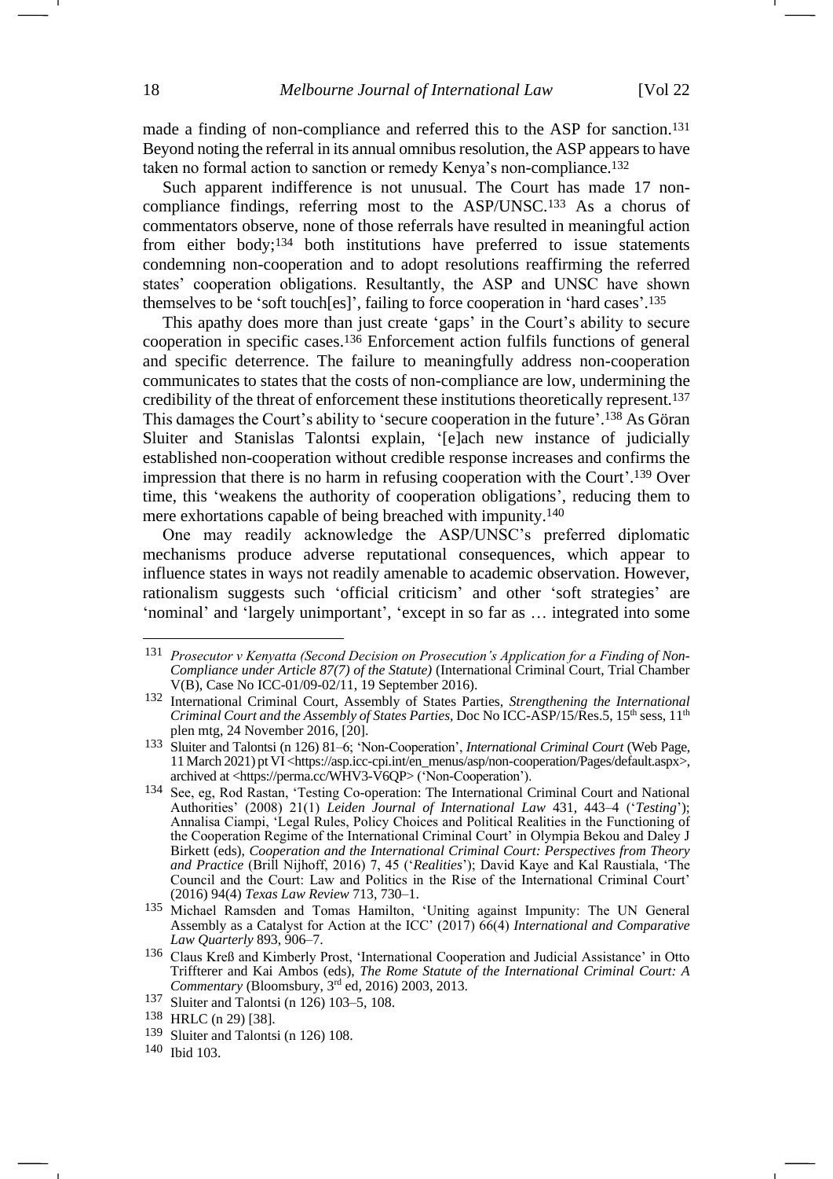made a finding of non-compliance and referred this to the ASP for sanction.[131] Beyond noting the referral in its annual omnibus resolution, the ASP appears to have taken no formal action to sanction or remedy Kenya's non-compliance.[132]

Such apparent indifference is not unusual. The Court has made 17 non-compliance findings, referring most to the ASP/UNSC.[133] As a chorus of commentators observe, none of those referrals have resulted in meaningful action from either body;[134] both institutions have preferred to issue statements condemning non-cooperation and to adopt resolutions reaffirming the referred states' cooperation obligations. Resultantly, the ASP and UNSC have shown themselves to be 'soft touch[es]', failing to force cooperation in 'hard cases'.[135]

This apathy does more than just create 'gaps' in the Court's ability to secure cooperation in specific cases.[136] Enforcement action fulfils functions of general and specific deterrence. The failure to meaningfully address non-cooperation communicates to states that the costs of non-compliance are low, undermining the credibility of the threat of enforcement these institutions theoretically represent.[137] This damages the Court's ability to 'secure cooperation in the future'.[138] As Göran Sluiter and Stanislas Talontsi explain, '[e]ach new instance of judicially established non-cooperation without credible response increases and confirms the impression that there is no harm in refusing cooperation with the Court'.[139] Over time, this 'weakens the authority of cooperation obligations', reducing them to mere exhortations capable of being breached with impunity.[140]

One may readily acknowledge the ASP/UNSC's preferred diplomatic mechanisms produce adverse reputational consequences, which appear to influence states in ways not readily amenable to academic observation. However, rationalism suggests such 'official criticism' and other 'soft strategies' are 'nominal' and 'largely unimportant', 'except in so far as … integrated into some

---

131 *Prosecutor v Kenyatta (Second Decision on Prosecution's Application for a Finding of Non-Compliance under Article 87(7) of the Statute)* (International Criminal Court, Trial Chamber V(B), Case No ICC-01/09-02/11, 19 September 2016).

132 International Criminal Court, Assembly of States Parties, *Strengthening the International Criminal Court and the Assembly of States Parties*, Doc No ICC-ASP/15/Res.5, 15th sess, 11th plen mtg, 24 November 2016, [20].

133 Sluiter and Talontsi (n 126) 81–6; 'Non-Cooperation', *International Criminal Court* (Web Page, 11 March 2021) pt VI <https://asp.icc-cpi.int/en_menus/asp/non-cooperation/Pages/default.aspx>, archived at <https://perma.cc/WHV3-V6QP> ('Non-Cooperation').

134 See, eg, Rod Rastan, 'Testing Co-operation: The International Criminal Court and National Authorities' (2008) 21(1) *Leiden Journal of International Law* 431, 443–4 ('*Testing*'); Annalisa Ciampi, 'Legal Rules, Policy Choices and Political Realities in the Functioning of the Cooperation Regime of the International Criminal Court' in Olympia Bekou and Daley J Birkett (eds), *Cooperation and the International Criminal Court: Perspectives from Theory and Practice* (Brill Nijhoff, 2016) 7, 45 ('*Realities*'); David Kaye and Kal Raustiala, 'The Council and the Court: Law and Politics in the Rise of the International Criminal Court' (2016) 94(4) *Texas Law Review* 713, 730–1.

135 Michael Ramsden and Tomas Hamilton, 'Uniting against Impunity: The UN General Assembly as a Catalyst for Action at the ICC' (2017) 66(4) *International and Comparative Law Quarterly* 893, 906–7.

136 Claus Kreß and Kimberly Prost, 'International Cooperation and Judicial Assistance' in Otto Triffterer and Kai Ambos (eds), *The Rome Statute of the International Criminal Court: A Commentary* (Bloomsbury, 3rd ed, 2016) 2003, 2013.

137 Sluiter and Talontsi (n 126) 103–5, 108.

138 HRLC (n 29) [38].

139 Sluiter and Talontsi (n 126) 108.

140 Ibid 103.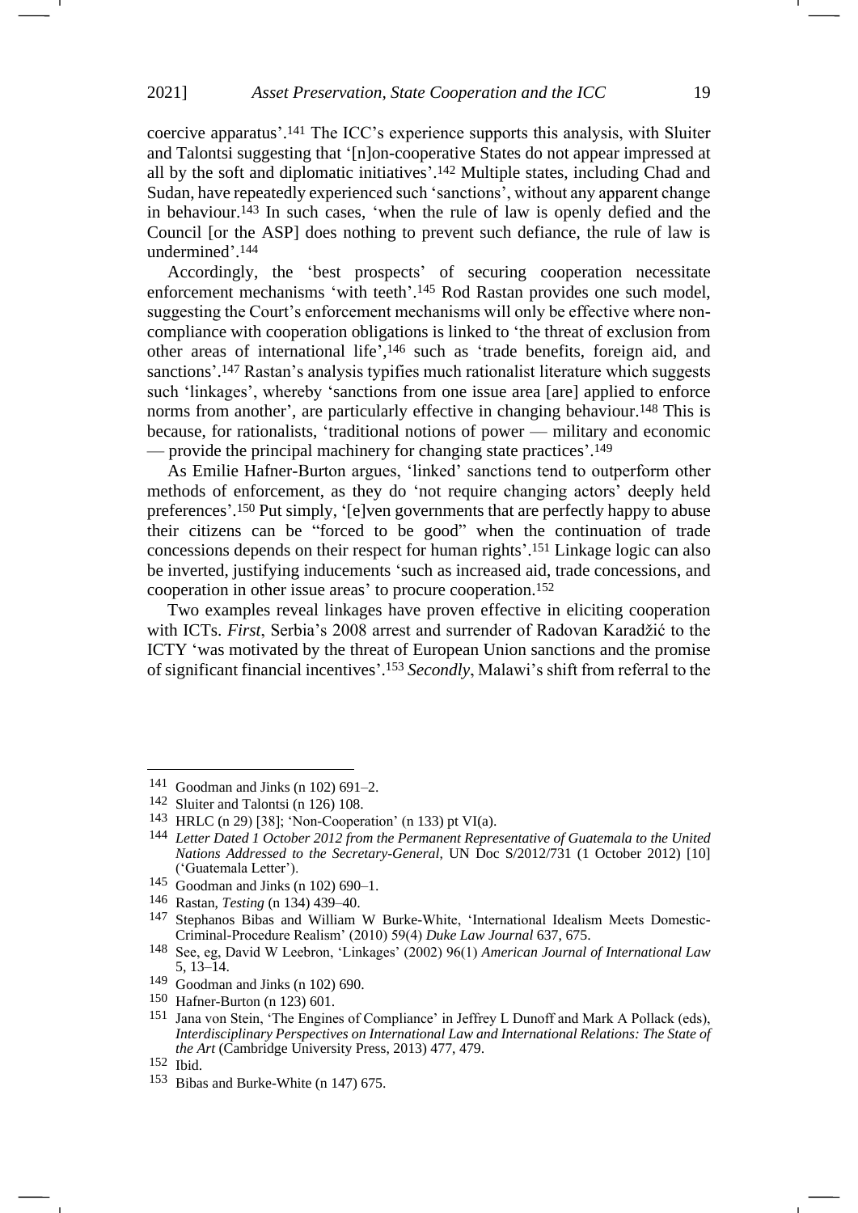coercive apparatus'.[141] The ICC's experience supports this analysis, with Sluiter and Talontsi suggesting that '[n]on-cooperative States do not appear impressed at all by the soft and diplomatic initiatives'.[142] Multiple states, including Chad and Sudan, have repeatedly experienced such 'sanctions', without any apparent change in behaviour.[143] In such cases, 'when the rule of law is openly defied and the Council [or the ASP] does nothing to prevent such defiance, the rule of law is undermined'.[144]

Accordingly, the 'best prospects' of securing cooperation necessitate enforcement mechanisms 'with teeth'.[145] Rod Rastan provides one such model, suggesting the Court's enforcement mechanisms will only be effective where non-compliance with cooperation obligations is linked to 'the threat of exclusion from other areas of international life',[146] such as 'trade benefits, foreign aid, and sanctions'.[147] Rastan's analysis typifies much rationalist literature which suggests such 'linkages', whereby 'sanctions from one issue area [are] applied to enforce norms from another', are particularly effective in changing behaviour.[148] This is because, for rationalists, 'traditional notions of power — military and economic — provide the principal machinery for changing state practices'.[149]

As Emilie Hafner-Burton argues, 'linked' sanctions tend to outperform other methods of enforcement, as they do 'not require changing actors' deeply held preferences'.[150] Put simply, '[e]ven governments that are perfectly happy to abuse their citizens can be "forced to be good" when the continuation of trade concessions depends on their respect for human rights'.[151] Linkage logic can also be inverted, justifying inducements 'such as increased aid, trade concessions, and cooperation in other issue areas' to procure cooperation.[152]

Two examples reveal linkages have proven effective in eliciting cooperation with ICTs. *First*, Serbia's 2008 arrest and surrender of Radovan Karadžić to the ICTY 'was motivated by the threat of European Union sanctions and the promise of significant financial incentives'.[153] *Secondly*, Malawi's shift from referral to the

---

[141] Goodman and Jinks (n 102) 691–2.

[142] Sluiter and Talontsi (n 126) 108.

[143] HRLC (n 29) [38]; 'Non-Cooperation' (n 133) pt VI(a).

[144] *Letter Dated 1 October 2012 from the Permanent Representative of Guatemala to the United Nations Addressed to the Secretary-General*, UN Doc S/2012/731 (1 October 2012) [10] ('Guatemala Letter').

[145] Goodman and Jinks (n 102) 690–1.

[146] Rastan, *Testing* (n 134) 439–40.

[147] Stephanos Bibas and William W Burke-White, 'International Idealism Meets Domestic-Criminal-Procedure Realism' (2010) 59(4) *Duke Law Journal* 637, 675.

[148] See, eg, David W Leebron, 'Linkages' (2002) 96(1) *American Journal of International Law* 5, 13–14.

[149] Goodman and Jinks (n 102) 690.

[150] Hafner-Burton (n 123) 601.

[151] Jana von Stein, 'The Engines of Compliance' in Jeffrey L Dunoff and Mark A Pollack (eds), *Interdisciplinary Perspectives on International Law and International Relations: The State of the Art* (Cambridge University Press, 2013) 477, 479.

[152] Ibid.

[153] Bibas and Burke-White (n 147) 675.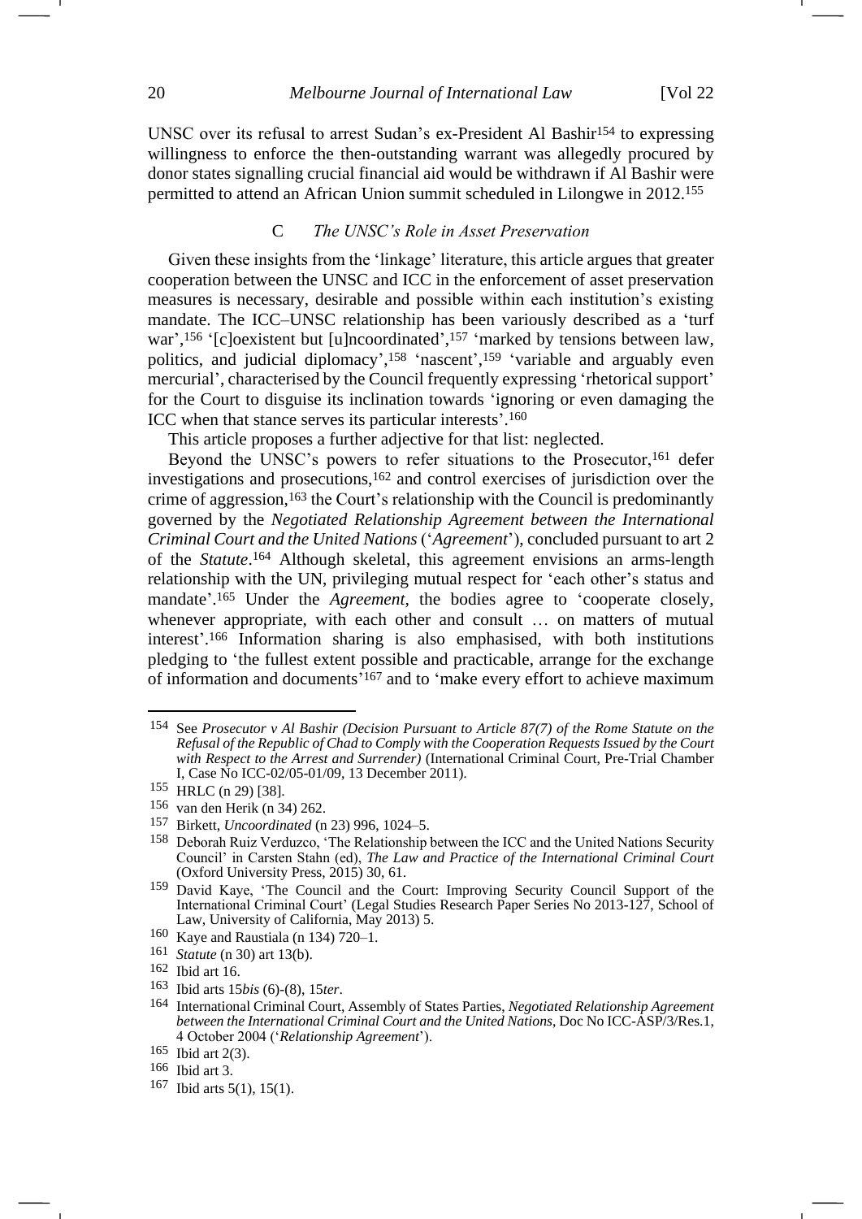UNSC over its refusal to arrest Sudan's ex-President Al Bashir[154] to expressing willingness to enforce the then-outstanding warrant was allegedly procured by donor states signalling crucial financial aid would be withdrawn if Al Bashir were permitted to attend an African Union summit scheduled in Lilongwe in 2012.[155]

### C *The UNSC's Role in Asset Preservation*

Given these insights from the 'linkage' literature, this article argues that greater cooperation between the UNSC and ICC in the enforcement of asset preservation measures is necessary, desirable and possible within each institution's existing mandate. The ICC–UNSC relationship has been variously described as a 'turf war',[156] '[c]oexistent but [u]ncoordinated',[157] 'marked by tensions between law, politics, and judicial diplomacy',[158] 'nascent',[159] 'variable and arguably even mercurial', characterised by the Council frequently expressing 'rhetorical support' for the Court to disguise its inclination towards 'ignoring or even damaging the ICC when that stance serves its particular interests'.[160]

This article proposes a further adjective for that list: neglected.

Beyond the UNSC's powers to refer situations to the Prosecutor,[161] defer investigations and prosecutions,[162] and control exercises of jurisdiction over the crime of aggression,[163] the Court's relationship with the Council is predominantly governed by the *Negotiated Relationship Agreement between the International Criminal Court and the United Nations* ('*Agreement*'), concluded pursuant to art 2 of the *Statute*.[164] Although skeletal, this agreement envisions an arms-length relationship with the UN, privileging mutual respect for 'each other's status and mandate'.[165] Under the *Agreement*, the bodies agree to 'cooperate closely, whenever appropriate, with each other and consult … on matters of mutual interest'.[166] Information sharing is also emphasised, with both institutions pledging to 'the fullest extent possible and practicable, arrange for the exchange of information and documents'[167] and to 'make every effort to achieve maximum

---

[154] See *Prosecutor v Al Bashir (Decision Pursuant to Article 87(7) of the Rome Statute on the Refusal of the Republic of Chad to Comply with the Cooperation Requests Issued by the Court with Respect to the Arrest and Surrender)* (International Criminal Court, Pre-Trial Chamber I, Case No ICC-02/05-01/09, 13 December 2011).

[155] HRLC (n 29) [38].

[156] van den Herik (n 34) 262.

[157] Birkett, *Uncoordinated* (n 23) 996, 1024–5.

[158] Deborah Ruiz Verduzco, 'The Relationship between the ICC and the United Nations Security Council' in Carsten Stahn (ed), *The Law and Practice of the International Criminal Court* (Oxford University Press, 2015) 30, 61.

[159] David Kaye, 'The Council and the Court: Improving Security Council Support of the International Criminal Court' (Legal Studies Research Paper Series No 2013-127, School of Law, University of California, May 2013) 5.

[160] Kaye and Raustiala (n 134) 720–1.

[161] *Statute* (n 30) art 13(b).

[162] Ibid art 16.

[163] Ibid arts 15*bis* (6)-(8), 15*ter*.

[164] International Criminal Court, Assembly of States Parties, *Negotiated Relationship Agreement between the International Criminal Court and the United Nations*, Doc No ICC-ASP/3/Res.1, 4 October 2004 ('*Relationship Agreement*').

[165] Ibid art 2(3).

[166] Ibid art 3.

[167] Ibid arts 5(1), 15(1).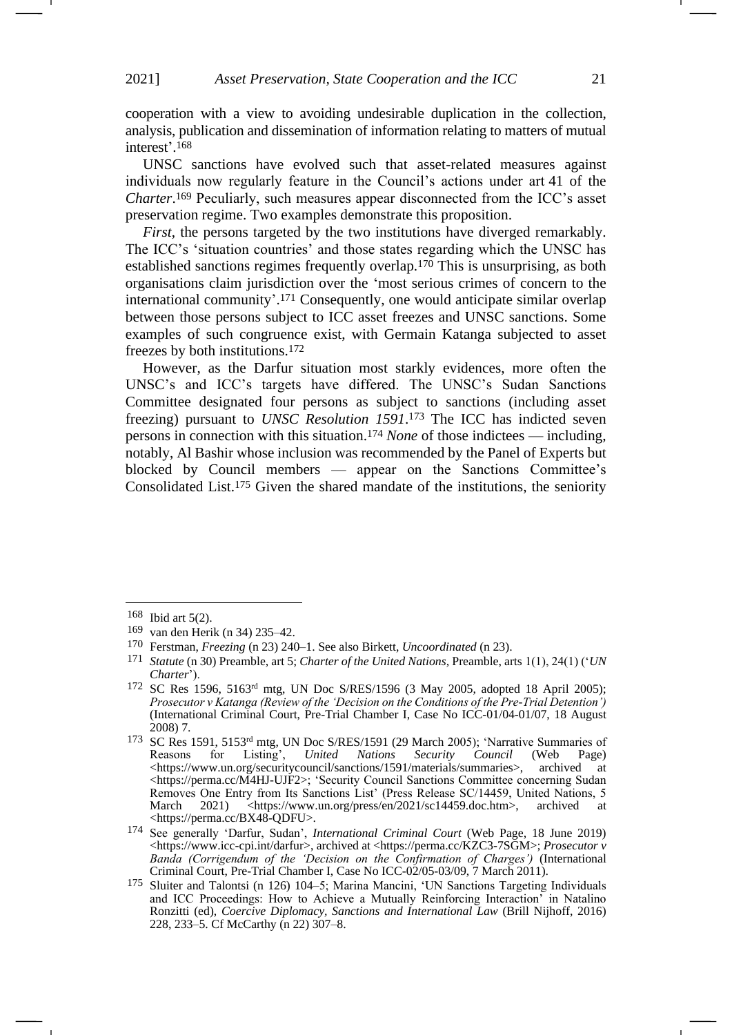cooperation with a view to avoiding undesirable duplication in the collection, analysis, publication and dissemination of information relating to matters of mutual interest'.[168]

UNSC sanctions have evolved such that asset-related measures against individuals now regularly feature in the Council's actions under art 41 of the *Charter*.[169] Peculiarly, such measures appear disconnected from the ICC's asset preservation regime. Two examples demonstrate this proposition.

*First*, the persons targeted by the two institutions have diverged remarkably. The ICC's 'situation countries' and those states regarding which the UNSC has established sanctions regimes frequently overlap.[170] This is unsurprising, as both organisations claim jurisdiction over the 'most serious crimes of concern to the international community'.[171] Consequently, one would anticipate similar overlap between those persons subject to ICC asset freezes and UNSC sanctions. Some examples of such congruence exist, with Germain Katanga subjected to asset freezes by both institutions.[172]

However, as the Darfur situation most starkly evidences, more often the UNSC's and ICC's targets have differed. The UNSC's Sudan Sanctions Committee designated four persons as subject to sanctions (including asset freezing) pursuant to *UNSC Resolution 1591*.[173] The ICC has indicted seven persons in connection with this situation.[174] *None* of those indictees — including, notably, Al Bashir whose inclusion was recommended by the Panel of Experts but blocked by Council members — appear on the Sanctions Committee's Consolidated List.[175] Given the shared mandate of the institutions, the seniority

---

[168] Ibid art 5(2).

[169] van den Herik (n 34) 235–42.

[170] Ferstman, *Freezing* (n 23) 240–1. See also Birkett, *Uncoordinated* (n 23).

[171] *Statute* (n 30) Preamble, art 5; *Charter of the United Nations*, Preamble, arts 1(1), 24(1) ('*UN Charter*').

[172] SC Res 1596, 5163rd mtg, UN Doc S/RES/1596 (3 May 2005, adopted 18 April 2005); *Prosecutor v Katanga (Review of the 'Decision on the Conditions of the Pre-Trial Detention')* (International Criminal Court, Pre-Trial Chamber I, Case No ICC-01/04-01/07, 18 August 2008) 7.

[173] SC Res 1591, 5153rd mtg, UN Doc S/RES/1591 (29 March 2005); 'Narrative Summaries of Reasons for Listing', *United Nations Security Council* (Web Page) <https://www.un.org/securitycouncil/sanctions/1591/materials/summaries>, archived at <https://perma.cc/M4HJ-UJF2>; 'Security Council Sanctions Committee concerning Sudan Removes One Entry from Its Sanctions List' (Press Release SC/14459, United Nations, 5 March 2021) <https://www.un.org/press/en/2021/sc14459.doc.htm>, archived at <https://perma.cc/BX48-QDFU>.

[174] See generally 'Darfur, Sudan', *International Criminal Court* (Web Page, 18 June 2019) <https://www.icc-cpi.int/darfur>, archived at <https://perma.cc/KZC3-7SGM>; *Prosecutor v Banda (Corrigendum of the 'Decision on the Confirmation of Charges')* (International Criminal Court, Pre-Trial Chamber I, Case No ICC-02/05-03/09, 7 March 2011).

[175] Sluiter and Talontsi (n 126) 104–5; Marina Mancini, 'UN Sanctions Targeting Individuals and ICC Proceedings: How to Achieve a Mutually Reinforcing Interaction' in Natalino Ronzitti (ed), *Coercive Diplomacy, Sanctions and International Law* (Brill Nijhoff, 2016) 228, 233–5. Cf McCarthy (n 22) 307–8.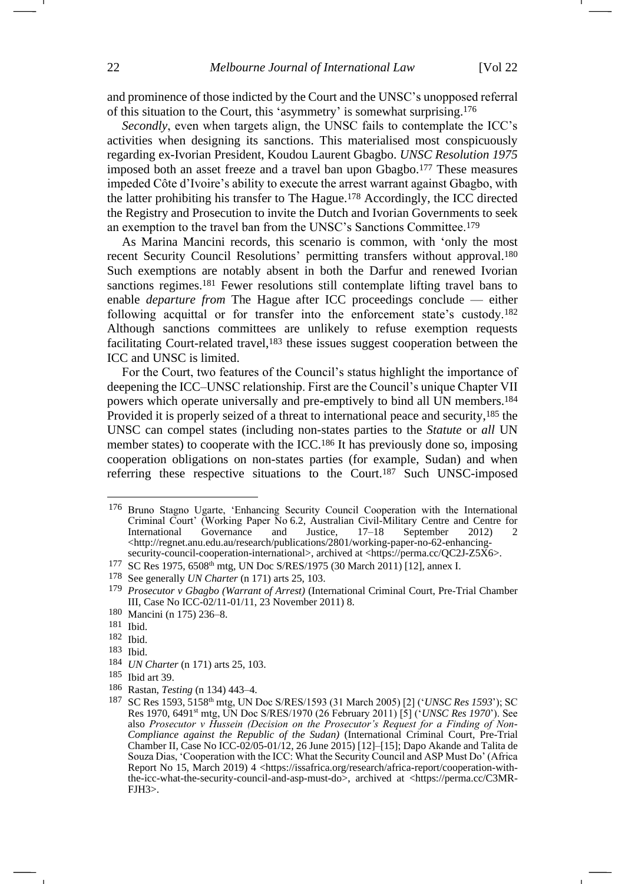and prominence of those indicted by the Court and the UNSC's unopposed referral of this situation to the Court, this 'asymmetry' is somewhat surprising.[176]

*Secondly*, even when targets align, the UNSC fails to contemplate the ICC's activities when designing its sanctions. This materialised most conspicuously regarding ex-Ivorian President, Koudou Laurent Gbagbo. *UNSC Resolution 1975* imposed both an asset freeze and a travel ban upon Gbagbo.[177] These measures impeded Côte d'Ivoire's ability to execute the arrest warrant against Gbagbo, with the latter prohibiting his transfer to The Hague.[178] Accordingly, the ICC directed the Registry and Prosecution to invite the Dutch and Ivorian Governments to seek an exemption to the travel ban from the UNSC's Sanctions Committee.[179]

As Marina Mancini records, this scenario is common, with 'only the most recent Security Council Resolutions' permitting transfers without approval.[180] Such exemptions are notably absent in both the Darfur and renewed Ivorian sanctions regimes.[181] Fewer resolutions still contemplate lifting travel bans to enable *departure from* The Hague after ICC proceedings conclude — either following acquittal or for transfer into the enforcement state's custody.[182] Although sanctions committees are unlikely to refuse exemption requests facilitating Court-related travel,[183] these issues suggest cooperation between the ICC and UNSC is limited.

For the Court, two features of the Council's status highlight the importance of deepening the ICC–UNSC relationship. First are the Council's unique Chapter VII powers which operate universally and pre-emptively to bind all UN members.[184] Provided it is properly seized of a threat to international peace and security,[185] the UNSC can compel states (including non-states parties to the *Statute* or *all* UN member states) to cooperate with the ICC.[186] It has previously done so, imposing cooperation obligations on non-states parties (for example, Sudan) and when referring these respective situations to the Court.[187] Such UNSC-imposed

---

176 Bruno Stagno Ugarte, 'Enhancing Security Council Cooperation with the International Criminal Court' (Working Paper No 6.2, Australian Civil-Military Centre and Centre for International Governance and Justice, 17–18 September 2012) 2 <http://regnet.anu.edu.au/research/publications/2801/working-paper-no-62-enhancing-security-council-cooperation-international>, archived at <https://perma.cc/QC2J-Z5X6>.

177 SC Res 1975, 6508th mtg, UN Doc S/RES/1975 (30 March 2011) [12], annex I.

178 See generally *UN Charter* (n 171) arts 25, 103.

179 *Prosecutor v Gbagbo (Warrant of Arrest)* (International Criminal Court, Pre-Trial Chamber III, Case No ICC-02/11-01/11, 23 November 2011) 8.

180 Mancini (n 175) 236–8.

181 Ibid.

182 Ibid.

183 Ibid.

184 *UN Charter* (n 171) arts 25, 103.

185 Ibid art 39.

186 Rastan, *Testing* (n 134) 443–4.

187 SC Res 1593, 5158th mtg, UN Doc S/RES/1593 (31 March 2005) [2] ('*UNSC Res 1593*'); SC Res 1970, 6491st mtg, UN Doc S/RES/1970 (26 February 2011) [5] ('*UNSC Res 1970*'). See also *Prosecutor v Hussein (Decision on the Prosecutor's Request for a Finding of Non-Compliance against the Republic of the Sudan)* (International Criminal Court, Pre-Trial Chamber II, Case No ICC-02/05-01/12, 26 June 2015) [12]–[15]; Dapo Akande and Talita de Souza Dias, 'Cooperation with the ICC: What the Security Council and ASP Must Do' (Africa Report No 15, March 2019) 4 <https://issafrica.org/research/africa-report/cooperation-with-the-icc-what-the-security-council-and-asp-must-do>, archived at <https://perma.cc/C3MR-FJH3>.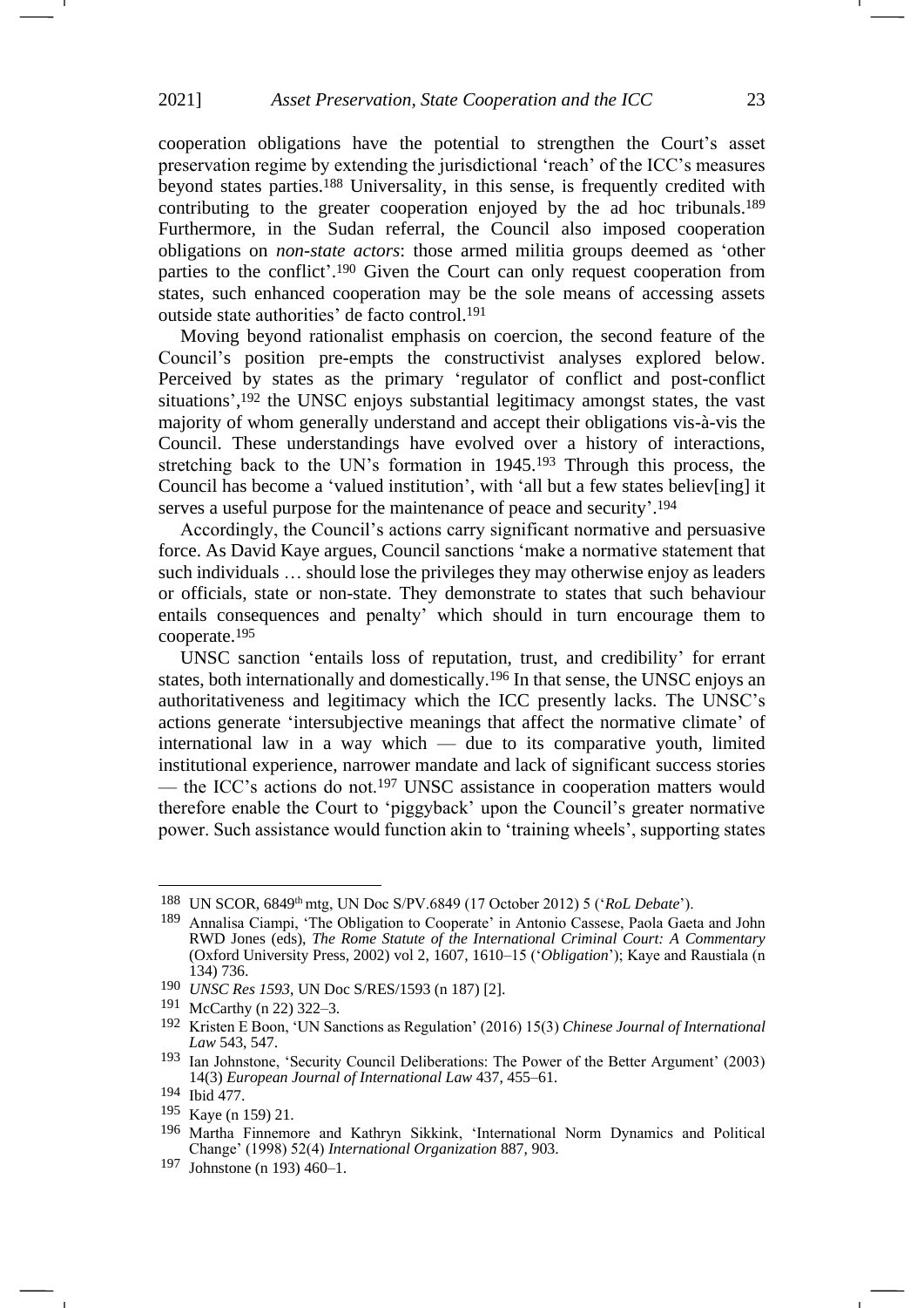cooperation obligations have the potential to strengthen the Court's asset preservation regime by extending the jurisdictional 'reach' of the ICC's measures beyond states parties.[188] Universality, in this sense, is frequently credited with contributing to the greater cooperation enjoyed by the ad hoc tribunals.[189] Furthermore, in the Sudan referral, the Council also imposed cooperation obligations on *non-state actors*: those armed militia groups deemed as 'other parties to the conflict'.[190] Given the Court can only request cooperation from states, such enhanced cooperation may be the sole means of accessing assets outside state authorities' de facto control.[191]

Moving beyond rationalist emphasis on coercion, the second feature of the Council's position pre-empts the constructivist analyses explored below. Perceived by states as the primary 'regulator of conflict and post-conflict situations',[192] the UNSC enjoys substantial legitimacy amongst states, the vast majority of whom generally understand and accept their obligations vis-à-vis the Council. These understandings have evolved over a history of interactions, stretching back to the UN's formation in 1945.[193] Through this process, the Council has become a 'valued institution', with 'all but a few states believ[ing] it serves a useful purpose for the maintenance of peace and security'.[194]

Accordingly, the Council's actions carry significant normative and persuasive force. As David Kaye argues, Council sanctions 'make a normative statement that such individuals … should lose the privileges they may otherwise enjoy as leaders or officials, state or non-state. They demonstrate to states that such behaviour entails consequences and penalty' which should in turn encourage them to cooperate.[195]

UNSC sanction 'entails loss of reputation, trust, and credibility' for errant states, both internationally and domestically.[196] In that sense, the UNSC enjoys an authoritativeness and legitimacy which the ICC presently lacks. The UNSC's actions generate 'intersubjective meanings that affect the normative climate' of international law in a way which — due to its comparative youth, limited institutional experience, narrower mandate and lack of significant success stories — the ICC's actions do not.[197] UNSC assistance in cooperation matters would therefore enable the Court to 'piggyback' upon the Council's greater normative power. Such assistance would function akin to 'training wheels', supporting states

---

[188] UN SCOR, 6849th mtg, UN Doc S/PV.6849 (17 October 2012) 5 ('*RoL Debate*').

[189] Annalisa Ciampi, 'The Obligation to Cooperate' in Antonio Cassese, Paola Gaeta and John RWD Jones (eds), *The Rome Statute of the International Criminal Court: A Commentary* (Oxford University Press, 2002) vol 2, 1607, 1610–15 ('*Obligation*'); Kaye and Raustiala (n 134) 736.

[190] *UNSC Res 1593*, UN Doc S/RES/1593 (n 187) [2].

[191] McCarthy (n 22) 322–3.

[192] Kristen E Boon, 'UN Sanctions as Regulation' (2016) 15(3) *Chinese Journal of International Law* 543, 547.

[193] Ian Johnstone, 'Security Council Deliberations: The Power of the Better Argument' (2003) 14(3) *European Journal of International Law* 437, 455–61.

[194] Ibid 477.

[195] Kaye (n 159) 21.

[196] Martha Finnemore and Kathryn Sikkink, 'International Norm Dynamics and Political Change' (1998) 52(4) *International Organization* 887, 903.

[197] Johnstone (n 193) 460–1.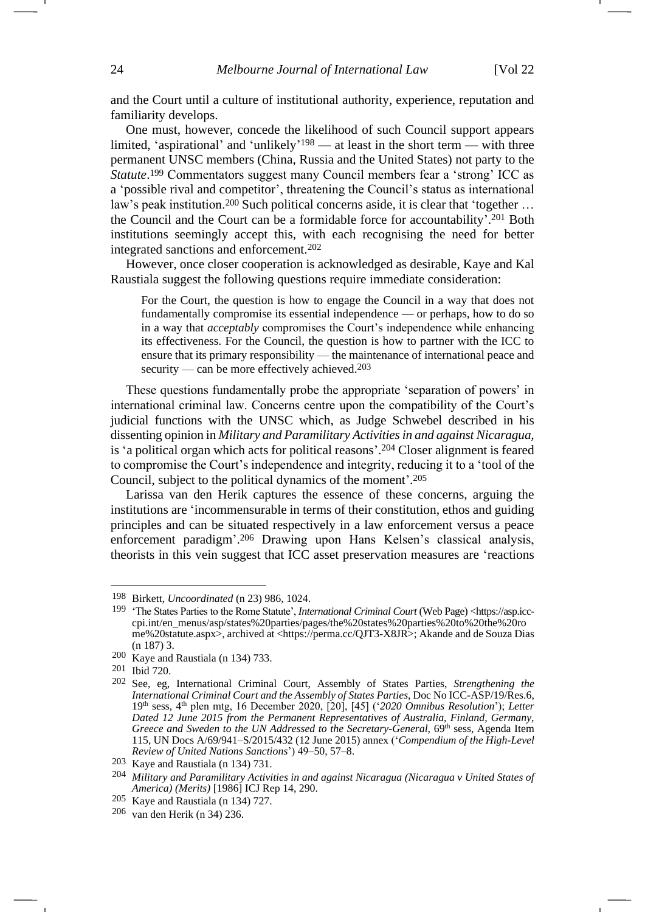and the Court until a culture of institutional authority, experience, reputation and familiarity develops.

One must, however, concede the likelihood of such Council support appears limited, 'aspirational' and 'unlikely'[198] — at least in the short term — with three permanent UNSC members (China, Russia and the United States) not party to the *Statute*.[199] Commentators suggest many Council members fear a 'strong' ICC as a 'possible rival and competitor', threatening the Council's status as international law's peak institution.[200] Such political concerns aside, it is clear that 'together … the Council and the Court can be a formidable force for accountability'.[201] Both institutions seemingly accept this, with each recognising the need for better integrated sanctions and enforcement.[202]

However, once closer cooperation is acknowledged as desirable, Kaye and Kal Raustiala suggest the following questions require immediate consideration:

> For the Court, the question is how to engage the Council in a way that does not fundamentally compromise its essential independence — or perhaps, how to do so in a way that *acceptably* compromises the Court's independence while enhancing its effectiveness. For the Council, the question is how to partner with the ICC to ensure that its primary responsibility — the maintenance of international peace and security — can be more effectively achieved.[203]

These questions fundamentally probe the appropriate 'separation of powers' in international criminal law. Concerns centre upon the compatibility of the Court's judicial functions with the UNSC which, as Judge Schwebel described in his dissenting opinion in *Military and Paramilitary Activities in and against Nicaragua*, is 'a political organ which acts for political reasons'.[204] Closer alignment is feared to compromise the Court's independence and integrity, reducing it to a 'tool of the Council, subject to the political dynamics of the moment'.[205]

Larissa van den Herik captures the essence of these concerns, arguing the institutions are 'incommensurable in terms of their constitution, ethos and guiding principles and can be situated respectively in a law enforcement versus a peace enforcement paradigm'.[206] Drawing upon Hans Kelsen's classical analysis, theorists in this vein suggest that ICC asset preservation measures are 'reactions

---

[198] Birkett, *Uncoordinated* (n 23) 986, 1024.

[199] 'The States Parties to the Rome Statute', *International Criminal Court* (Web Page) <https://asp.icc-cpi.int/en_menus/asp/states%20parties/pages/the%20states%20parties%20to%20the%20rome%20statute.aspx>, archived at <https://perma.cc/QJT3-X8JR>; Akande and de Souza Dias (n 187) 3.

[200] Kaye and Raustiala (n 134) 733.

[201] Ibid 720.

[202] See, eg, International Criminal Court, Assembly of States Parties, *Strengthening the International Criminal Court and the Assembly of States Parties*, Doc No ICC-ASP/19/Res.6, 19th sess, 4th plen mtg, 16 December 2020, [20], [45] ('*2020 Omnibus Resolution*'); *Letter Dated 12 June 2015 from the Permanent Representatives of Australia, Finland, Germany, Greece and Sweden to the UN Addressed to the Secretary-General*, 69th sess, Agenda Item 115, UN Docs A/69/941–S/2015/432 (12 June 2015) annex ('*Compendium of the High-Level Review of United Nations Sanctions*') 49–50, 57–8.

[203] Kaye and Raustiala (n 134) 731.

[204] *Military and Paramilitary Activities in and against Nicaragua (Nicaragua v United States of America) (Merits)* [1986] ICJ Rep 14, 290.

[205] Kaye and Raustiala (n 134) 727.

[206] van den Herik (n 34) 236.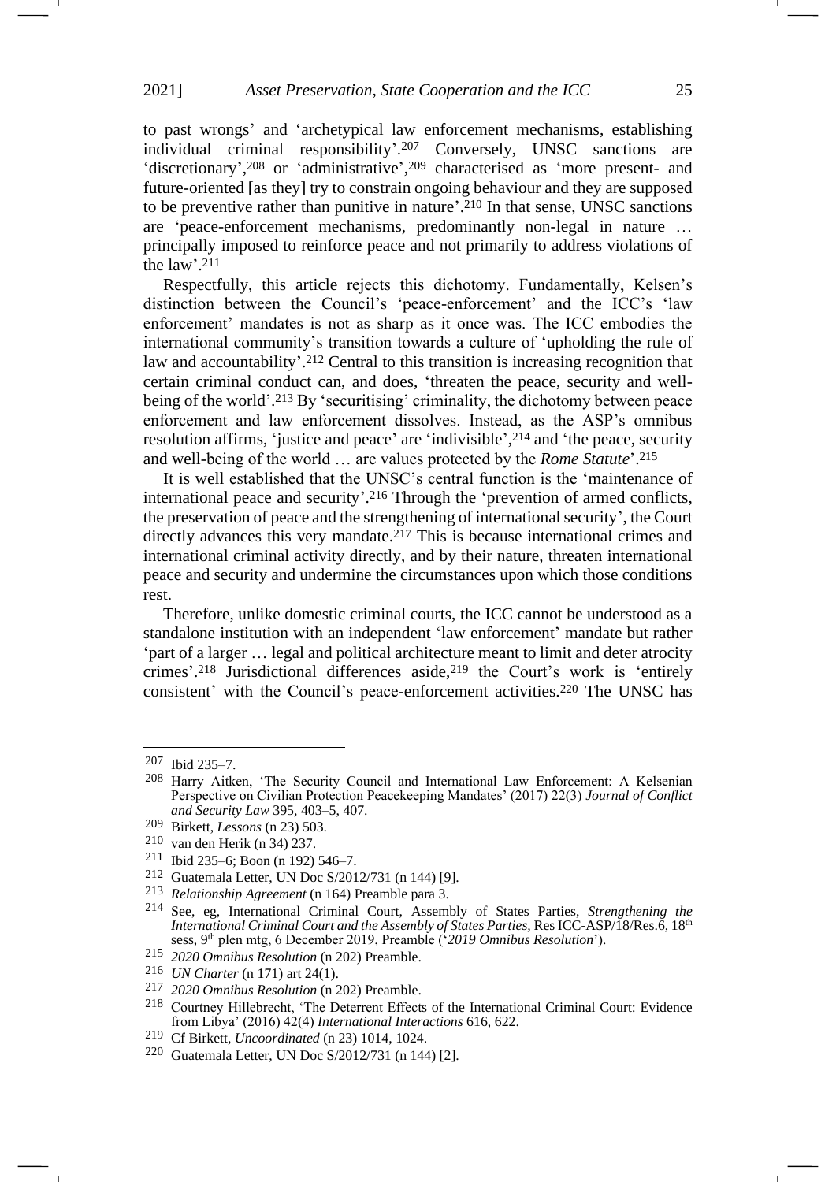to past wrongs' and 'archetypical law enforcement mechanisms, establishing individual criminal responsibility'.[207] Conversely, UNSC sanctions are 'discretionary',[208] or 'administrative',[209] characterised as 'more present- and future-oriented [as they] try to constrain ongoing behaviour and they are supposed to be preventive rather than punitive in nature'.[210] In that sense, UNSC sanctions are 'peace-enforcement mechanisms, predominantly non-legal in nature … principally imposed to reinforce peace and not primarily to address violations of the law'.[211]

Respectfully, this article rejects this dichotomy. Fundamentally, Kelsen's distinction between the Council's 'peace-enforcement' and the ICC's 'law enforcement' mandates is not as sharp as it once was. The ICC embodies the international community's transition towards a culture of 'upholding the rule of law and accountability'.[212] Central to this transition is increasing recognition that certain criminal conduct can, and does, 'threaten the peace, security and well-being of the world'.[213] By 'securitising' criminality, the dichotomy between peace enforcement and law enforcement dissolves. Instead, as the ASP's omnibus resolution affirms, 'justice and peace' are 'indivisible',[214] and 'the peace, security and well-being of the world … are values protected by the *Rome Statute*'.[215]

It is well established that the UNSC's central function is the 'maintenance of international peace and security'.[216] Through the 'prevention of armed conflicts, the preservation of peace and the strengthening of international security', the Court directly advances this very mandate.[217] This is because international crimes and international criminal activity directly, and by their nature, threaten international peace and security and undermine the circumstances upon which those conditions rest.

Therefore, unlike domestic criminal courts, the ICC cannot be understood as a standalone institution with an independent 'law enforcement' mandate but rather 'part of a larger … legal and political architecture meant to limit and deter atrocity crimes'.[218] Jurisdictional differences aside,[219] the Court's work is 'entirely consistent' with the Council's peace-enforcement activities.[220] The UNSC has

---

[207] Ibid 235–7.

[208] Harry Aitken, 'The Security Council and International Law Enforcement: A Kelsenian Perspective on Civilian Protection Peacekeeping Mandates' (2017) 22(3) *Journal of Conflict and Security Law* 395, 403–5, 407.

[209] Birkett, *Lessons* (n 23) 503.

[210] van den Herik (n 34) 237.

[211] Ibid 235–6; Boon (n 192) 546–7.

[212] Guatemala Letter, UN Doc S/2012/731 (n 144) [9].

[213] *Relationship Agreement* (n 164) Preamble para 3.

[214] See, eg, International Criminal Court, Assembly of States Parties, *Strengthening the International Criminal Court and the Assembly of States Parties*, Res ICC-ASP/18/Res.6, 18th sess, 9th plen mtg, 6 December 2019, Preamble ('*2019 Omnibus Resolution*').

[215] *2020 Omnibus Resolution* (n 202) Preamble.

[216] *UN Charter* (n 171) art 24(1).

[217] *2020 Omnibus Resolution* (n 202) Preamble.

[218] Courtney Hillebrecht, 'The Deterrent Effects of the International Criminal Court: Evidence from Libya' (2016) 42(4) *International Interactions* 616, 622.

[219] Cf Birkett, *Uncoordinated* (n 23) 1014, 1024.

[220] Guatemala Letter, UN Doc S/2012/731 (n 144) [2].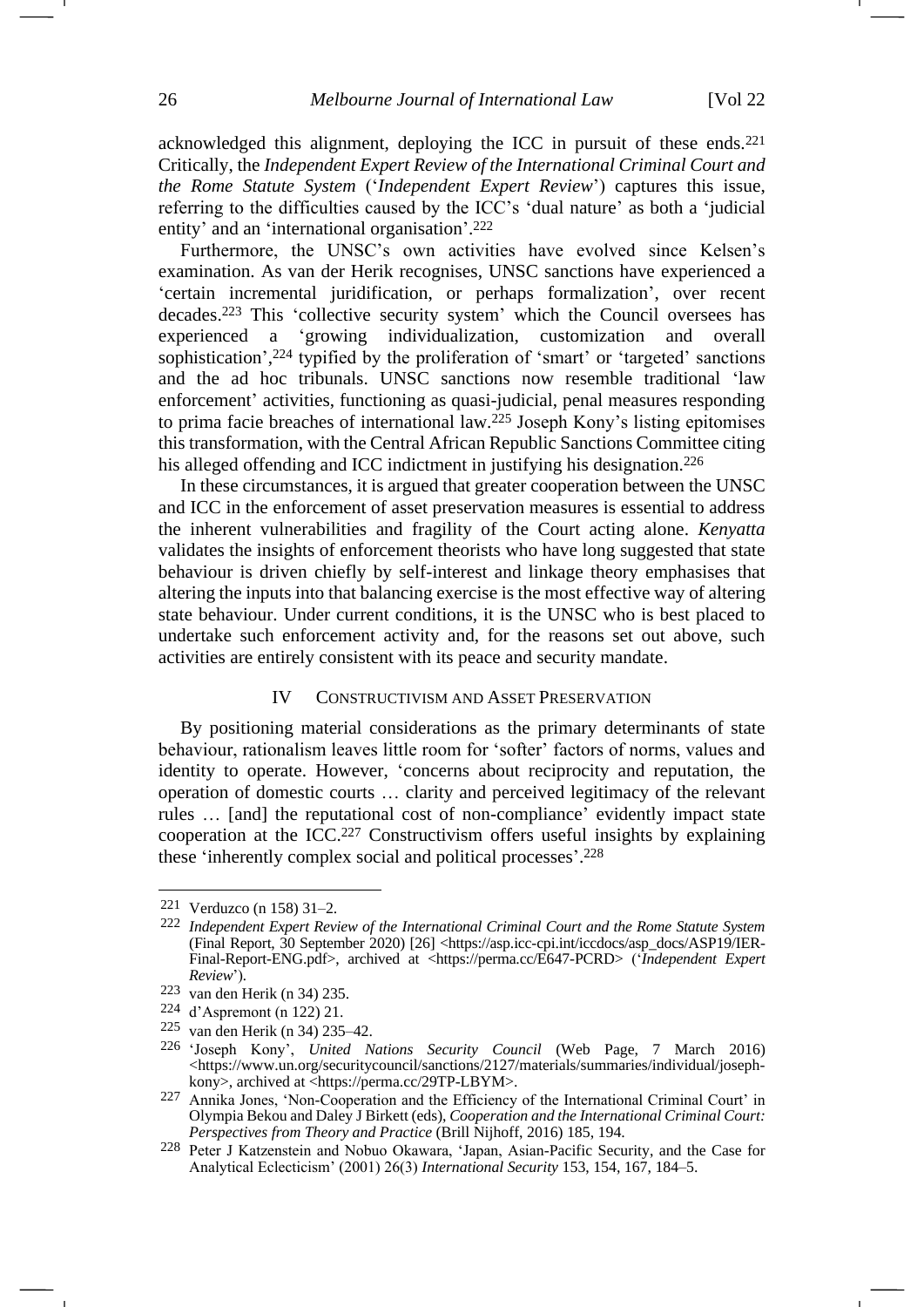acknowledged this alignment, deploying the ICC in pursuit of these ends.[221] Critically, the *Independent Expert Review of the International Criminal Court and the Rome Statute System* ('*Independent Expert Review*') captures this issue, referring to the difficulties caused by the ICC's 'dual nature' as both a 'judicial entity' and an 'international organisation'.[222]

Furthermore, the UNSC's own activities have evolved since Kelsen's examination. As van der Herik recognises, UNSC sanctions have experienced a 'certain incremental juridification, or perhaps formalization', over recent decades.[223] This 'collective security system' which the Council oversees has experienced a 'growing individualization, customization and overall sophistication',[224] typified by the proliferation of 'smart' or 'targeted' sanctions and the ad hoc tribunals. UNSC sanctions now resemble traditional 'law enforcement' activities, functioning as quasi-judicial, penal measures responding to prima facie breaches of international law.[225] Joseph Kony's listing epitomises this transformation, with the Central African Republic Sanctions Committee citing his alleged offending and ICC indictment in justifying his designation.[226]

In these circumstances, it is argued that greater cooperation between the UNSC and ICC in the enforcement of asset preservation measures is essential to address the inherent vulnerabilities and fragility of the Court acting alone. *Kenyatta* validates the insights of enforcement theorists who have long suggested that state behaviour is driven chiefly by self-interest and linkage theory emphasises that altering the inputs into that balancing exercise is the most effective way of altering state behaviour. Under current conditions, it is the UNSC who is best placed to undertake such enforcement activity and, for the reasons set out above, such activities are entirely consistent with its peace and security mandate.

## IV CONSTRUCTIVISM AND ASSET PRESERVATION

By positioning material considerations as the primary determinants of state behaviour, rationalism leaves little room for 'softer' factors of norms, values and identity to operate. However, 'concerns about reciprocity and reputation, the operation of domestic courts … clarity and perceived legitimacy of the relevant rules … [and] the reputational cost of non-compliance' evidently impact state cooperation at the ICC.[227] Constructivism offers useful insights by explaining these 'inherently complex social and political processes'.[228]

---

221 Verduzco (n 158) 31–2.

222 *Independent Expert Review of the International Criminal Court and the Rome Statute System* (Final Report, 30 September 2020) [26] <https://asp.icc-cpi.int/iccdocs/asp_docs/ASP19/IER-Final-Report-ENG.pdf>, archived at <https://perma.cc/E647-PCRD> ('*Independent Expert Review*').

223 van den Herik (n 34) 235.

224 d'Aspremont (n 122) 21.

225 van den Herik (n 34) 235–42.

226 'Joseph Kony', *United Nations Security Council* (Web Page, 7 March 2016) <https://www.un.org/securitycouncil/sanctions/2127/materials/summaries/individual/joseph-kony>, archived at <https://perma.cc/29TP-LBYM>.

227 Annika Jones, 'Non-Cooperation and the Efficiency of the International Criminal Court' in Olympia Bekou and Daley J Birkett (eds), *Cooperation and the International Criminal Court: Perspectives from Theory and Practice* (Brill Nijhoff, 2016) 185, 194.

228 Peter J Katzenstein and Nobuo Okawara, 'Japan, Asian-Pacific Security, and the Case for Analytical Eclecticism' (2001) 26(3) *International Security* 153, 154, 167, 184–5.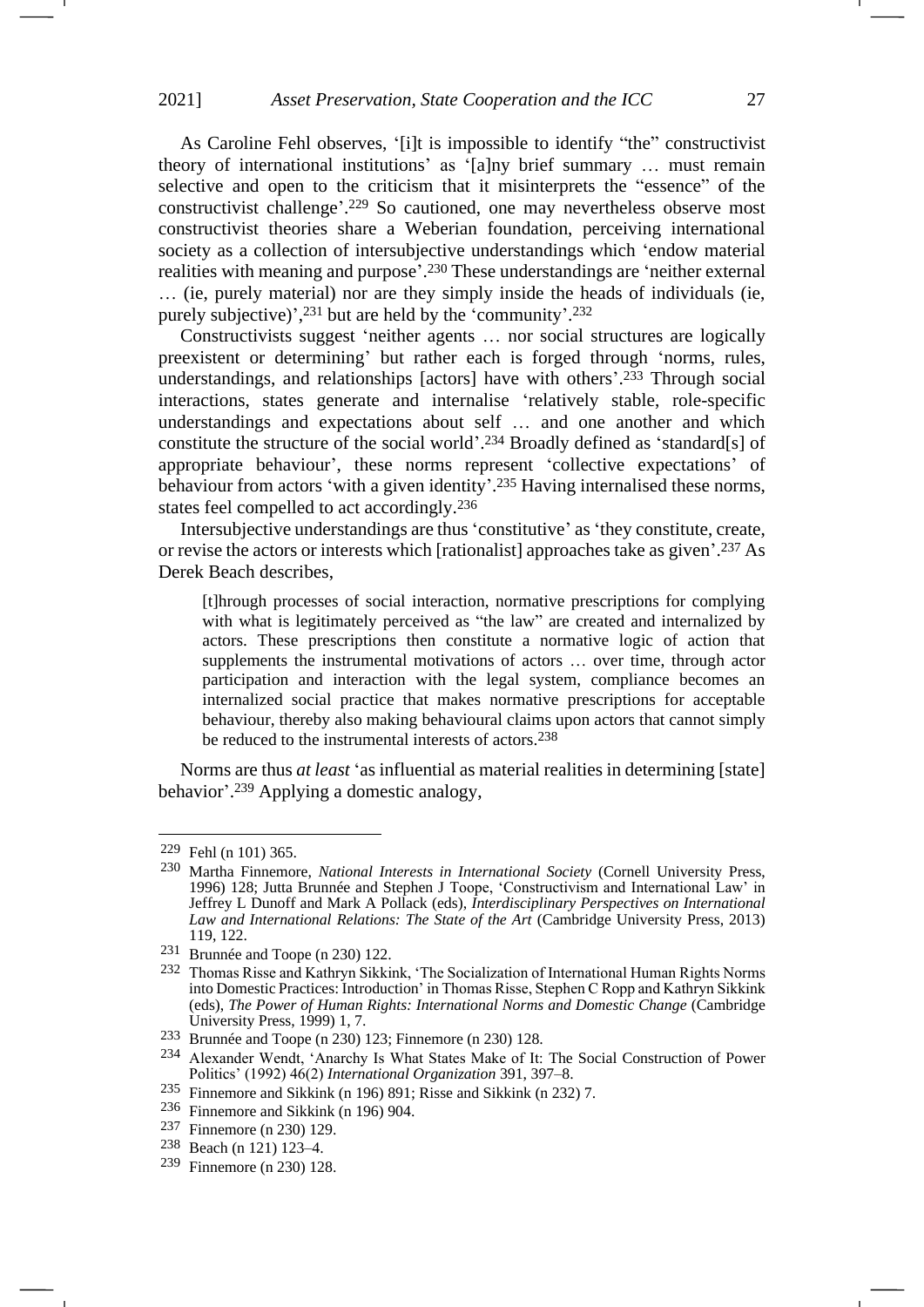As Caroline Fehl observes, '[i]t is impossible to identify "the" constructivist theory of international institutions' as '[a]ny brief summary … must remain selective and open to the criticism that it misinterprets the "essence" of the constructivist challenge'.[229] So cautioned, one may nevertheless observe most constructivist theories share a Weberian foundation, perceiving international society as a collection of intersubjective understandings which 'endow material realities with meaning and purpose'.[230] These understandings are 'neither external … (ie, purely material) nor are they simply inside the heads of individuals (ie, purely subjective)',[231] but are held by the 'community'.[232]

Constructivists suggest 'neither agents … nor social structures are logically preexistent or determining' but rather each is forged through 'norms, rules, understandings, and relationships [actors] have with others'.[233] Through social interactions, states generate and internalise 'relatively stable, role-specific understandings and expectations about self … and one another and which constitute the structure of the social world'.[234] Broadly defined as 'standard[s] of appropriate behaviour', these norms represent 'collective expectations' of behaviour from actors 'with a given identity'.[235] Having internalised these norms, states feel compelled to act accordingly.[236]

Intersubjective understandings are thus 'constitutive' as 'they constitute, create, or revise the actors or interests which [rationalist] approaches take as given'.[237] As Derek Beach describes,

> [t]hrough processes of social interaction, normative prescriptions for complying with what is legitimately perceived as "the law" are created and internalized by actors. These prescriptions then constitute a normative logic of action that supplements the instrumental motivations of actors … over time, through actor participation and interaction with the legal system, compliance becomes an internalized social practice that makes normative prescriptions for acceptable behaviour, thereby also making behavioural claims upon actors that cannot simply be reduced to the instrumental interests of actors.[238]

Norms are thus *at least* 'as influential as material realities in determining [state] behavior'.[239] Applying a domestic analogy,

---

[229] Fehl (n 101) 365.

[230] Martha Finnemore, *National Interests in International Society* (Cornell University Press, 1996) 128; Jutta Brunnée and Stephen J Toope, 'Constructivism and International Law' in Jeffrey L Dunoff and Mark A Pollack (eds), *Interdisciplinary Perspectives on International Law and International Relations: The State of the Art* (Cambridge University Press, 2013) 119, 122.

[231] Brunnée and Toope (n 230) 122.

[232] Thomas Risse and Kathryn Sikkink, 'The Socialization of International Human Rights Norms into Domestic Practices: Introduction' in Thomas Risse, Stephen C Ropp and Kathryn Sikkink (eds), *The Power of Human Rights: International Norms and Domestic Change* (Cambridge University Press, 1999) 1, 7.

[233] Brunnée and Toope (n 230) 123; Finnemore (n 230) 128.

[234] Alexander Wendt, 'Anarchy Is What States Make of It: The Social Construction of Power Politics' (1992) 46(2) *International Organization* 391, 397–8.

[235] Finnemore and Sikkink (n 196) 891; Risse and Sikkink (n 232) 7.

[236] Finnemore and Sikkink (n 196) 904.

[237] Finnemore (n 230) 129.

[238] Beach (n 121) 123–4.

[239] Finnemore (n 230) 128.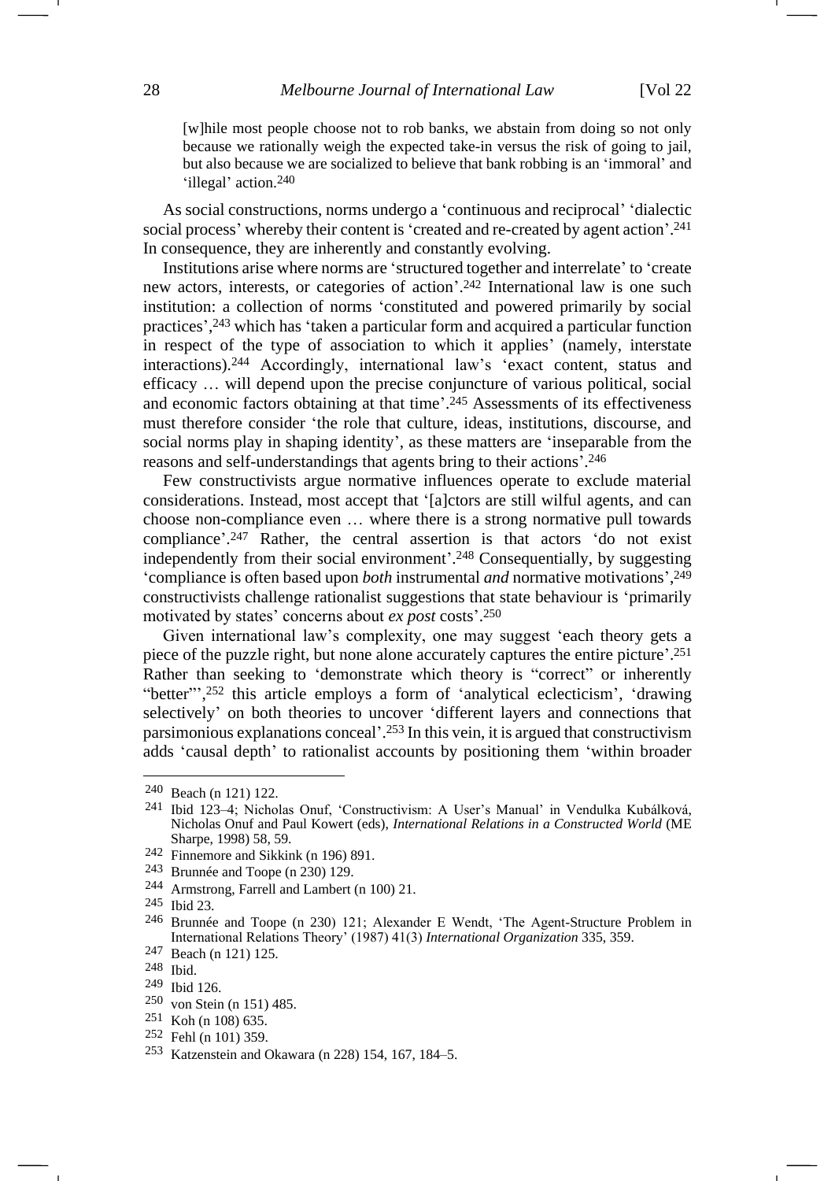> [w]hile most people choose not to rob banks, we abstain from doing so not only because we rationally weigh the expected take-in versus the risk of going to jail, but also because we are socialized to believe that bank robbing is an 'immoral' and 'illegal' action.[240]

As social constructions, norms undergo a 'continuous and reciprocal' 'dialectic social process' whereby their content is 'created and re-created by agent action'.[241] In consequence, they are inherently and constantly evolving.

Institutions arise where norms are 'structured together and interrelate' to 'create new actors, interests, or categories of action'.[242] International law is one such institution: a collection of norms 'constituted and powered primarily by social practices',[243] which has 'taken a particular form and acquired a particular function in respect of the type of association to which it applies' (namely, interstate interactions).[244] Accordingly, international law's 'exact content, status and efficacy … will depend upon the precise conjuncture of various political, social and economic factors obtaining at that time'.[245] Assessments of its effectiveness must therefore consider 'the role that culture, ideas, institutions, discourse, and social norms play in shaping identity', as these matters are 'inseparable from the reasons and self-understandings that agents bring to their actions'.[246]

Few constructivists argue normative influences operate to exclude material considerations. Instead, most accept that '[a]ctors are still wilful agents, and can choose non-compliance even … where there is a strong normative pull towards compliance'.[247] Rather, the central assertion is that actors 'do not exist independently from their social environment'.[248] Consequentially, by suggesting 'compliance is often based upon *both* instrumental *and* normative motivations',[249] constructivists challenge rationalist suggestions that state behaviour is 'primarily motivated by states' concerns about *ex post* costs'.[250]

Given international law's complexity, one may suggest 'each theory gets a piece of the puzzle right, but none alone accurately captures the entire picture'.[251] Rather than seeking to 'demonstrate which theory is "correct" or inherently "better"',[252] this article employs a form of 'analytical eclecticism', 'drawing selectively' on both theories to uncover 'different layers and connections that parsimonious explanations conceal'.[253] In this vein, it is argued that constructivism adds 'causal depth' to rationalist accounts by positioning them 'within broader

---

[240] Beach (n 121) 122.

[241] Ibid 123–4; Nicholas Onuf, 'Constructivism: A User's Manual' in Vendulka Kubálková, Nicholas Onuf and Paul Kowert (eds), *International Relations in a Constructed World* (ME Sharpe, 1998) 58, 59.

[242] Finnemore and Sikkink (n 196) 891.

[243] Brunnée and Toope (n 230) 129.

[244] Armstrong, Farrell and Lambert (n 100) 21.

[245] Ibid 23.

[246] Brunnée and Toope (n 230) 121; Alexander E Wendt, 'The Agent-Structure Problem in International Relations Theory' (1987) 41(3) *International Organization* 335, 359.

[247] Beach (n 121) 125.

[248] Ibid.

[249] Ibid 126.

[250] von Stein (n 151) 485.

[251] Koh (n 108) 635.

[252] Fehl (n 101) 359.

[253] Katzenstein and Okawara (n 228) 154, 167, 184–5.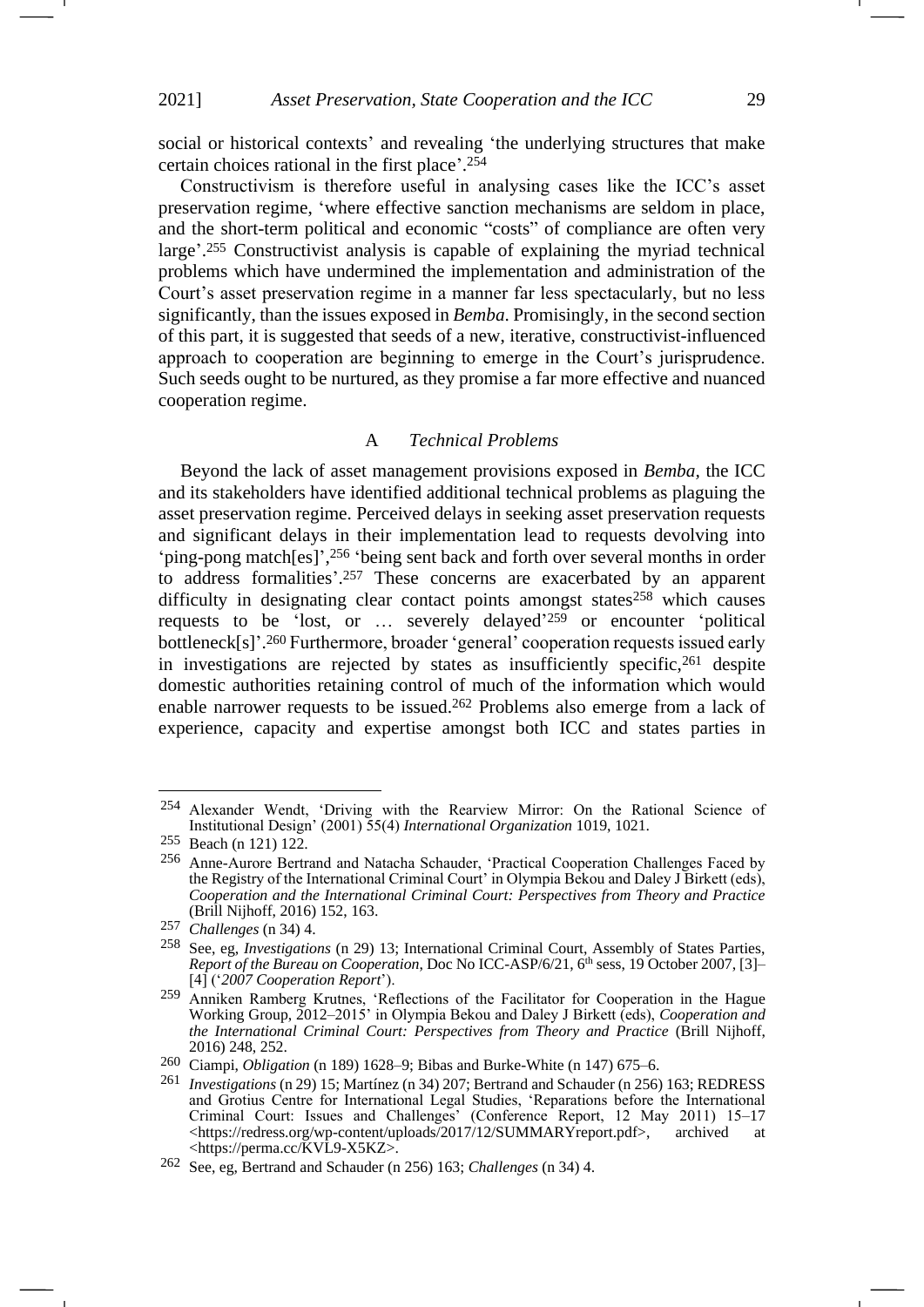social or historical contexts' and revealing 'the underlying structures that make certain choices rational in the first place'.[254]

Constructivism is therefore useful in analysing cases like the ICC's asset preservation regime, 'where effective sanction mechanisms are seldom in place, and the short-term political and economic "costs" of compliance are often very large'.[255] Constructivist analysis is capable of explaining the myriad technical problems which have undermined the implementation and administration of the Court's asset preservation regime in a manner far less spectacularly, but no less significantly, than the issues exposed in *Bemba*. Promisingly, in the second section of this part, it is suggested that seeds of a new, iterative, constructivist-influenced approach to cooperation are beginning to emerge in the Court's jurisprudence. Such seeds ought to be nurtured, as they promise a far more effective and nuanced cooperation regime.

### A *Technical Problems*

Beyond the lack of asset management provisions exposed in *Bemba*, the ICC and its stakeholders have identified additional technical problems as plaguing the asset preservation regime. Perceived delays in seeking asset preservation requests and significant delays in their implementation lead to requests devolving into 'ping-pong match[es]',[256] 'being sent back and forth over several months in order to address formalities'.[257] These concerns are exacerbated by an apparent difficulty in designating clear contact points amongst states[258] which causes requests to be 'lost, or … severely delayed'[259] or encounter 'political bottleneck[s]'.[260] Furthermore, broader 'general' cooperation requests issued early in investigations are rejected by states as insufficiently specific,[261] despite domestic authorities retaining control of much of the information which would enable narrower requests to be issued.[262] Problems also emerge from a lack of experience, capacity and expertise amongst both ICC and states parties in

---

[254] Alexander Wendt, 'Driving with the Rearview Mirror: On the Rational Science of Institutional Design' (2001) 55(4) *International Organization* 1019, 1021.

[255] Beach (n 121) 122.

[256] Anne-Aurore Bertrand and Natacha Schauder, 'Practical Cooperation Challenges Faced by the Registry of the International Criminal Court' in Olympia Bekou and Daley J Birkett (eds), *Cooperation and the International Criminal Court: Perspectives from Theory and Practice* (Brill Nijhoff, 2016) 152, 163.

[257] *Challenges* (n 34) 4.

[258] See, eg, *Investigations* (n 29) 13; International Criminal Court, Assembly of States Parties, *Report of the Bureau on Cooperation*, Doc No ICC-ASP/6/21, 6th sess, 19 October 2007, [3]–[4] ('*2007 Cooperation Report*').

[259] Anniken Ramberg Krutnes, 'Reflections of the Facilitator for Cooperation in the Hague Working Group, 2012–2015' in Olympia Bekou and Daley J Birkett (eds), *Cooperation and the International Criminal Court: Perspectives from Theory and Practice* (Brill Nijhoff, 2016) 248, 252.

[260] Ciampi, *Obligation* (n 189) 1628–9; Bibas and Burke-White (n 147) 675–6.

[261] *Investigations* (n 29) 15; Martínez (n 34) 207; Bertrand and Schauder (n 256) 163; REDRESS and Grotius Centre for International Legal Studies, 'Reparations before the International Criminal Court: Issues and Challenges' (Conference Report, 12 May 2011) 15–17 <https://redress.org/wp-content/uploads/2017/12/SUMMARYreport.pdf>, archived at <https://perma.cc/KVL9-X5KZ>.

[262] See, eg, Bertrand and Schauder (n 256) 163; *Challenges* (n 34) 4.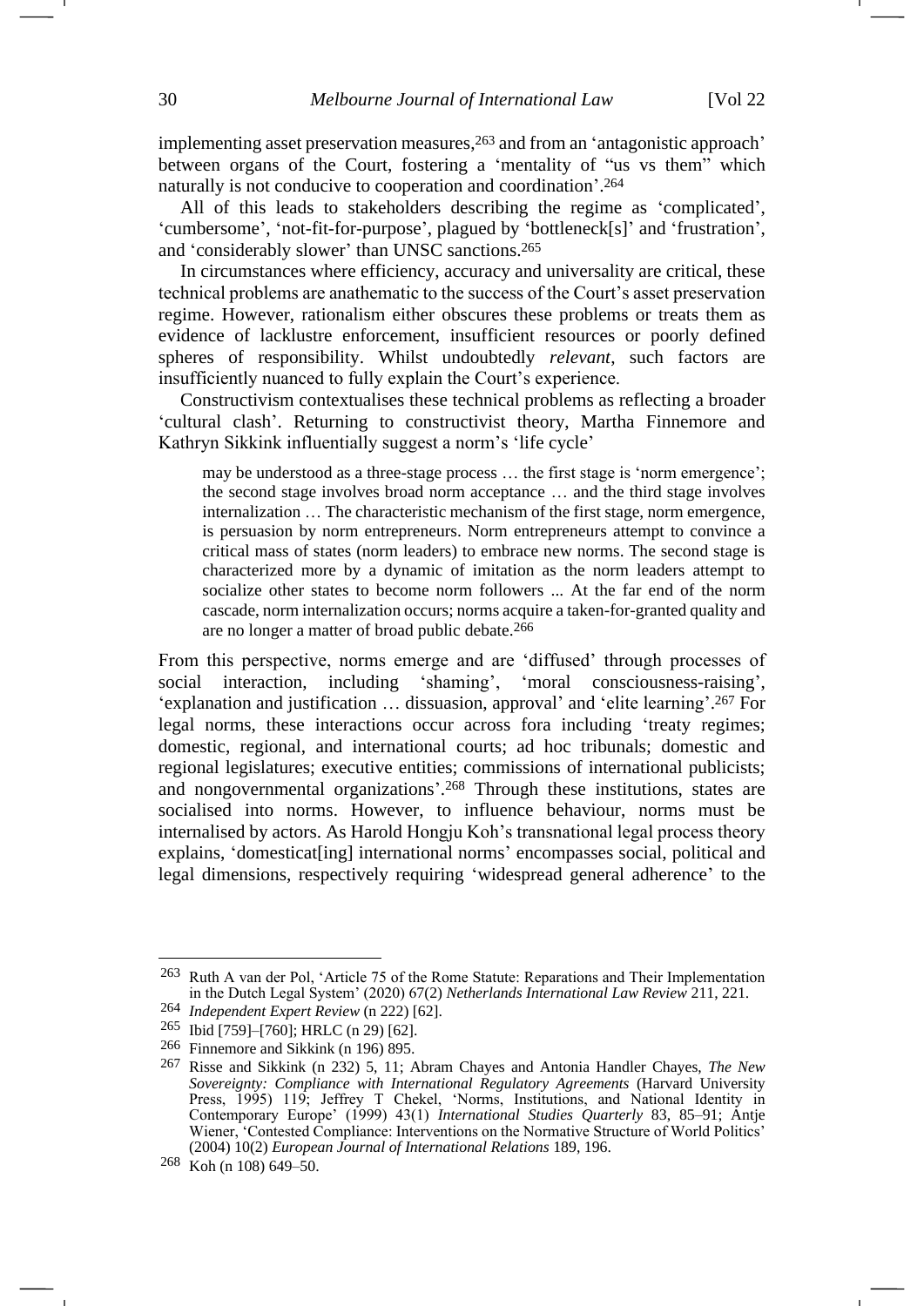implementing asset preservation measures,[263] and from an 'antagonistic approach' between organs of the Court, fostering a 'mentality of "us vs them" which naturally is not conducive to cooperation and coordination'.[264]

All of this leads to stakeholders describing the regime as 'complicated', 'cumbersome', 'not-fit-for-purpose', plagued by 'bottleneck[s]' and 'frustration', and 'considerably slower' than UNSC sanctions.[265]

In circumstances where efficiency, accuracy and universality are critical, these technical problems are anathematic to the success of the Court's asset preservation regime. However, rationalism either obscures these problems or treats them as evidence of lacklustre enforcement, insufficient resources or poorly defined spheres of responsibility. Whilst undoubtedly *relevant*, such factors are insufficiently nuanced to fully explain the Court's experience.

Constructivism contextualises these technical problems as reflecting a broader 'cultural clash'. Returning to constructivist theory, Martha Finnemore and Kathryn Sikkink influentially suggest a norm's 'life cycle'

> may be understood as a three-stage process … the first stage is 'norm emergence'; the second stage involves broad norm acceptance … and the third stage involves internalization … The characteristic mechanism of the first stage, norm emergence, is persuasion by norm entrepreneurs. Norm entrepreneurs attempt to convince a critical mass of states (norm leaders) to embrace new norms. The second stage is characterized more by a dynamic of imitation as the norm leaders attempt to socialize other states to become norm followers ... At the far end of the norm cascade, norm internalization occurs; norms acquire a taken-for-granted quality and are no longer a matter of broad public debate.[266]

From this perspective, norms emerge and are 'diffused' through processes of social interaction, including 'shaming', 'moral consciousness-raising', 'explanation and justification … dissuasion, approval' and 'elite learning'.[267] For legal norms, these interactions occur across fora including 'treaty regimes; domestic, regional, and international courts; ad hoc tribunals; domestic and regional legislatures; executive entities; commissions of international publicists; and nongovernmental organizations'.[268] Through these institutions, states are socialised into norms. However, to influence behaviour, norms must be internalised by actors. As Harold Hongju Koh's transnational legal process theory explains, 'domesticat[ing] international norms' encompasses social, political and legal dimensions, respectively requiring 'widespread general adherence' to the

---

[263] Ruth A van der Pol, 'Article 75 of the Rome Statute: Reparations and Their Implementation in the Dutch Legal System' (2020) 67(2) *Netherlands International Law Review* 211, 221.

[264] *Independent Expert Review* (n 222) [62].

[265] Ibid [759]–[760]; HRLC (n 29) [62].

[266] Finnemore and Sikkink (n 196) 895.

[267] Risse and Sikkink (n 232) 5, 11; Abram Chayes and Antonia Handler Chayes, *The New Sovereignty: Compliance with International Regulatory Agreements* (Harvard University Press, 1995) 119; Jeffrey T Chekel, 'Norms, Institutions, and National Identity in Contemporary Europe' (1999) 43(1) *International Studies Quarterly* 83, 85–91; Antje Wiener, 'Contested Compliance: Interventions on the Normative Structure of World Politics' (2004) 10(2) *European Journal of International Relations* 189, 196.

[268] Koh (n 108) 649–50.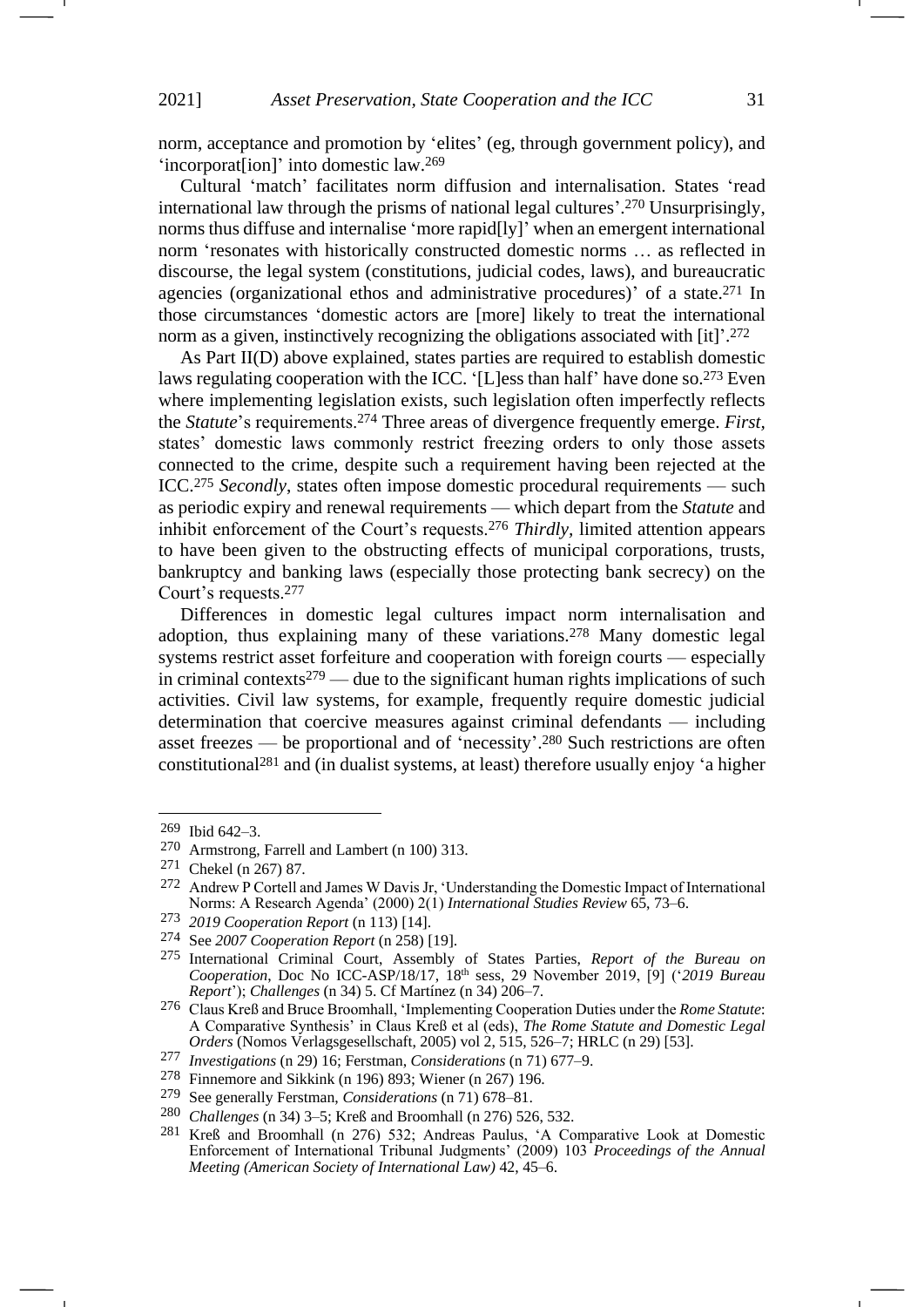norm, acceptance and promotion by 'elites' (eg, through government policy), and 'incorporat[ion]' into domestic law.[269]

Cultural 'match' facilitates norm diffusion and internalisation. States 'read international law through the prisms of national legal cultures'.[270] Unsurprisingly, norms thus diffuse and internalise 'more rapid[ly]' when an emergent international norm 'resonates with historically constructed domestic norms … as reflected in discourse, the legal system (constitutions, judicial codes, laws), and bureaucratic agencies (organizational ethos and administrative procedures)' of a state.[271] In those circumstances 'domestic actors are [more] likely to treat the international norm as a given, instinctively recognizing the obligations associated with [it]'.[272]

As Part II(D) above explained, states parties are required to establish domestic laws regulating cooperation with the ICC. '[L]ess than half' have done so.[273] Even where implementing legislation exists, such legislation often imperfectly reflects the *Statute*'s requirements.[274] Three areas of divergence frequently emerge. *First*, states' domestic laws commonly restrict freezing orders to only those assets connected to the crime, despite such a requirement having been rejected at the ICC.[275] *Secondly*, states often impose domestic procedural requirements — such as periodic expiry and renewal requirements — which depart from the *Statute* and inhibit enforcement of the Court's requests.[276] *Thirdly*, limited attention appears to have been given to the obstructing effects of municipal corporations, trusts, bankruptcy and banking laws (especially those protecting bank secrecy) on the Court's requests.[277]

Differences in domestic legal cultures impact norm internalisation and adoption, thus explaining many of these variations.[278] Many domestic legal systems restrict asset forfeiture and cooperation with foreign courts — especially in criminal contexts[279] — due to the significant human rights implications of such activities. Civil law systems, for example, frequently require domestic judicial determination that coercive measures against criminal defendants — including asset freezes — be proportional and of 'necessity'.[280] Such restrictions are often constitutional[281] and (in dualist systems, at least) therefore usually enjoy 'a higher

---

[269] Ibid 642–3.

[270] Armstrong, Farrell and Lambert (n 100) 313.

[271] Chekel (n 267) 87.

[272] Andrew P Cortell and James W Davis Jr, 'Understanding the Domestic Impact of International Norms: A Research Agenda' (2000) 2(1) *International Studies Review* 65, 73–6.

[273] *2019 Cooperation Report* (n 113) [14].

[274] See *2007 Cooperation Report* (n 258) [19].

[275] International Criminal Court, Assembly of States Parties, *Report of the Bureau on Cooperation*, Doc No ICC-ASP/18/17, 18th sess, 29 November 2019, [9] ('*2019 Bureau Report*'); *Challenges* (n 34) 5. Cf Martínez (n 34) 206–7.

[276] Claus Kreß and Bruce Broomhall, 'Implementing Cooperation Duties under the *Rome Statute*: A Comparative Synthesis' in Claus Kreß et al (eds), *The Rome Statute and Domestic Legal Orders* (Nomos Verlagsgesellschaft, 2005) vol 2, 515, 526–7; HRLC (n 29) [53].

[277] *Investigations* (n 29) 16; Ferstman, *Considerations* (n 71) 677–9.

[278] Finnemore and Sikkink (n 196) 893; Wiener (n 267) 196.

[279] See generally Ferstman, *Considerations* (n 71) 678–81.

[280] *Challenges* (n 34) 3–5; Kreß and Broomhall (n 276) 526, 532.

[281] Kreß and Broomhall (n 276) 532; Andreas Paulus, 'A Comparative Look at Domestic Enforcement of International Tribunal Judgments' (2009) 103 *Proceedings of the Annual Meeting (American Society of International Law)* 42, 45–6.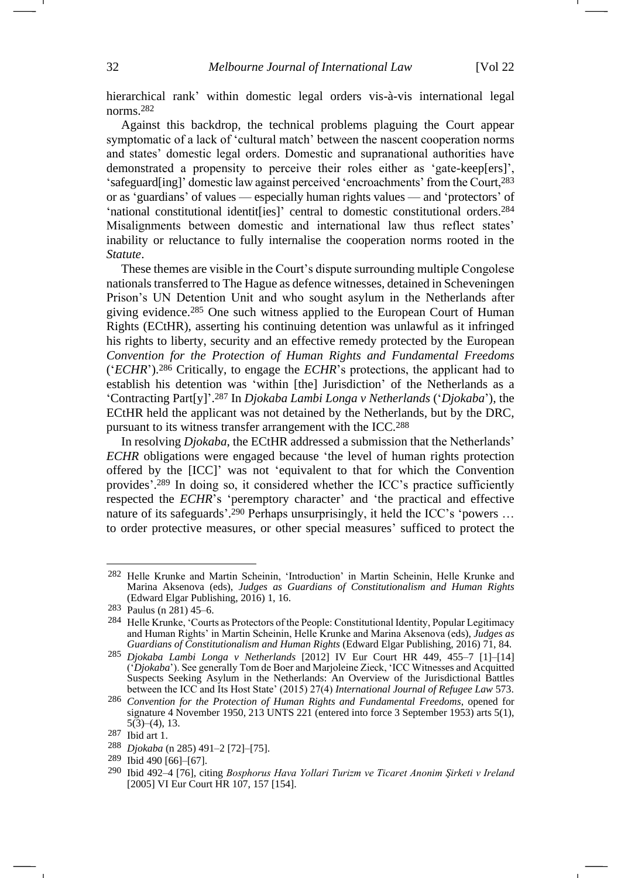hierarchical rank' within domestic legal orders vis-à-vis international legal norms.[282]

Against this backdrop, the technical problems plaguing the Court appear symptomatic of a lack of 'cultural match' between the nascent cooperation norms and states' domestic legal orders. Domestic and supranational authorities have demonstrated a propensity to perceive their roles either as 'gate-keep[ers]', 'safeguard[ing]' domestic law against perceived 'encroachments' from the Court,[283] or as 'guardians' of values — especially human rights values — and 'protectors' of 'national constitutional identit[ies]' central to domestic constitutional orders.[284] Misalignments between domestic and international law thus reflect states' inability or reluctance to fully internalise the cooperation norms rooted in the *Statute*.

These themes are visible in the Court's dispute surrounding multiple Congolese nationals transferred to The Hague as defence witnesses, detained in Scheveningen Prison's UN Detention Unit and who sought asylum in the Netherlands after giving evidence.[285] One such witness applied to the European Court of Human Rights (ECtHR), asserting his continuing detention was unlawful as it infringed his rights to liberty, security and an effective remedy protected by the European *Convention for the Protection of Human Rights and Fundamental Freedoms* ('*ECHR*').[286] Critically, to engage the *ECHR*'s protections, the applicant had to establish his detention was 'within [the] Jurisdiction' of the Netherlands as a 'Contracting Part[y]'.[287] In *Djokaba Lambi Longa v Netherlands* ('*Djokaba*'), the ECtHR held the applicant was not detained by the Netherlands, but by the DRC, pursuant to its witness transfer arrangement with the ICC.[288]

In resolving *Djokaba*, the ECtHR addressed a submission that the Netherlands' *ECHR* obligations were engaged because 'the level of human rights protection offered by the [ICC]' was not 'equivalent to that for which the Convention provides'.[289] In doing so, it considered whether the ICC's practice sufficiently respected the *ECHR*'s 'peremptory character' and 'the practical and effective nature of its safeguards'.[290] Perhaps unsurprisingly, it held the ICC's 'powers … to order protective measures, or other special measures' sufficed to protect the

---

[282] Helle Krunke and Martin Scheinin, 'Introduction' in Martin Scheinin, Helle Krunke and Marina Aksenova (eds), *Judges as Guardians of Constitutionalism and Human Rights* (Edward Elgar Publishing, 2016) 1, 16.

[283] Paulus (n 281) 45–6.

[284] Helle Krunke, 'Courts as Protectors of the People: Constitutional Identity, Popular Legitimacy and Human Rights' in Martin Scheinin, Helle Krunke and Marina Aksenova (eds), *Judges as Guardians of Constitutionalism and Human Rights* (Edward Elgar Publishing, 2016) 71, 84.

[285] *Djokaba Lambi Longa v Netherlands* [2012] IV Eur Court HR 449, 455–7 [1]–[14] ('*Djokaba*'). See generally Tom de Boer and Marjoleine Zieck, 'ICC Witnesses and Acquitted Suspects Seeking Asylum in the Netherlands: An Overview of the Jurisdictional Battles between the ICC and Its Host State' (2015) 27(4) *International Journal of Refugee Law* 573.

[286] *Convention for the Protection of Human Rights and Fundamental Freedoms*, opened for signature 4 November 1950, 213 UNTS 221 (entered into force 3 September 1953) arts 5(1), 5(3)–(4), 13.

[287] Ibid art 1.

[288] *Djokaba* (n 285) 491–2 [72]–[75].

[289] Ibid 490 [66]–[67].

[290] Ibid 492–4 [76], citing *Bosphorus Hava Yollari Turizm ve Ticaret Anonim Şirketi v Ireland* [2005] VI Eur Court HR 107, 157 [154].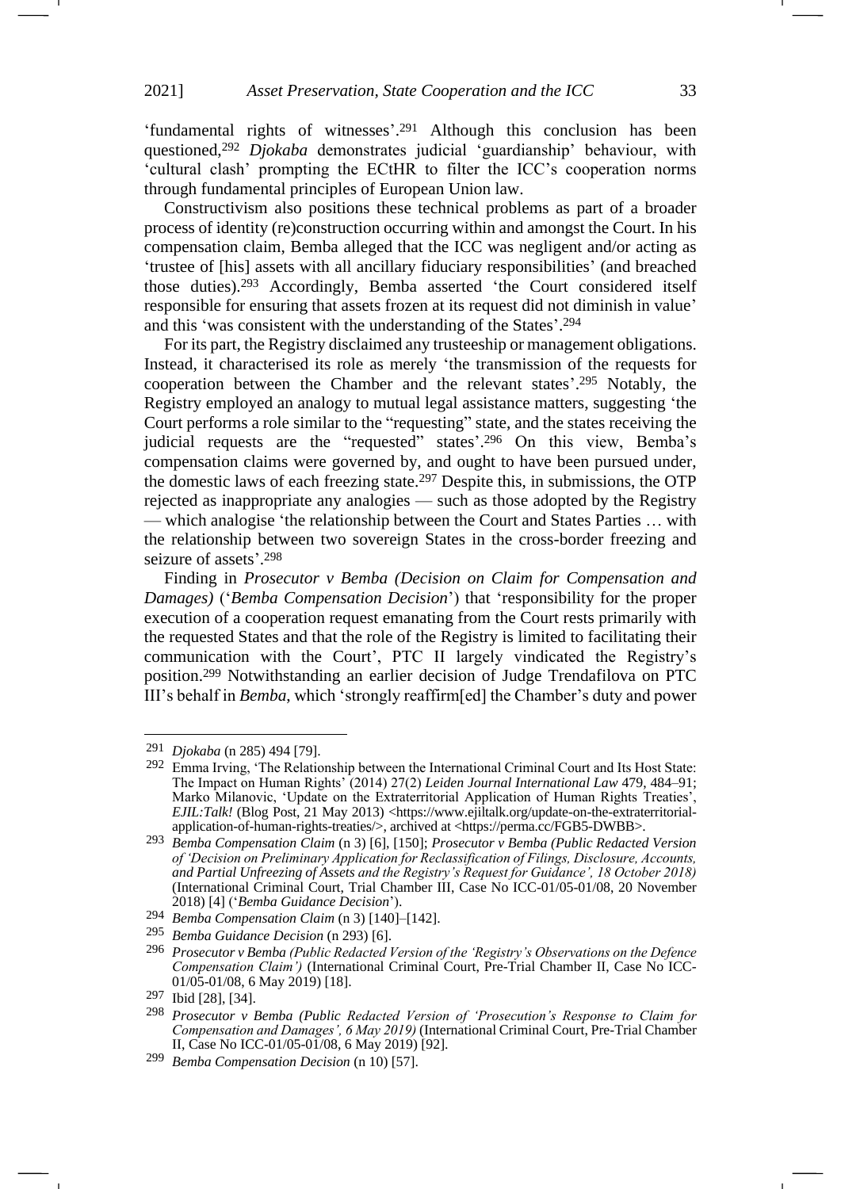'fundamental rights of witnesses'.[291] Although this conclusion has been questioned,[292] *Djokaba* demonstrates judicial 'guardianship' behaviour, with 'cultural clash' prompting the ECtHR to filter the ICC's cooperation norms through fundamental principles of European Union law.

Constructivism also positions these technical problems as part of a broader process of identity (re)construction occurring within and amongst the Court. In his compensation claim, Bemba alleged that the ICC was negligent and/or acting as 'trustee of [his] assets with all ancillary fiduciary responsibilities' (and breached those duties).[293] Accordingly, Bemba asserted 'the Court considered itself responsible for ensuring that assets frozen at its request did not diminish in value' and this 'was consistent with the understanding of the States'.[294]

For its part, the Registry disclaimed any trusteeship or management obligations. Instead, it characterised its role as merely 'the transmission of the requests for cooperation between the Chamber and the relevant states'.[295] Notably, the Registry employed an analogy to mutual legal assistance matters, suggesting 'the Court performs a role similar to the "requesting" state, and the states receiving the judicial requests are the "requested" states'.[296] On this view, Bemba's compensation claims were governed by, and ought to have been pursued under, the domestic laws of each freezing state.[297] Despite this, in submissions, the OTP rejected as inappropriate any analogies — such as those adopted by the Registry — which analogise 'the relationship between the Court and States Parties … with the relationship between two sovereign States in the cross-border freezing and seizure of assets'.[298]

Finding in *Prosecutor v Bemba (Decision on Claim for Compensation and Damages)* ('*Bemba Compensation Decision*') that 'responsibility for the proper execution of a cooperation request emanating from the Court rests primarily with the requested States and that the role of the Registry is limited to facilitating their communication with the Court', PTC II largely vindicated the Registry's position.[299] Notwithstanding an earlier decision of Judge Trendafilova on PTC III's behalf in *Bemba*, which 'strongly reaffirm[ed] the Chamber's duty and power

---

291 *Djokaba* (n 285) 494 [79].

292 Emma Irving, 'The Relationship between the International Criminal Court and Its Host State: The Impact on Human Rights' (2014) 27(2) *Leiden Journal International Law* 479, 484–91; Marko Milanovic, 'Update on the Extraterritorial Application of Human Rights Treaties', *EJIL:Talk!* (Blog Post, 21 May 2013) <https://www.ejiltalk.org/update-on-the-extraterritorial-application-of-human-rights-treaties/>, archived at <https://perma.cc/FGB5-DWBB>.

293 *Bemba Compensation Claim* (n 3) [6], [150]; *Prosecutor v Bemba (Public Redacted Version of 'Decision on Preliminary Application for Reclassification of Filings, Disclosure, Accounts, and Partial Unfreezing of Assets and the Registry's Request for Guidance', 18 October 2018)* (International Criminal Court, Trial Chamber III, Case No ICC-01/05-01/08, 20 November 2018) [4] ('*Bemba Guidance Decision*').

294 *Bemba Compensation Claim* (n 3) [140]–[142].

295 *Bemba Guidance Decision* (n 293) [6].

296 *Prosecutor v Bemba (Public Redacted Version of the 'Registry's Observations on the Defence Compensation Claim')* (International Criminal Court, Pre-Trial Chamber II, Case No ICC-01/05-01/08, 6 May 2019) [18].

297 Ibid [28], [34].

298 *Prosecutor v Bemba (Public Redacted Version of 'Prosecution's Response to Claim for Compensation and Damages', 6 May 2019)* (International Criminal Court, Pre-Trial Chamber II, Case No ICC-01/05-01/08, 6 May 2019) [92].

299 *Bemba Compensation Decision* (n 10) [57].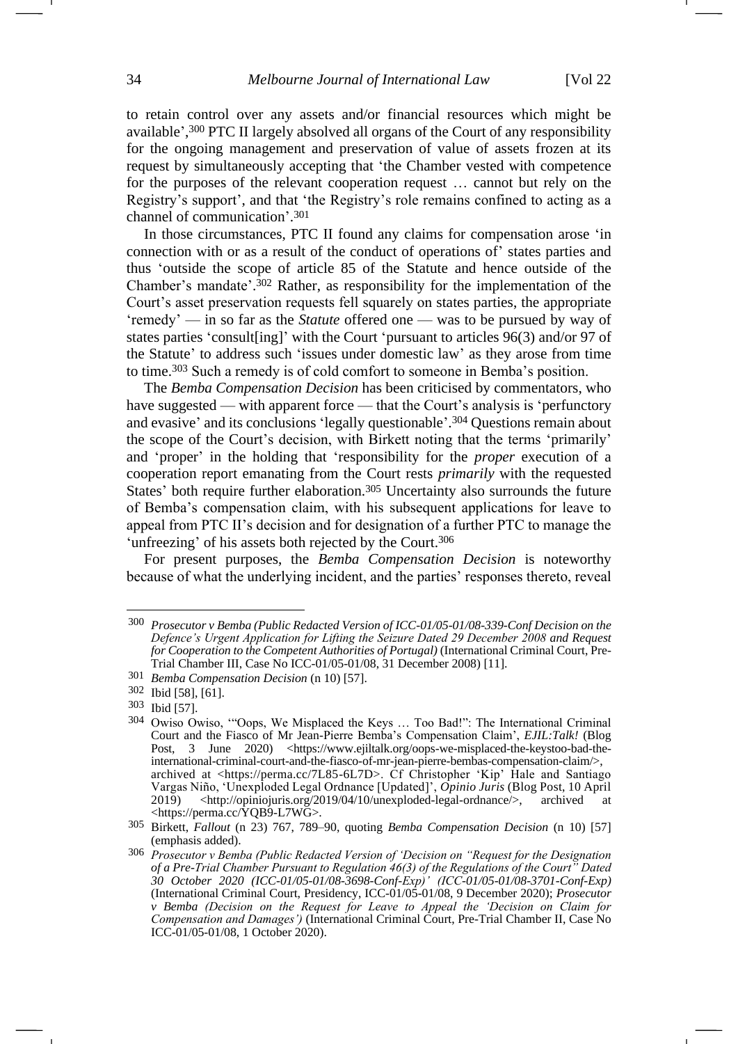to retain control over any assets and/or financial resources which might be available',[300] PTC II largely absolved all organs of the Court of any responsibility for the ongoing management and preservation of value of assets frozen at its request by simultaneously accepting that 'the Chamber vested with competence for the purposes of the relevant cooperation request … cannot but rely on the Registry's support', and that 'the Registry's role remains confined to acting as a channel of communication'.[301]

In those circumstances, PTC II found any claims for compensation arose 'in connection with or as a result of the conduct of operations of' states parties and thus 'outside the scope of article 85 of the Statute and hence outside of the Chamber's mandate'.[302] Rather, as responsibility for the implementation of the Court's asset preservation requests fell squarely on states parties, the appropriate 'remedy' — in so far as the *Statute* offered one — was to be pursued by way of states parties 'consult[ing]' with the Court 'pursuant to articles 96(3) and/or 97 of the Statute' to address such 'issues under domestic law' as they arose from time to time.[303] Such a remedy is of cold comfort to someone in Bemba's position.

The *Bemba Compensation Decision* has been criticised by commentators, who have suggested — with apparent force — that the Court's analysis is 'perfunctory and evasive' and its conclusions 'legally questionable'.[304] Questions remain about the scope of the Court's decision, with Birkett noting that the terms 'primarily' and 'proper' in the holding that 'responsibility for the *proper* execution of a cooperation report emanating from the Court rests *primarily* with the requested States' both require further elaboration.[305] Uncertainty also surrounds the future of Bemba's compensation claim, with his subsequent applications for leave to appeal from PTC II's decision and for designation of a further PTC to manage the 'unfreezing' of his assets both rejected by the Court.[306]

For present purposes, the *Bemba Compensation Decision* is noteworthy because of what the underlying incident, and the parties' responses thereto, reveal

---

[300] *Prosecutor v Bemba (Public Redacted Version of ICC-01/05-01/08-339-Conf Decision on the Defence's Urgent Application for Lifting the Seizure Dated 29 December 2008 and Request for Cooperation to the Competent Authorities of Portugal)* (International Criminal Court, Pre-Trial Chamber III, Case No ICC-01/05-01/08, 31 December 2008) [11].

[301] *Bemba Compensation Decision* (n 10) [57].

[302] Ibid [58], [61].

[303] Ibid [57].

[304] Owiso Owiso, '"Oops, We Misplaced the Keys … Too Bad!": The International Criminal Court and the Fiasco of Mr Jean-Pierre Bemba's Compensation Claim', *EJIL:Talk!* (Blog Post, 3 June 2020) <https://www.ejiltalk.org/oops-we-misplaced-the-keystoo-bad-the-international-criminal-court-and-the-fiasco-of-mr-jean-pierre-bembas-compensation-claim/>, archived at <https://perma.cc/7L85-6L7D>. Cf Christopher 'Kip' Hale and Santiago Vargas Niño, 'Unexploded Legal Ordnance [Updated]', *Opinio Juris* (Blog Post, 10 April 2019) <http://opiniojuris.org/2019/04/10/unexploded-legal-ordnance/>, archived at <https://perma.cc/YQB9-L7WG>.

[305] Birkett, *Fallout* (n 23) 767, 789–90, quoting *Bemba Compensation Decision* (n 10) [57] (emphasis added).

[306] *Prosecutor v Bemba (Public Redacted Version of 'Decision on "Request for the Designation of a Pre-Trial Chamber Pursuant to Regulation 46(3) of the Regulations of the Court" Dated 30 October 2020 (ICC-01/05-01/08-3698-Conf-Exp)' (ICC-01/05-01/08-3701-Conf-Exp)* (International Criminal Court, Presidency, ICC-01/05-01/08, 9 December 2020); *Prosecutor v Bemba (Decision on the Request for Leave to Appeal the 'Decision on Claim for Compensation and Damages')* (International Criminal Court, Pre-Trial Chamber II, Case No ICC-01/05-01/08, 1 October 2020).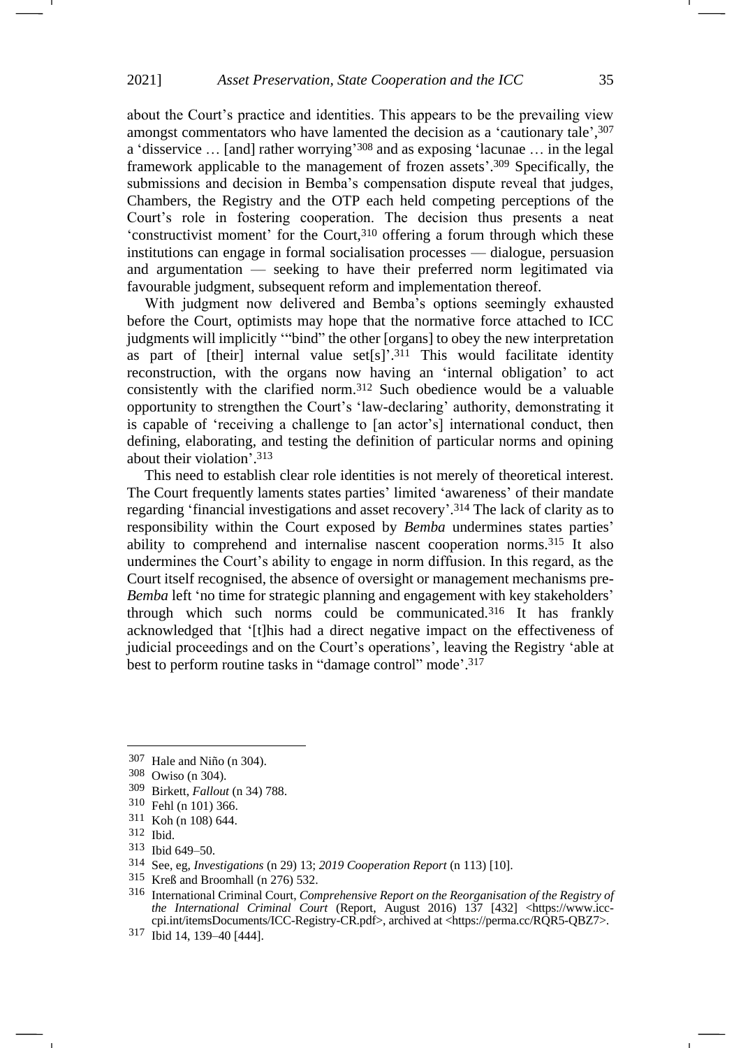about the Court's practice and identities. This appears to be the prevailing view amongst commentators who have lamented the decision as a 'cautionary tale',[307] a 'disservice … [and] rather worrying'[308] and as exposing 'lacunae … in the legal framework applicable to the management of frozen assets'.[309] Specifically, the submissions and decision in Bemba's compensation dispute reveal that judges, Chambers, the Registry and the OTP each held competing perceptions of the Court's role in fostering cooperation. The decision thus presents a neat 'constructivist moment' for the Court,[310] offering a forum through which these institutions can engage in formal socialisation processes — dialogue, persuasion and argumentation — seeking to have their preferred norm legitimated via favourable judgment, subsequent reform and implementation thereof.

With judgment now delivered and Bemba's options seemingly exhausted before the Court, optimists may hope that the normative force attached to ICC judgments will implicitly '"bind" the other [organs] to obey the new interpretation as part of [their] internal value set[s]'.[311] This would facilitate identity reconstruction, with the organs now having an 'internal obligation' to act consistently with the clarified norm.[312] Such obedience would be a valuable opportunity to strengthen the Court's 'law-declaring' authority, demonstrating it is capable of 'receiving a challenge to [an actor's] international conduct, then defining, elaborating, and testing the definition of particular norms and opining about their violation'.[313]

This need to establish clear role identities is not merely of theoretical interest. The Court frequently laments states parties' limited 'awareness' of their mandate regarding 'financial investigations and asset recovery'.[314] The lack of clarity as to responsibility within the Court exposed by *Bemba* undermines states parties' ability to comprehend and internalise nascent cooperation norms.[315] It also undermines the Court's ability to engage in norm diffusion. In this regard, as the Court itself recognised, the absence of oversight or management mechanisms pre-*Bemba* left 'no time for strategic planning and engagement with key stakeholders' through which such norms could be communicated.[316] It has frankly acknowledged that '[t]his had a direct negative impact on the effectiveness of judicial proceedings and on the Court's operations', leaving the Registry 'able at best to perform routine tasks in "damage control" mode'.[317]

---

[307] Hale and Niño (n 304).

[308] Owiso (n 304).

[309] Birkett, *Fallout* (n 34) 788.

[310] Fehl (n 101) 366.

[311] Koh (n 108) 644.

[312] Ibid.

[313] Ibid 649–50.

[314] See, eg, *Investigations* (n 29) 13; *2019 Cooperation Report* (n 113) [10].

[315] Kreß and Broomhall (n 276) 532.

[316] International Criminal Court, *Comprehensive Report on the Reorganisation of the Registry of the International Criminal Court* (Report, August 2016) 137 [432] <https://www.icc-cpi.int/itemsDocuments/ICC-Registry-CR.pdf>, archived at <https://perma.cc/RQR5-QBZ7>.

[317] Ibid 14, 139–40 [444].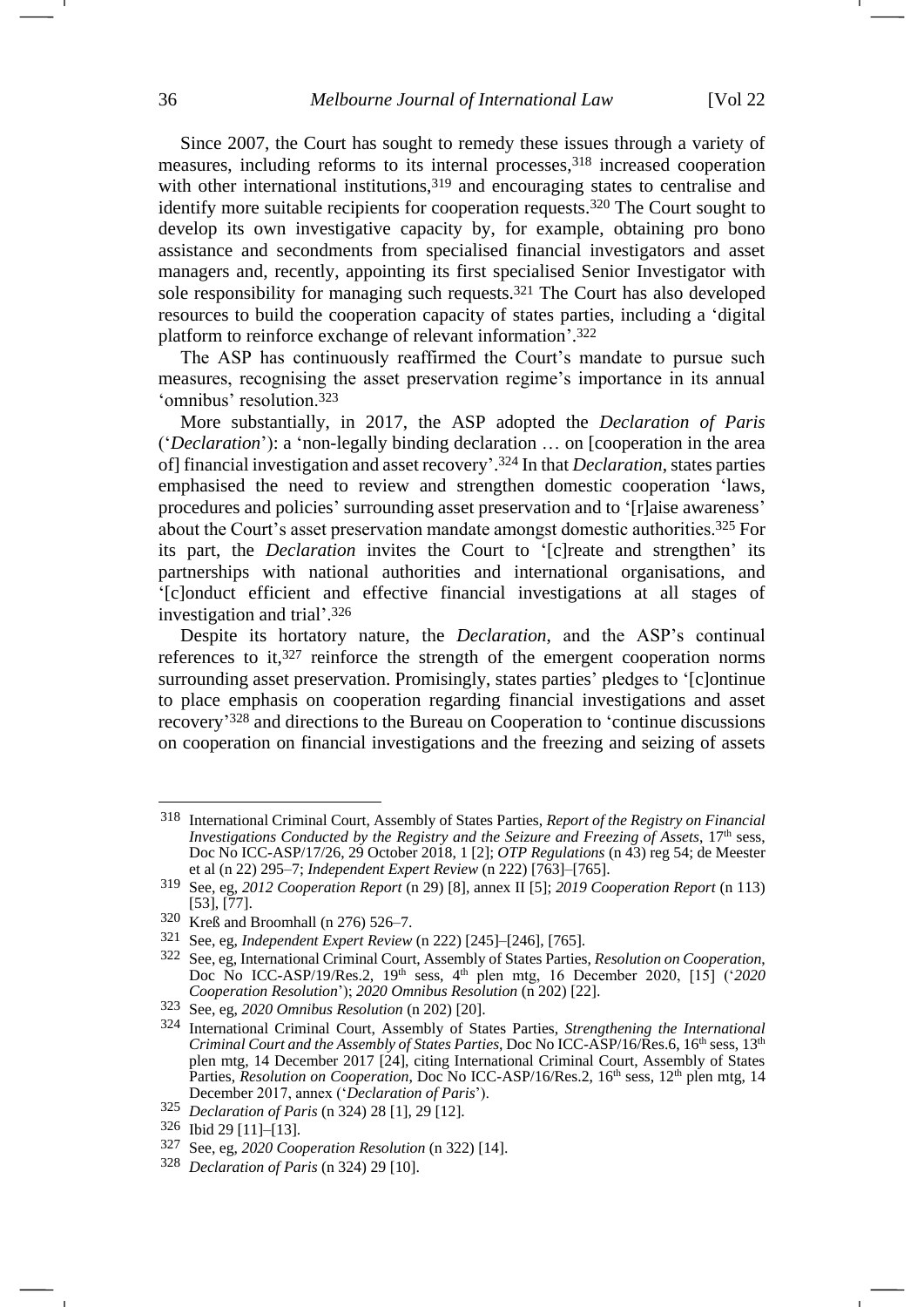Since 2007, the Court has sought to remedy these issues through a variety of measures, including reforms to its internal processes,[318] increased cooperation with other international institutions,[319] and encouraging states to centralise and identify more suitable recipients for cooperation requests.[320] The Court sought to develop its own investigative capacity by, for example, obtaining pro bono assistance and secondments from specialised financial investigators and asset managers and, recently, appointing its first specialised Senior Investigator with sole responsibility for managing such requests.[321] The Court has also developed resources to build the cooperation capacity of states parties, including a 'digital platform to reinforce exchange of relevant information'.[322]

The ASP has continuously reaffirmed the Court's mandate to pursue such measures, recognising the asset preservation regime's importance in its annual 'omnibus' resolution.[323]

More substantially, in 2017, the ASP adopted the *Declaration of Paris* ('*Declaration*'): a 'non-legally binding declaration … on [cooperation in the area of] financial investigation and asset recovery'.[324] In that *Declaration*, states parties emphasised the need to review and strengthen domestic cooperation 'laws, procedures and policies' surrounding asset preservation and to '[r]aise awareness' about the Court's asset preservation mandate amongst domestic authorities.[325] For its part, the *Declaration* invites the Court to '[c]reate and strengthen' its partnerships with national authorities and international organisations, and '[c]onduct efficient and effective financial investigations at all stages of investigation and trial'.[326]

Despite its hortatory nature, the *Declaration*, and the ASP's continual references to it,[327] reinforce the strength of the emergent cooperation norms surrounding asset preservation. Promisingly, states parties' pledges to '[c]ontinue to place emphasis on cooperation regarding financial investigations and asset recovery'[328] and directions to the Bureau on Cooperation to 'continue discussions on cooperation on financial investigations and the freezing and seizing of assets

---

318 International Criminal Court, Assembly of States Parties, *Report of the Registry on Financial Investigations Conducted by the Registry and the Seizure and Freezing of Assets*, 17th sess, Doc No ICC-ASP/17/26, 29 October 2018, 1 [2]; *OTP Regulations* (n 43) reg 54; de Meester et al (n 22) 295–7; *Independent Expert Review* (n 222) [763]–[765].

319 See, eg, *2012 Cooperation Report* (n 29) [8], annex II [5]; *2019 Cooperation Report* (n 113) [53], [77].

320 Kreß and Broomhall (n 276) 526–7.

321 See, eg, *Independent Expert Review* (n 222) [245]–[246], [765].

322 See, eg, International Criminal Court, Assembly of States Parties, *Resolution on Cooperation*, Doc No ICC-ASP/19/Res.2, 19th sess, 4th plen mtg, 16 December 2020, [15] ('*2020 Cooperation Resolution*'); *2020 Omnibus Resolution* (n 202) [22].

323 See, eg, *2020 Omnibus Resolution* (n 202) [20].

324 International Criminal Court, Assembly of States Parties, *Strengthening the International Criminal Court and the Assembly of States Parties*, Doc No ICC-ASP/16/Res.6, 16th sess, 13th plen mtg, 14 December 2017 [24], citing International Criminal Court, Assembly of States Parties, *Resolution on Cooperation*, Doc No ICC-ASP/16/Res.2, 16th sess, 12th plen mtg, 14 December 2017, annex ('*Declaration of Paris*').

325 *Declaration of Paris* (n 324) 28 [1], 29 [12].

326 Ibid 29 [11]–[13].

327 See, eg, *2020 Cooperation Resolution* (n 322) [14].

328 *Declaration of Paris* (n 324) 29 [10].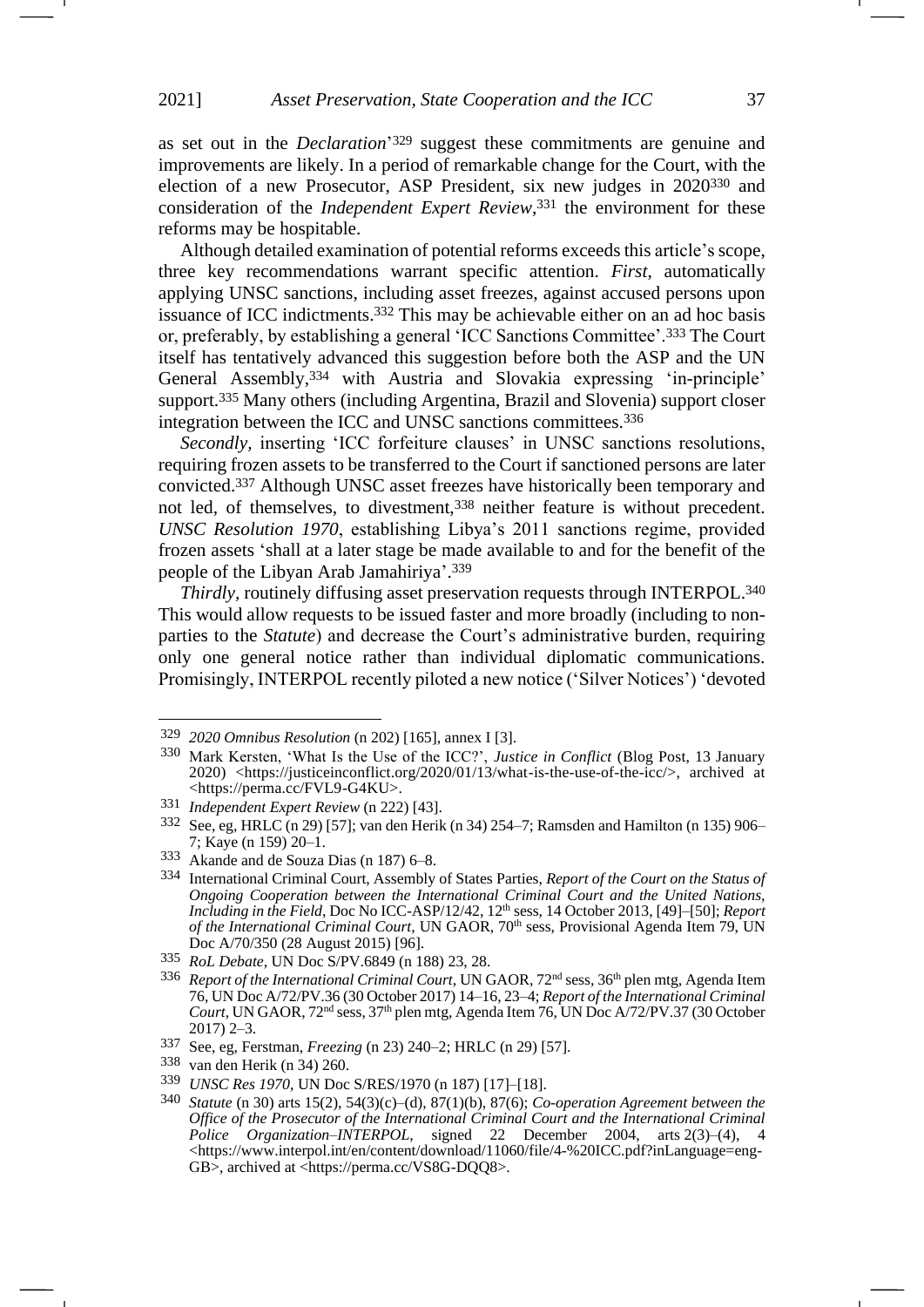as set out in the *Declaration*'[329] suggest these commitments are genuine and improvements are likely. In a period of remarkable change for the Court, with the election of a new Prosecutor, ASP President, six new judges in 2020[330] and consideration of the *Independent Expert Review*,[331] the environment for these reforms may be hospitable.

Although detailed examination of potential reforms exceeds this article's scope, three key recommendations warrant specific attention. *First*, automatically applying UNSC sanctions, including asset freezes, against accused persons upon issuance of ICC indictments.[332] This may be achievable either on an ad hoc basis or, preferably, by establishing a general 'ICC Sanctions Committee'.[333] The Court itself has tentatively advanced this suggestion before both the ASP and the UN General Assembly,[334] with Austria and Slovakia expressing 'in-principle' support.[335] Many others (including Argentina, Brazil and Slovenia) support closer integration between the ICC and UNSC sanctions committees.[336]

*Secondly,* inserting 'ICC forfeiture clauses' in UNSC sanctions resolutions, requiring frozen assets to be transferred to the Court if sanctioned persons are later convicted.[337] Although UNSC asset freezes have historically been temporary and not led, of themselves, to divestment,[338] neither feature is without precedent. *UNSC Resolution 1970*, establishing Libya's 2011 sanctions regime, provided frozen assets 'shall at a later stage be made available to and for the benefit of the people of the Libyan Arab Jamahiriya'.[339]

*Thirdly,* routinely diffusing asset preservation requests through INTERPOL.[340] This would allow requests to be issued faster and more broadly (including to non-parties to the *Statute*) and decrease the Court's administrative burden, requiring only one general notice rather than individual diplomatic communications. Promisingly, INTERPOL recently piloted a new notice ('Silver Notices') 'devoted

---

[329] *2020 Omnibus Resolution* (n 202) [165], annex I [3].

[330] Mark Kersten, 'What Is the Use of the ICC?', *Justice in Conflict* (Blog Post, 13 January 2020) <https://justiceinconflict.org/2020/01/13/what-is-the-use-of-the-icc/>, archived at <https://perma.cc/FVL9-G4KU>.

[331] *Independent Expert Review* (n 222) [43].

[332] See, eg, HRLC (n 29) [57]; van den Herik (n 34) 254–7; Ramsden and Hamilton (n 135) 906–7; Kaye (n 159) 20–1.

[333] Akande and de Souza Dias (n 187) 6–8.

[334] International Criminal Court, Assembly of States Parties, *Report of the Court on the Status of Ongoing Cooperation between the International Criminal Court and the United Nations, Including in the Field*, Doc No ICC-ASP/12/42, 12th sess, 14 October 2013, [49]–[50]; *Report of the International Criminal Court*, UN GAOR, 70th sess, Provisional Agenda Item 79, UN Doc A/70/350 (28 August 2015) [96].

[335] *RoL Debate*, UN Doc S/PV.6849 (n 188) 23, 28.

[336] *Report of the International Criminal Court*, UN GAOR, 72nd sess, 36th plen mtg, Agenda Item 76, UN Doc A/72/PV.36 (30 October 2017) 14–16, 23–4; *Report of the International Criminal Court*, UN GAOR, 72nd sess, 37th plen mtg, Agenda Item 76, UN Doc A/72/PV.37 (30 October 2017) 2–3.

[337] See, eg, Ferstman, *Freezing* (n 23) 240–2; HRLC (n 29) [57].

[338] van den Herik (n 34) 260.

[339] *UNSC Res 1970*, UN Doc S/RES/1970 (n 187) [17]–[18].

[340] *Statute* (n 30) arts 15(2), 54(3)(c)–(d), 87(1)(b), 87(6); *Co-operation Agreement between the Office of the Prosecutor of the International Criminal Court and the International Criminal Police Organization–INTERPOL*, signed 22 December 2004, arts 2(3)–(4), 4 <https://www.interpol.int/en/content/download/11060/file/4-%20ICC.pdf?inLanguage=eng-GB>, archived at <https://perma.cc/VS8G-DQQ8>.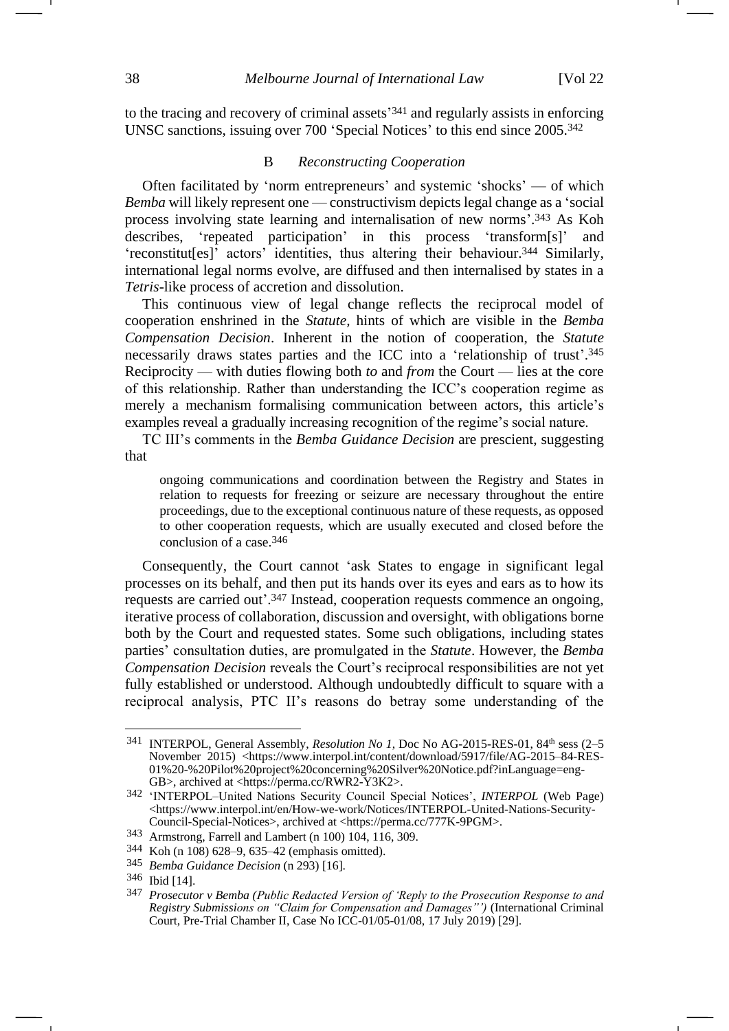to the tracing and recovery of criminal assets'[341] and regularly assists in enforcing UNSC sanctions, issuing over 700 'Special Notices' to this end since 2005.[342]

### B *Reconstructing Cooperation*

Often facilitated by 'norm entrepreneurs' and systemic 'shocks' — of which *Bemba* will likely represent one — constructivism depicts legal change as a 'social process involving state learning and internalisation of new norms'.[343] As Koh describes, 'repeated participation' in this process 'transform[s]' and 'reconstitut[es]' actors' identities, thus altering their behaviour.[344] Similarly, international legal norms evolve, are diffused and then internalised by states in a *Tetris*-like process of accretion and dissolution.

This continuous view of legal change reflects the reciprocal model of cooperation enshrined in the *Statute*, hints of which are visible in the *Bemba Compensation Decision*. Inherent in the notion of cooperation, the *Statute* necessarily draws states parties and the ICC into a 'relationship of trust'.[345] Reciprocity — with duties flowing both *to* and *from* the Court — lies at the core of this relationship. Rather than understanding the ICC's cooperation regime as merely a mechanism formalising communication between actors, this article's examples reveal a gradually increasing recognition of the regime's social nature.

TC III's comments in the *Bemba Guidance Decision* are prescient, suggesting that

> ongoing communications and coordination between the Registry and States in relation to requests for freezing or seizure are necessary throughout the entire proceedings, due to the exceptional continuous nature of these requests, as opposed to other cooperation requests, which are usually executed and closed before the conclusion of a case.[346]

Consequently, the Court cannot 'ask States to engage in significant legal processes on its behalf, and then put its hands over its eyes and ears as to how its requests are carried out'.[347] Instead, cooperation requests commence an ongoing, iterative process of collaboration, discussion and oversight, with obligations borne both by the Court and requested states. Some such obligations, including states parties' consultation duties, are promulgated in the *Statute*. However, the *Bemba Compensation Decision* reveals the Court's reciprocal responsibilities are not yet fully established or understood. Although undoubtedly difficult to square with a reciprocal analysis, PTC II's reasons do betray some understanding of the

---

[341] INTERPOL, General Assembly, *Resolution No 1*, Doc No AG-2015-RES-01, 84th sess (2–5 November 2015) <https://www.interpol.int/content/download/5917/file/AG-2015–84-RES-01%20-%20Pilot%20project%20concerning%20Silver%20Notice.pdf?inLanguage=eng-GB>, archived at <https://perma.cc/RWR2-Y3K2>.

[342] 'INTERPOL–United Nations Security Council Special Notices', *INTERPOL* (Web Page) <https://www.interpol.int/en/How-we-work/Notices/INTERPOL-United-Nations-Security-Council-Special-Notices>, archived at <https://perma.cc/777K-9PGM>.

[343] Armstrong, Farrell and Lambert (n 100) 104, 116, 309.

[344] Koh (n 108) 628–9, 635–42 (emphasis omitted).

[345] *Bemba Guidance Decision* (n 293) [16].

[346] Ibid [14].

[347] *Prosecutor v Bemba (Public Redacted Version of 'Reply to the Prosecution Response to and Registry Submissions on "Claim for Compensation and Damages"')* (International Criminal Court, Pre-Trial Chamber II, Case No ICC-01/05-01/08, 17 July 2019) [29].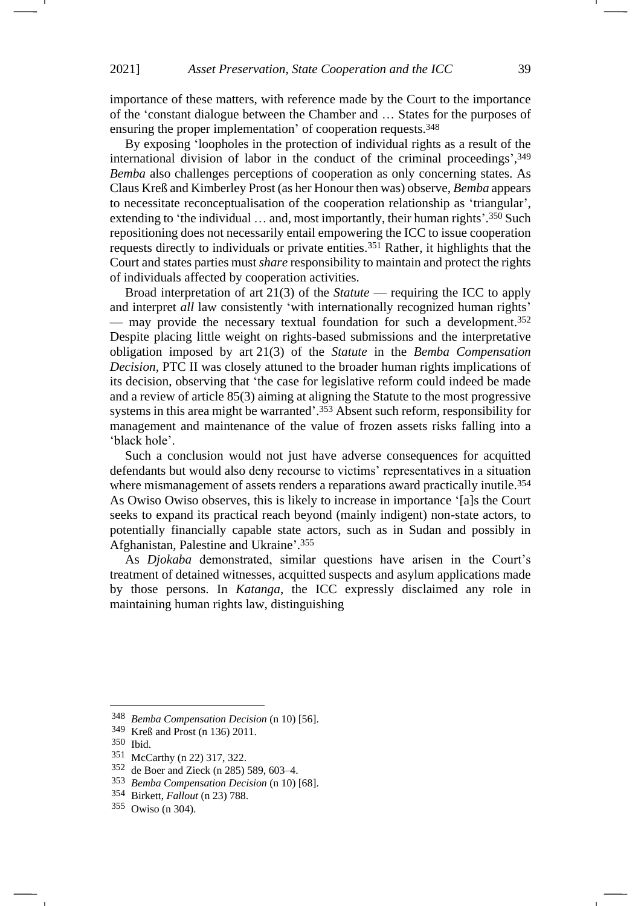importance of these matters, with reference made by the Court to the importance of the 'constant dialogue between the Chamber and … States for the purposes of ensuring the proper implementation' of cooperation requests.[348]

By exposing 'loopholes in the protection of individual rights as a result of the international division of labor in the conduct of the criminal proceedings',[349] *Bemba* also challenges perceptions of cooperation as only concerning states. As Claus Kreß and Kimberley Prost (as her Honour then was) observe, *Bemba* appears to necessitate reconceptualisation of the cooperation relationship as 'triangular', extending to 'the individual … and, most importantly, their human rights'.[350] Such repositioning does not necessarily entail empowering the ICC to issue cooperation requests directly to individuals or private entities.[351] Rather, it highlights that the Court and states parties must *share* responsibility to maintain and protect the rights of individuals affected by cooperation activities.

Broad interpretation of art 21(3) of the *Statute* — requiring the ICC to apply and interpret *all* law consistently 'with internationally recognized human rights' — may provide the necessary textual foundation for such a development.[352] Despite placing little weight on rights-based submissions and the interpretative obligation imposed by art 21(3) of the *Statute* in the *Bemba Compensation Decision,* PTC II was closely attuned to the broader human rights implications of its decision, observing that 'the case for legislative reform could indeed be made and a review of article 85(3) aiming at aligning the Statute to the most progressive systems in this area might be warranted'.[353] Absent such reform, responsibility for management and maintenance of the value of frozen assets risks falling into a 'black hole'.

Such a conclusion would not just have adverse consequences for acquitted defendants but would also deny recourse to victims' representatives in a situation where mismanagement of assets renders a reparations award practically inutile.[354] As Owiso Owiso observes, this is likely to increase in importance '[a]s the Court seeks to expand its practical reach beyond (mainly indigent) non-state actors, to potentially financially capable state actors, such as in Sudan and possibly in Afghanistan, Palestine and Ukraine'.[355]

As *Djokaba* demonstrated, similar questions have arisen in the Court's treatment of detained witnesses, acquitted suspects and asylum applications made by those persons. In *Katanga*, the ICC expressly disclaimed any role in maintaining human rights law, distinguishing

---

348 *Bemba Compensation Decision* (n 10) [56].

349 Kreß and Prost (n 136) 2011.

350 Ibid.

351 McCarthy (n 22) 317, 322.

352 de Boer and Zieck (n 285) 589, 603–4.

353 *Bemba Compensation Decision* (n 10) [68].

354 Birkett, *Fallout* (n 23) 788.

355 Owiso (n 304).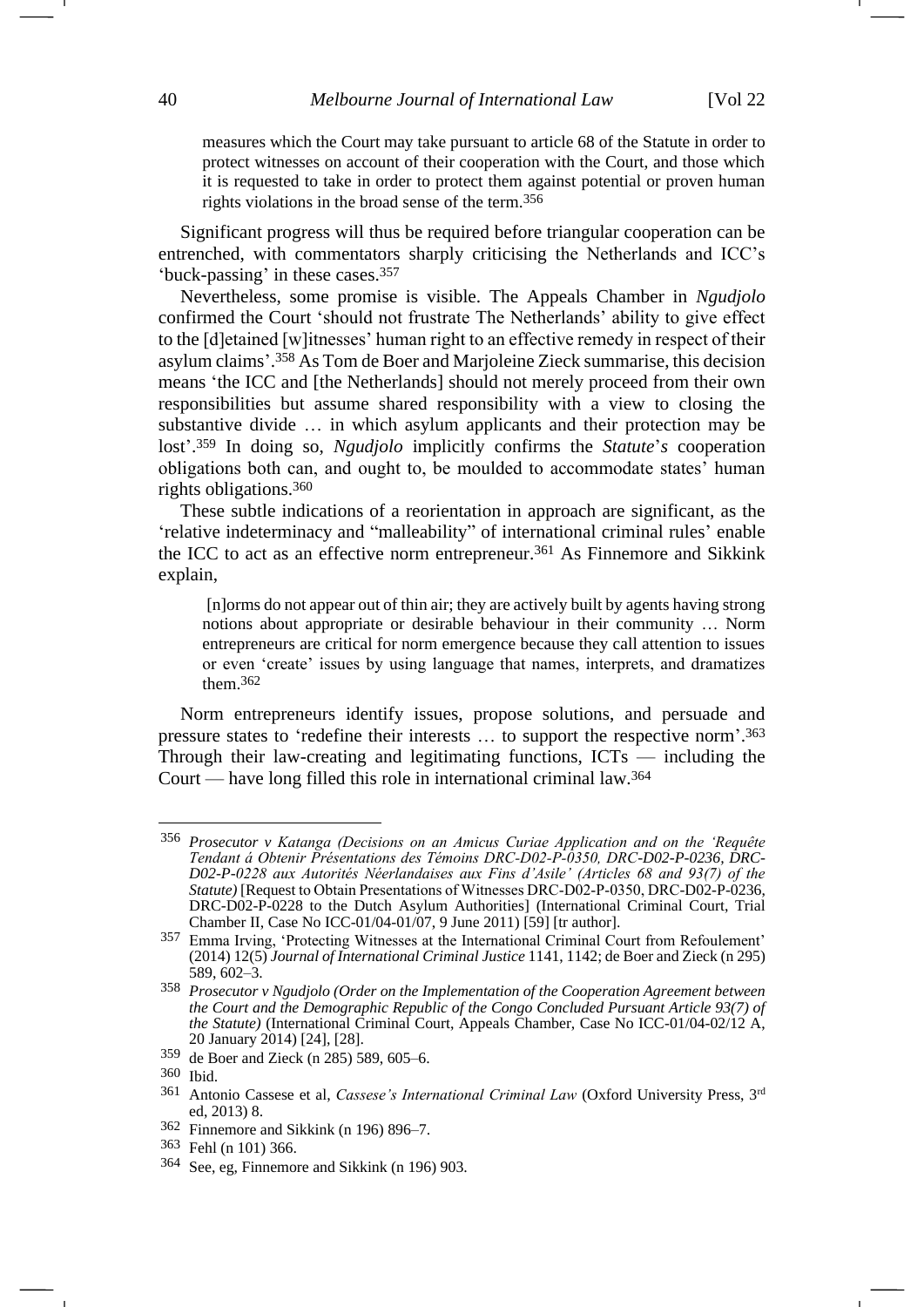> measures which the Court may take pursuant to article 68 of the Statute in order to protect witnesses on account of their cooperation with the Court, and those which it is requested to take in order to protect them against potential or proven human rights violations in the broad sense of the term.[356]

Significant progress will thus be required before triangular cooperation can be entrenched, with commentators sharply criticising the Netherlands and ICC's 'buck-passing' in these cases.[357]

Nevertheless, some promise is visible. The Appeals Chamber in *Ngudjolo* confirmed the Court 'should not frustrate The Netherlands' ability to give effect to the [d]etained [w]itnesses' human right to an effective remedy in respect of their asylum claims'.[358] As Tom de Boer and Marjoleine Zieck summarise, this decision means 'the ICC and [the Netherlands] should not merely proceed from their own responsibilities but assume shared responsibility with a view to closing the substantive divide … in which asylum applicants and their protection may be lost'.[359] In doing so, *Ngudjolo* implicitly confirms the *Statute*'*s* cooperation obligations both can, and ought to, be moulded to accommodate states' human rights obligations.[360]

These subtle indications of a reorientation in approach are significant, as the 'relative indeterminacy and "malleability" of international criminal rules' enable the ICC to act as an effective norm entrepreneur.[361] As Finnemore and Sikkink explain,

> [n]orms do not appear out of thin air; they are actively built by agents having strong notions about appropriate or desirable behaviour in their community … Norm entrepreneurs are critical for norm emergence because they call attention to issues or even 'create' issues by using language that names, interprets, and dramatizes them.[362]

Norm entrepreneurs identify issues, propose solutions, and persuade and pressure states to 'redefine their interests … to support the respective norm'.[363] Through their law-creating and legitimating functions, ICTs — including the Court — have long filled this role in international criminal law.[364]

---

[356] *Prosecutor v Katanga (Decisions on an Amicus Curiae Application and on the 'Requête Tendant á Obtenir Présentations des Témoins DRC-D02-P-0350, DRC-D02-P-0236, DRC-D02-P-0228 aux Autorités Néerlandaises aux Fins d'Asile' (Articles 68 and 93(7) of the Statute)* [Request to Obtain Presentations of Witnesses DRC-D02-P-0350, DRC-D02-P-0236, DRC-D02-P-0228 to the Dutch Asylum Authorities] (International Criminal Court, Trial Chamber II, Case No ICC-01/04-01/07, 9 June 2011) [59] [tr author].

[357] Emma Irving, 'Protecting Witnesses at the International Criminal Court from Refoulement' (2014) 12(5) *Journal of International Criminal Justice* 1141, 1142; de Boer and Zieck (n 295) 589, 602–3.

[358] *Prosecutor v Ngudjolo (Order on the Implementation of the Cooperation Agreement between the Court and the Demographic Republic of the Congo Concluded Pursuant Article 93(7) of the Statute)* (International Criminal Court, Appeals Chamber, Case No ICC-01/04-02/12 A, 20 January 2014) [24], [28].

[359] de Boer and Zieck (n 285) 589, 605–6.

[360] Ibid.

[361] Antonio Cassese et al, *Cassese's International Criminal Law* (Oxford University Press, 3rd ed, 2013) 8.

[362] Finnemore and Sikkink (n 196) 896–7.

[363] Fehl (n 101) 366.

[364] See, eg, Finnemore and Sikkink (n 196) 903.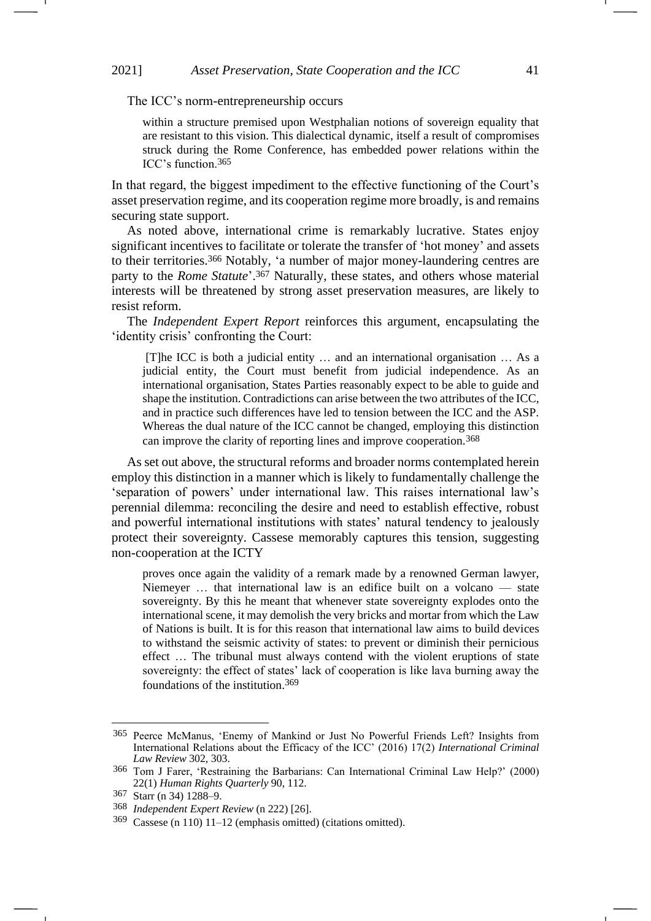The ICC's norm-entrepreneurship occurs

> within a structure premised upon Westphalian notions of sovereign equality that are resistant to this vision. This dialectical dynamic, itself a result of compromises struck during the Rome Conference, has embedded power relations within the ICC's function.[365]

In that regard, the biggest impediment to the effective functioning of the Court's asset preservation regime, and its cooperation regime more broadly, is and remains securing state support.

As noted above, international crime is remarkably lucrative. States enjoy significant incentives to facilitate or tolerate the transfer of 'hot money' and assets to their territories.[366] Notably, 'a number of major money-laundering centres are party to the *Rome Statute*'.[367] Naturally, these states, and others whose material interests will be threatened by strong asset preservation measures, are likely to resist reform.

The *Independent Expert Report* reinforces this argument, encapsulating the 'identity crisis' confronting the Court:

> [T]he ICC is both a judicial entity … and an international organisation … As a judicial entity, the Court must benefit from judicial independence. As an international organisation, States Parties reasonably expect to be able to guide and shape the institution. Contradictions can arise between the two attributes of the ICC, and in practice such differences have led to tension between the ICC and the ASP. Whereas the dual nature of the ICC cannot be changed, employing this distinction can improve the clarity of reporting lines and improve cooperation.[368]

As set out above, the structural reforms and broader norms contemplated herein employ this distinction in a manner which is likely to fundamentally challenge the 'separation of powers' under international law. This raises international law's perennial dilemma: reconciling the desire and need to establish effective, robust and powerful international institutions with states' natural tendency to jealously protect their sovereignty. Cassese memorably captures this tension, suggesting non-cooperation at the ICTY

> proves once again the validity of a remark made by a renowned German lawyer, Niemeyer … that international law is an edifice built on a volcano — state sovereignty. By this he meant that whenever state sovereignty explodes onto the international scene, it may demolish the very bricks and mortar from which the Law of Nations is built. It is for this reason that international law aims to build devices to withstand the seismic activity of states: to prevent or diminish their pernicious effect … The tribunal must always contend with the violent eruptions of state sovereignty: the effect of states' lack of cooperation is like lava burning away the foundations of the institution.[369]

---

[365] Peerce McManus, 'Enemy of Mankind or Just No Powerful Friends Left? Insights from International Relations about the Efficacy of the ICC' (2016) 17(2) *International Criminal Law Review* 302, 303.

[366] Tom J Farer, 'Restraining the Barbarians: Can International Criminal Law Help?' (2000) 22(1) *Human Rights Quarterly* 90, 112.

[367] Starr (n 34) 1288–9.

[368] *Independent Expert Review* (n 222) [26].

[369] Cassese (n 110) 11–12 (emphasis omitted) (citations omitted).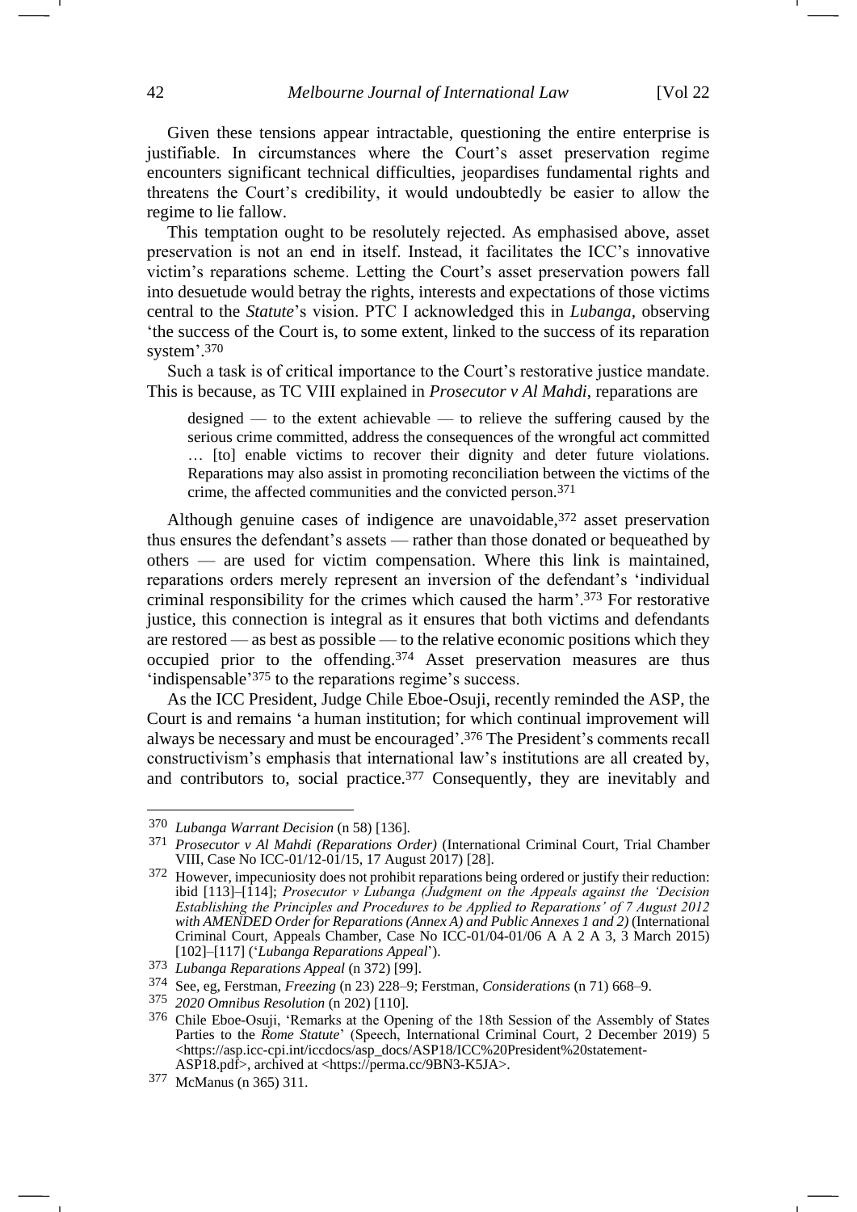Given these tensions appear intractable, questioning the entire enterprise is justifiable. In circumstances where the Court's asset preservation regime encounters significant technical difficulties, jeopardises fundamental rights and threatens the Court's credibility, it would undoubtedly be easier to allow the regime to lie fallow.

This temptation ought to be resolutely rejected. As emphasised above, asset preservation is not an end in itself. Instead, it facilitates the ICC's innovative victim's reparations scheme. Letting the Court's asset preservation powers fall into desuetude would betray the rights, interests and expectations of those victims central to the *Statute*'s vision. PTC I acknowledged this in *Lubanga*, observing 'the success of the Court is, to some extent, linked to the success of its reparation system'.[370]

Such a task is of critical importance to the Court's restorative justice mandate. This is because, as TC VIII explained in *Prosecutor v Al Mahdi*, reparations are

> designed — to the extent achievable — to relieve the suffering caused by the serious crime committed, address the consequences of the wrongful act committed … [to] enable victims to recover their dignity and deter future violations. Reparations may also assist in promoting reconciliation between the victims of the crime, the affected communities and the convicted person.[371]

Although genuine cases of indigence are unavoidable,[372] asset preservation thus ensures the defendant's assets — rather than those donated or bequeathed by others — are used for victim compensation. Where this link is maintained, reparations orders merely represent an inversion of the defendant's 'individual criminal responsibility for the crimes which caused the harm'.[373] For restorative justice, this connection is integral as it ensures that both victims and defendants are restored — as best as possible — to the relative economic positions which they occupied prior to the offending.[374] Asset preservation measures are thus 'indispensable'[375] to the reparations regime's success.

As the ICC President, Judge Chile Eboe-Osuji, recently reminded the ASP, the Court is and remains 'a human institution; for which continual improvement will always be necessary and must be encouraged'.[376] The President's comments recall constructivism's emphasis that international law's institutions are all created by, and contributors to, social practice.[377] Consequently, they are inevitably and

---

[370] *Lubanga Warrant Decision* (n 58) [136].

[371] *Prosecutor v Al Mahdi (Reparations Order)* (International Criminal Court, Trial Chamber VIII, Case No ICC-01/12-01/15, 17 August 2017) [28].

[372] However, impecuniosity does not prohibit reparations being ordered or justify their reduction: ibid [113]–[114]; *Prosecutor v Lubanga (Judgment on the Appeals against the 'Decision Establishing the Principles and Procedures to be Applied to Reparations' of 7 August 2012 with AMENDED Order for Reparations (Annex A) and Public Annexes 1 and 2)* (International Criminal Court, Appeals Chamber, Case No ICC-01/04-01/06 A A 2 A 3, 3 March 2015) [102]–[117] ('*Lubanga Reparations Appeal*').

[373] *Lubanga Reparations Appeal* (n 372) [99].

[374] See, eg, Ferstman, *Freezing* (n 23) 228–9; Ferstman, *Considerations* (n 71) 668–9.

[375] *2020 Omnibus Resolution* (n 202) [110].

[376] Chile Eboe-Osuji, 'Remarks at the Opening of the 18th Session of the Assembly of States Parties to the *Rome Statute*' (Speech, International Criminal Court, 2 December 2019) 5 <https://asp.icc-cpi.int/iccdocs/asp_docs/ASP18/ICC%20President%20statement-ASP18.pdf>, archived at <https://perma.cc/9BN3-K5JA>.

[377] McManus (n 365) 311.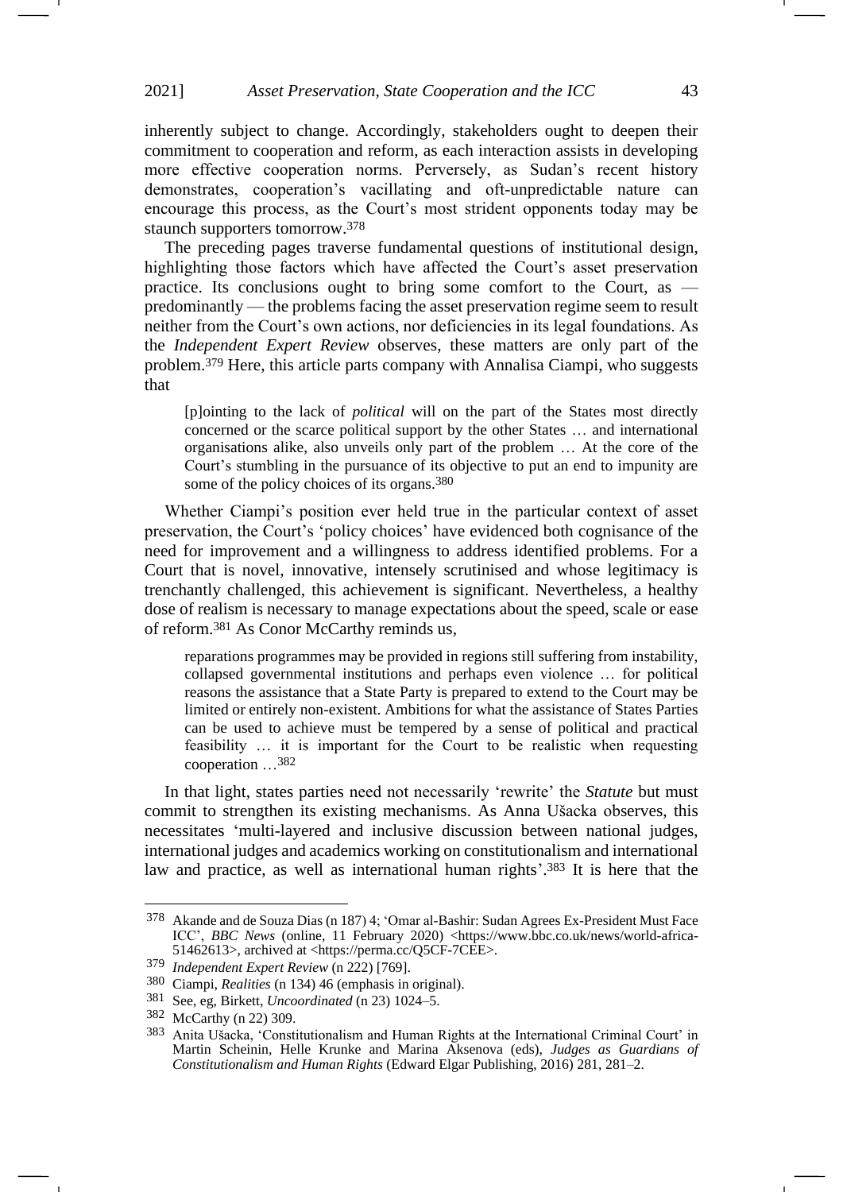inherently subject to change. Accordingly, stakeholders ought to deepen their commitment to cooperation and reform, as each interaction assists in developing more effective cooperation norms. Perversely, as Sudan's recent history demonstrates, cooperation's vacillating and oft-unpredictable nature can encourage this process, as the Court's most strident opponents today may be staunch supporters tomorrow.[378]

The preceding pages traverse fundamental questions of institutional design, highlighting those factors which have affected the Court's asset preservation practice. Its conclusions ought to bring some comfort to the Court, as — predominantly — the problems facing the asset preservation regime seem to result neither from the Court's own actions, nor deficiencies in its legal foundations. As the *Independent Expert Review* observes, these matters are only part of the problem.[379] Here, this article parts company with Annalisa Ciampi, who suggests that

> [p]ointing to the lack of *political* will on the part of the States most directly concerned or the scarce political support by the other States … and international organisations alike, also unveils only part of the problem … At the core of the Court's stumbling in the pursuance of its objective to put an end to impunity are some of the policy choices of its organs.[380]

Whether Ciampi's position ever held true in the particular context of asset preservation, the Court's 'policy choices' have evidenced both cognisance of the need for improvement and a willingness to address identified problems. For a Court that is novel, innovative, intensely scrutinised and whose legitimacy is trenchantly challenged, this achievement is significant. Nevertheless, a healthy dose of realism is necessary to manage expectations about the speed, scale or ease of reform.[381] As Conor McCarthy reminds us,

> reparations programmes may be provided in regions still suffering from instability, collapsed governmental institutions and perhaps even violence … for political reasons the assistance that a State Party is prepared to extend to the Court may be limited or entirely non-existent. Ambitions for what the assistance of States Parties can be used to achieve must be tempered by a sense of political and practical feasibility … it is important for the Court to be realistic when requesting cooperation …[382]

In that light, states parties need not necessarily 'rewrite' the *Statute* but must commit to strengthen its existing mechanisms. As Anna Ušacka observes, this necessitates 'multi-layered and inclusive discussion between national judges, international judges and academics working on constitutionalism and international law and practice, as well as international human rights'.[383] It is here that the

---

[378] Akande and de Souza Dias (n 187) 4; 'Omar al-Bashir: Sudan Agrees Ex-President Must Face ICC', *BBC News* (online, 11 February 2020) <https://www.bbc.co.uk/news/world-africa-51462613>, archived at <https://perma.cc/Q5CF-7CEE>.

[379] *Independent Expert Review* (n 222) [769].

[380] Ciampi, *Realities* (n 134) 46 (emphasis in original).

[381] See, eg, Birkett, *Uncoordinated* (n 23) 1024–5.

[382] McCarthy (n 22) 309.

[383] Anita Ušacka, 'Constitutionalism and Human Rights at the International Criminal Court' in Martin Scheinin, Helle Krunke and Marina Aksenova (eds), *Judges as Guardians of Constitutionalism and Human Rights* (Edward Elgar Publishing, 2016) 281, 281–2.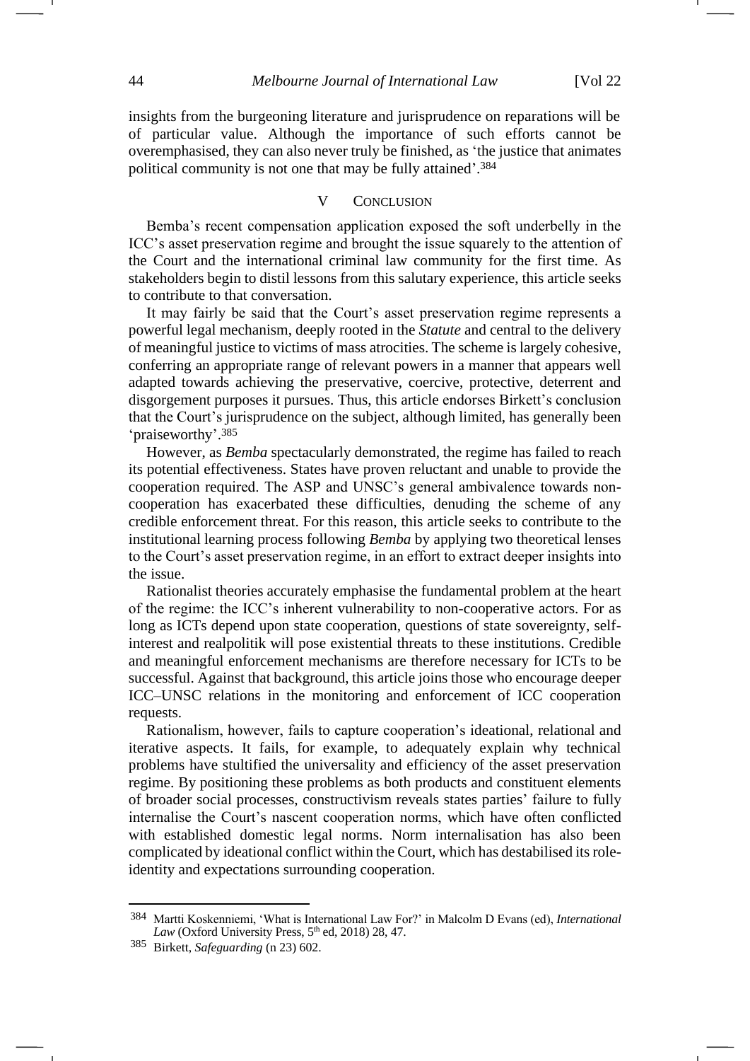insights from the burgeoning literature and jurisprudence on reparations will be of particular value. Although the importance of such efforts cannot be overemphasised, they can also never truly be finished, as 'the justice that animates political community is not one that may be fully attained'.[384]

## V CONCLUSION

Bemba's recent compensation application exposed the soft underbelly in the ICC's asset preservation regime and brought the issue squarely to the attention of the Court and the international criminal law community for the first time. As stakeholders begin to distil lessons from this salutary experience, this article seeks to contribute to that conversation.

It may fairly be said that the Court's asset preservation regime represents a powerful legal mechanism, deeply rooted in the *Statute* and central to the delivery of meaningful justice to victims of mass atrocities. The scheme is largely cohesive, conferring an appropriate range of relevant powers in a manner that appears well adapted towards achieving the preservative, coercive, protective, deterrent and disgorgement purposes it pursues. Thus, this article endorses Birkett's conclusion that the Court's jurisprudence on the subject, although limited, has generally been 'praiseworthy'.[385]

However, as *Bemba* spectacularly demonstrated, the regime has failed to reach its potential effectiveness. States have proven reluctant and unable to provide the cooperation required. The ASP and UNSC's general ambivalence towards non-cooperation has exacerbated these difficulties, denuding the scheme of any credible enforcement threat. For this reason, this article seeks to contribute to the institutional learning process following *Bemba* by applying two theoretical lenses to the Court's asset preservation regime, in an effort to extract deeper insights into the issue.

Rationalist theories accurately emphasise the fundamental problem at the heart of the regime: the ICC's inherent vulnerability to non-cooperative actors. For as long as ICTs depend upon state cooperation, questions of state sovereignty, self-interest and realpolitik will pose existential threats to these institutions. Credible and meaningful enforcement mechanisms are therefore necessary for ICTs to be successful. Against that background, this article joins those who encourage deeper ICC–UNSC relations in the monitoring and enforcement of ICC cooperation requests.

Rationalism, however, fails to capture cooperation's ideational, relational and iterative aspects. It fails, for example, to adequately explain why technical problems have stultified the universality and efficiency of the asset preservation regime. By positioning these problems as both products and constituent elements of broader social processes, constructivism reveals states parties' failure to fully internalise the Court's nascent cooperation norms, which have often conflicted with established domestic legal norms. Norm internalisation has also been complicated by ideational conflict within the Court, which has destabilised its role-identity and expectations surrounding cooperation.

---

[384] Martti Koskenniemi, 'What is International Law For?' in Malcolm D Evans (ed), *International Law* (Oxford University Press, 5th ed, 2018) 28, 47.

[385] Birkett, *Safeguarding* (n 23) 602.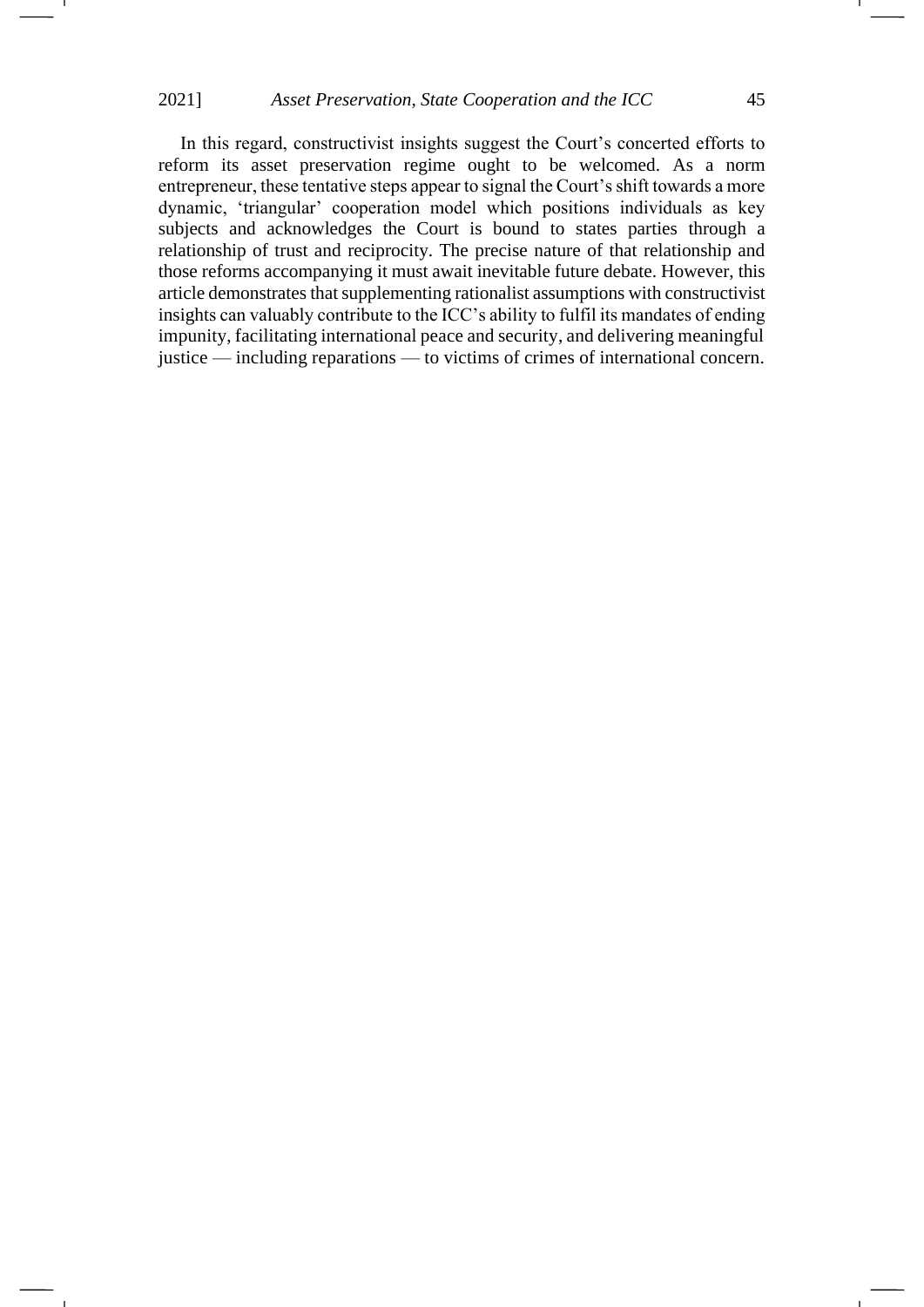In this regard, constructivist insights suggest the Court's concerted efforts to reform its asset preservation regime ought to be welcomed. As a norm entrepreneur, these tentative steps appear to signal the Court's shift towards a more dynamic, 'triangular' cooperation model which positions individuals as key subjects and acknowledges the Court is bound to states parties through a relationship of trust and reciprocity. The precise nature of that relationship and those reforms accompanying it must await inevitable future debate. However, this article demonstrates that supplementing rationalist assumptions with constructivist insights can valuably contribute to the ICC's ability to fulfil its mandates of ending impunity, facilitating international peace and security, and delivering meaningful justice — including reparations — to victims of crimes of international concern.